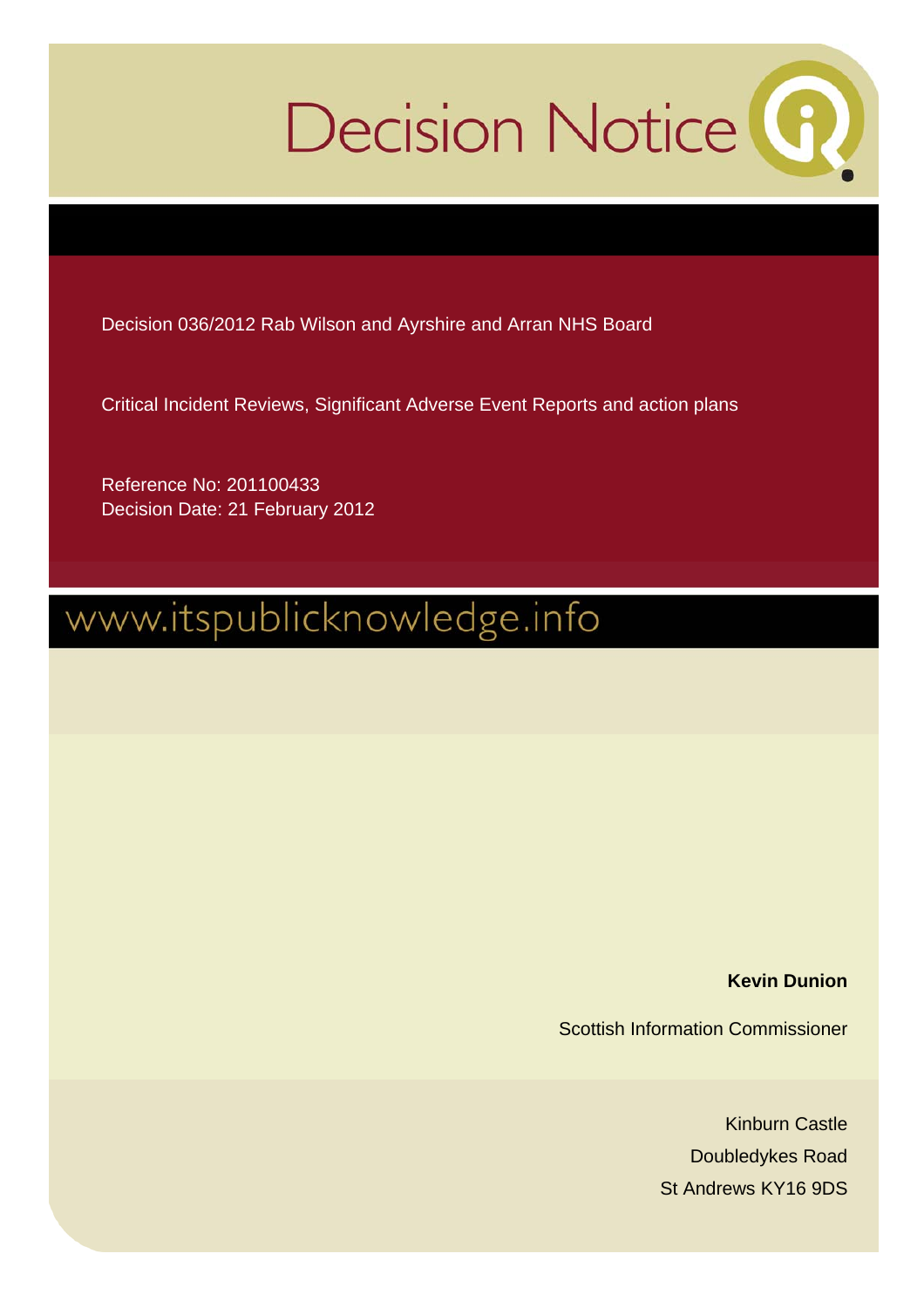# Decision Notice

Decision 036/2012 Rab Wilson and Ayrshire and Arran NHS Board

Critical Incident Reviews, Significant Adverse Event Reports and action plans

Reference No: 201100433
Decision Date: 21 February 2012

www.itspublicknowledge.info

**Kevin Dunion**

Scottish Information Commissioner

Kinburn Castle
Doubledykes Road
St Andrews KY16 9DS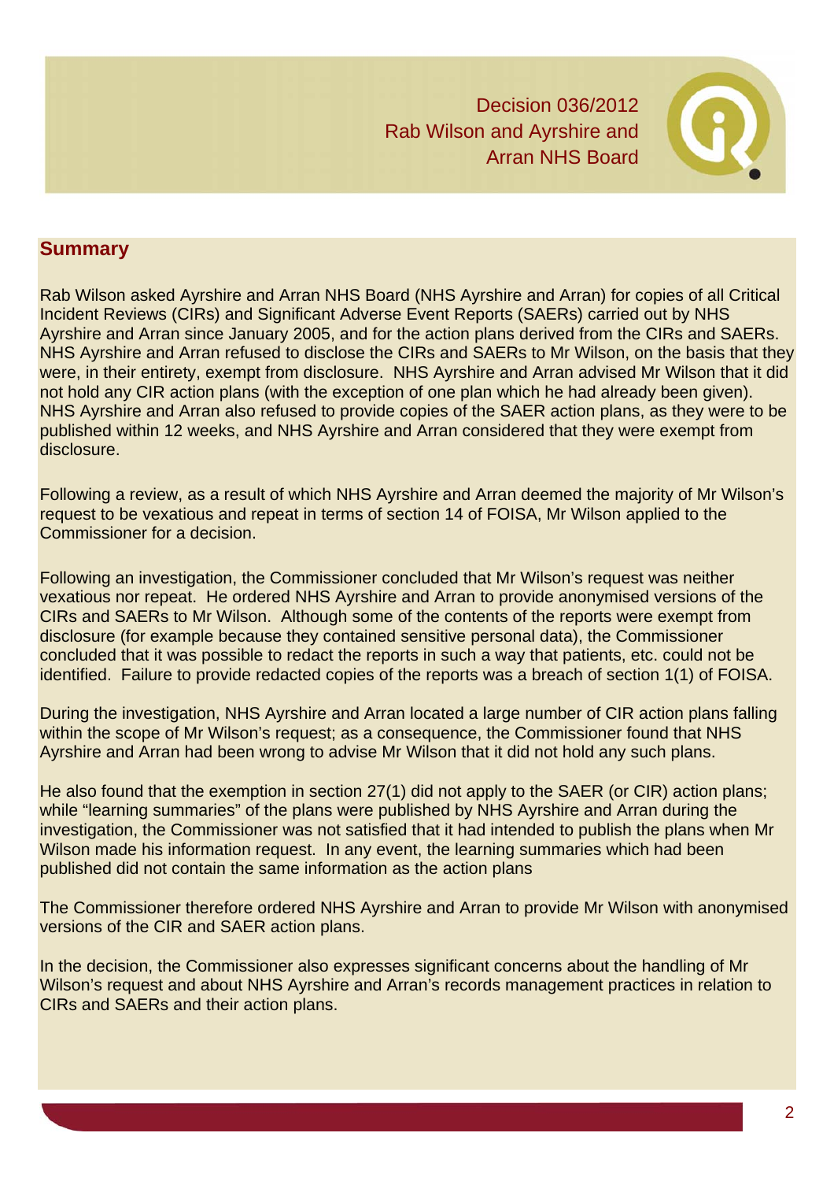Decision 036/2012
Rab Wilson and Ayrshire and
Arran NHS Board

## Summary

Rab Wilson asked Ayrshire and Arran NHS Board (NHS Ayrshire and Arran) for copies of all Critical Incident Reviews (CIRs) and Significant Adverse Event Reports (SAERs) carried out by NHS Ayrshire and Arran since January 2005, and for the action plans derived from the CIRs and SAERs. NHS Ayrshire and Arran refused to disclose the CIRs and SAERs to Mr Wilson, on the basis that they were, in their entirety, exempt from disclosure. NHS Ayrshire and Arran advised Mr Wilson that it did not hold any CIR action plans (with the exception of one plan which he had already been given). NHS Ayrshire and Arran also refused to provide copies of the SAER action plans, as they were to be published within 12 weeks, and NHS Ayrshire and Arran considered that they were exempt from disclosure.

Following a review, as a result of which NHS Ayrshire and Arran deemed the majority of Mr Wilson's request to be vexatious and repeat in terms of section 14 of FOISA, Mr Wilson applied to the Commissioner for a decision.

Following an investigation, the Commissioner concluded that Mr Wilson's request was neither vexatious nor repeat. He ordered NHS Ayrshire and Arran to provide anonymised versions of the CIRs and SAERs to Mr Wilson. Although some of the contents of the reports were exempt from disclosure (for example because they contained sensitive personal data), the Commissioner concluded that it was possible to redact the reports in such a way that patients, etc. could not be identified. Failure to provide redacted copies of the reports was a breach of section 1(1) of FOISA.

During the investigation, NHS Ayrshire and Arran located a large number of CIR action plans falling within the scope of Mr Wilson's request; as a consequence, the Commissioner found that NHS Ayrshire and Arran had been wrong to advise Mr Wilson that it did not hold any such plans.

He also found that the exemption in section 27(1) did not apply to the SAER (or CIR) action plans; while "learning summaries" of the plans were published by NHS Ayrshire and Arran during the investigation, the Commissioner was not satisfied that it had intended to publish the plans when Mr Wilson made his information request. In any event, the learning summaries which had been published did not contain the same information as the action plans

The Commissioner therefore ordered NHS Ayrshire and Arran to provide Mr Wilson with anonymised versions of the CIR and SAER action plans.

In the decision, the Commissioner also expresses significant concerns about the handling of Mr Wilson's request and about NHS Ayrshire and Arran's records management practices in relation to CIRs and SAERs and their action plans.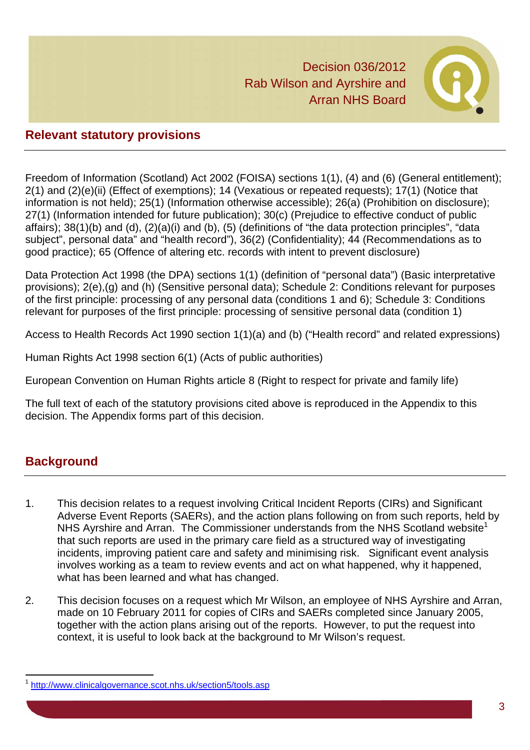## Relevant statutory provisions

Freedom of Information (Scotland) Act 2002 (FOISA) sections 1(1), (4) and (6) (General entitlement); 2(1) and (2)(e)(ii) (Effect of exemptions); 14 (Vexatious or repeated requests); 17(1) (Notice that information is not held); 25(1) (Information otherwise accessible); 26(a) (Prohibition on disclosure); 27(1) (Information intended for future publication); 30(c) (Prejudice to effective conduct of public affairs); 38(1)(b) and (d), (2)(a)(i) and (b), (5) (definitions of "the data protection principles", "data subject", personal data" and "health record"), 36(2) (Confidentiality); 44 (Recommendations as to good practice); 65 (Offence of altering etc. records with intent to prevent disclosure)

Data Protection Act 1998 (the DPA) sections 1(1) (definition of "personal data") (Basic interpretative provisions); 2(e),(g) and (h) (Sensitive personal data); Schedule 2: Conditions relevant for purposes of the first principle: processing of any personal data (conditions 1 and 6); Schedule 3: Conditions relevant for purposes of the first principle: processing of sensitive personal data (condition 1)

Access to Health Records Act 1990 section 1(1)(a) and (b) ("Health record" and related expressions)

Human Rights Act 1998 section 6(1) (Acts of public authorities)

European Convention on Human Rights article 8 (Right to respect for private and family life)

The full text of each of the statutory provisions cited above is reproduced in the Appendix to this decision. The Appendix forms part of this decision.

## Background

1. This decision relates to a request involving Critical Incident Reports (CIRs) and Significant Adverse Event Reports (SAERs), and the action plans following on from such reports, held by NHS Ayrshire and Arran. The Commissioner understands from the NHS Scotland website[1] that such reports are used in the primary care field as a structured way of investigating incidents, improving patient care and safety and minimising risk. Significant event analysis involves working as a team to review events and act on what happened, why it happened, what has been learned and what has changed.

2. This decision focuses on a request which Mr Wilson, an employee of NHS Ayrshire and Arran, made on 10 February 2011 for copies of CIRs and SAERs completed since January 2005, together with the action plans arising out of the reports. However, to put the request into context, it is useful to look back at the background to Mr Wilson's request.

[1] http://www.clinicalgovernance.scot.nhs.uk/section5/tools.asp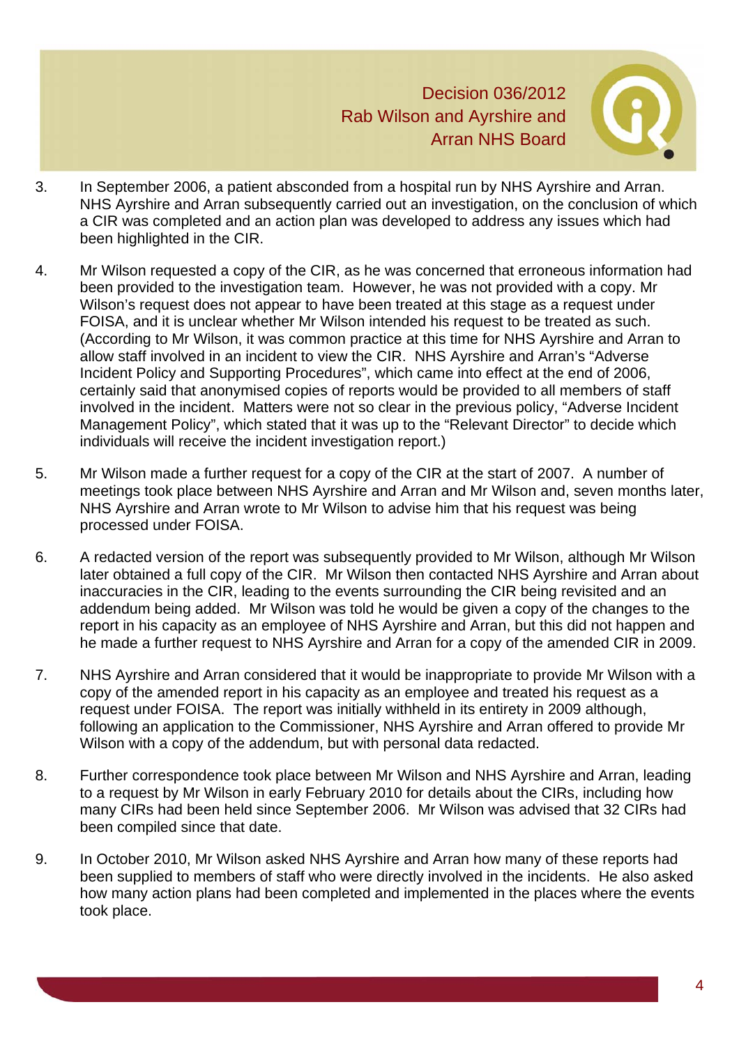3. In September 2006, a patient absconded from a hospital run by NHS Ayrshire and Arran. NHS Ayrshire and Arran subsequently carried out an investigation, on the conclusion of which a CIR was completed and an action plan was developed to address any issues which had been highlighted in the CIR.

4. Mr Wilson requested a copy of the CIR, as he was concerned that erroneous information had been provided to the investigation team. However, he was not provided with a copy. Mr Wilson's request does not appear to have been treated at this stage as a request under FOISA, and it is unclear whether Mr Wilson intended his request to be treated as such. (According to Mr Wilson, it was common practice at this time for NHS Ayrshire and Arran to allow staff involved in an incident to view the CIR. NHS Ayrshire and Arran's "Adverse Incident Policy and Supporting Procedures", which came into effect at the end of 2006, certainly said that anonymised copies of reports would be provided to all members of staff involved in the incident. Matters were not so clear in the previous policy, "Adverse Incident Management Policy", which stated that it was up to the "Relevant Director" to decide which individuals will receive the incident investigation report.)

5. Mr Wilson made a further request for a copy of the CIR at the start of 2007. A number of meetings took place between NHS Ayrshire and Arran and Mr Wilson and, seven months later, NHS Ayrshire and Arran wrote to Mr Wilson to advise him that his request was being processed under FOISA.

6. A redacted version of the report was subsequently provided to Mr Wilson, although Mr Wilson later obtained a full copy of the CIR. Mr Wilson then contacted NHS Ayrshire and Arran about inaccuracies in the CIR, leading to the events surrounding the CIR being revisited and an addendum being added. Mr Wilson was told he would be given a copy of the changes to the report in his capacity as an employee of NHS Ayrshire and Arran, but this did not happen and he made a further request to NHS Ayrshire and Arran for a copy of the amended CIR in 2009.

7. NHS Ayrshire and Arran considered that it would be inappropriate to provide Mr Wilson with a copy of the amended report in his capacity as an employee and treated his request as a request under FOISA. The report was initially withheld in its entirety in 2009 although, following an application to the Commissioner, NHS Ayrshire and Arran offered to provide Mr Wilson with a copy of the addendum, but with personal data redacted.

8. Further correspondence took place between Mr Wilson and NHS Ayrshire and Arran, leading to a request by Mr Wilson in early February 2010 for details about the CIRs, including how many CIRs had been held since September 2006. Mr Wilson was advised that 32 CIRs had been compiled since that date.

9. In October 2010, Mr Wilson asked NHS Ayrshire and Arran how many of these reports had been supplied to members of staff who were directly involved in the incidents. He also asked how many action plans had been completed and implemented in the places where the events took place.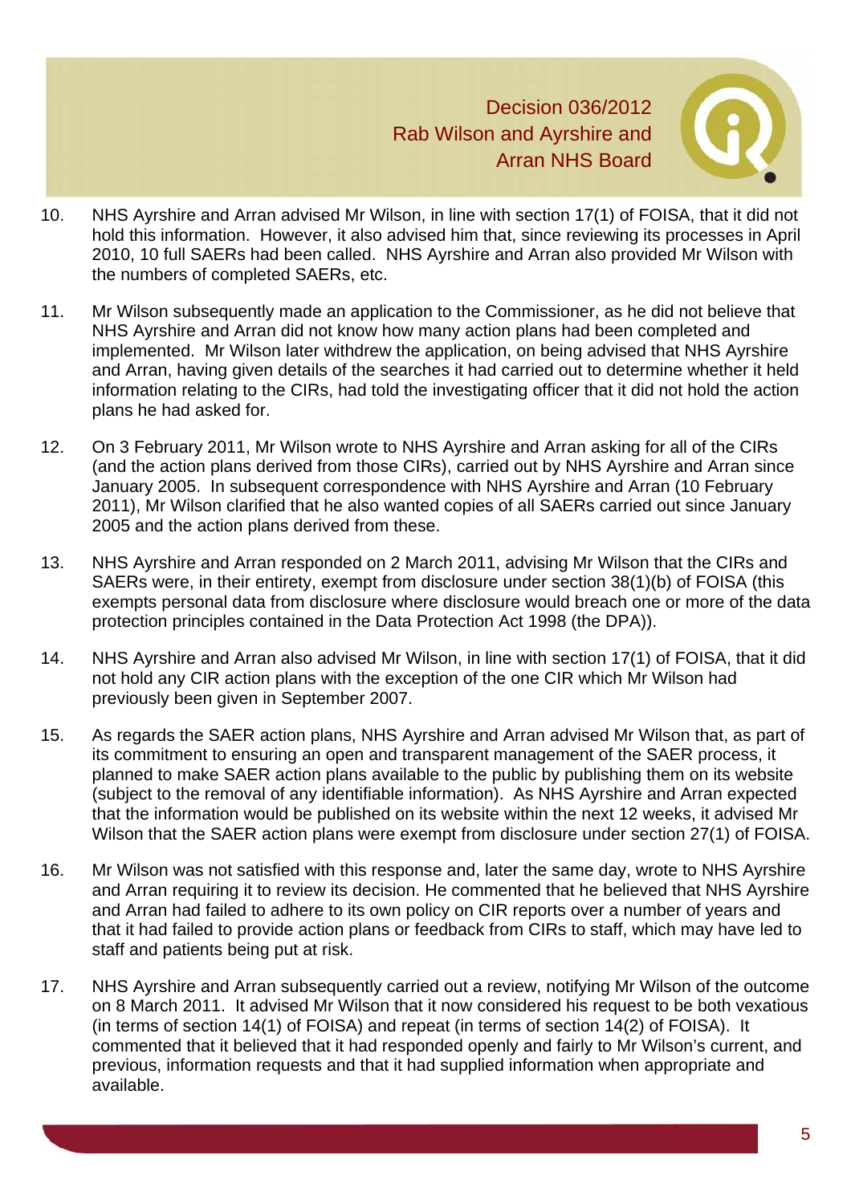10. NHS Ayrshire and Arran advised Mr Wilson, in line with section 17(1) of FOISA, that it did not hold this information. However, it also advised him that, since reviewing its processes in April 2010, 10 full SAERs had been called. NHS Ayrshire and Arran also provided Mr Wilson with the numbers of completed SAERs, etc.

11. Mr Wilson subsequently made an application to the Commissioner, as he did not believe that NHS Ayrshire and Arran did not know how many action plans had been completed and implemented. Mr Wilson later withdrew the application, on being advised that NHS Ayrshire and Arran, having given details of the searches it had carried out to determine whether it held information relating to the CIRs, had told the investigating officer that it did not hold the action plans he had asked for.

12. On 3 February 2011, Mr Wilson wrote to NHS Ayrshire and Arran asking for all of the CIRs (and the action plans derived from those CIRs), carried out by NHS Ayrshire and Arran since January 2005. In subsequent correspondence with NHS Ayrshire and Arran (10 February 2011), Mr Wilson clarified that he also wanted copies of all SAERs carried out since January 2005 and the action plans derived from these.

13. NHS Ayrshire and Arran responded on 2 March 2011, advising Mr Wilson that the CIRs and SAERs were, in their entirety, exempt from disclosure under section 38(1)(b) of FOISA (this exempts personal data from disclosure where disclosure would breach one or more of the data protection principles contained in the Data Protection Act 1998 (the DPA)).

14. NHS Ayrshire and Arran also advised Mr Wilson, in line with section 17(1) of FOISA, that it did not hold any CIR action plans with the exception of the one CIR which Mr Wilson had previously been given in September 2007.

15. As regards the SAER action plans, NHS Ayrshire and Arran advised Mr Wilson that, as part of its commitment to ensuring an open and transparent management of the SAER process, it planned to make SAER action plans available to the public by publishing them on its website (subject to the removal of any identifiable information). As NHS Ayrshire and Arran expected that the information would be published on its website within the next 12 weeks, it advised Mr Wilson that the SAER action plans were exempt from disclosure under section 27(1) of FOISA.

16. Mr Wilson was not satisfied with this response and, later the same day, wrote to NHS Ayrshire and Arran requiring it to review its decision. He commented that he believed that NHS Ayrshire and Arran had failed to adhere to its own policy on CIR reports over a number of years and that it had failed to provide action plans or feedback from CIRs to staff, which may have led to staff and patients being put at risk.

17. NHS Ayrshire and Arran subsequently carried out a review, notifying Mr Wilson of the outcome on 8 March 2011. It advised Mr Wilson that it now considered his request to be both vexatious (in terms of section 14(1) of FOISA) and repeat (in terms of section 14(2) of FOISA). It commented that it believed that it had responded openly and fairly to Mr Wilson's current, and previous, information requests and that it had supplied information when appropriate and available.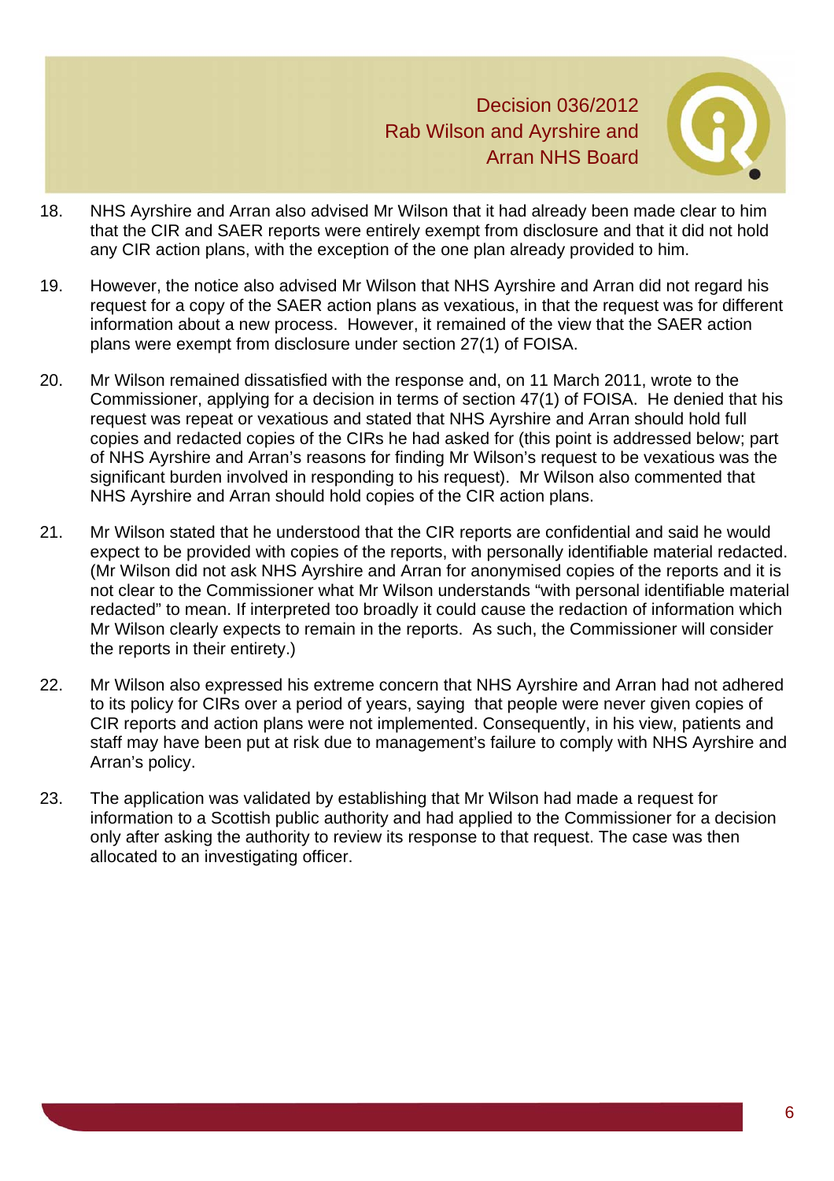18. NHS Ayrshire and Arran also advised Mr Wilson that it had already been made clear to him that the CIR and SAER reports were entirely exempt from disclosure and that it did not hold any CIR action plans, with the exception of the one plan already provided to him.

19. However, the notice also advised Mr Wilson that NHS Ayrshire and Arran did not regard his request for a copy of the SAER action plans as vexatious, in that the request was for different information about a new process. However, it remained of the view that the SAER action plans were exempt from disclosure under section 27(1) of FOISA.

20. Mr Wilson remained dissatisfied with the response and, on 11 March 2011, wrote to the Commissioner, applying for a decision in terms of section 47(1) of FOISA. He denied that his request was repeat or vexatious and stated that NHS Ayrshire and Arran should hold full copies and redacted copies of the CIRs he had asked for (this point is addressed below; part of NHS Ayrshire and Arran's reasons for finding Mr Wilson's request to be vexatious was the significant burden involved in responding to his request). Mr Wilson also commented that NHS Ayrshire and Arran should hold copies of the CIR action plans.

21. Mr Wilson stated that he understood that the CIR reports are confidential and said he would expect to be provided with copies of the reports, with personally identifiable material redacted. (Mr Wilson did not ask NHS Ayrshire and Arran for anonymised copies of the reports and it is not clear to the Commissioner what Mr Wilson understands "with personal identifiable material redacted" to mean. If interpreted too broadly it could cause the redaction of information which Mr Wilson clearly expects to remain in the reports. As such, the Commissioner will consider the reports in their entirety.)

22. Mr Wilson also expressed his extreme concern that NHS Ayrshire and Arran had not adhered to its policy for CIRs over a period of years, saying that people were never given copies of CIR reports and action plans were not implemented. Consequently, in his view, patients and staff may have been put at risk due to management's failure to comply with NHS Ayrshire and Arran's policy.

23. The application was validated by establishing that Mr Wilson had made a request for information to a Scottish public authority and had applied to the Commissioner for a decision only after asking the authority to review its response to that request. The case was then allocated to an investigating officer.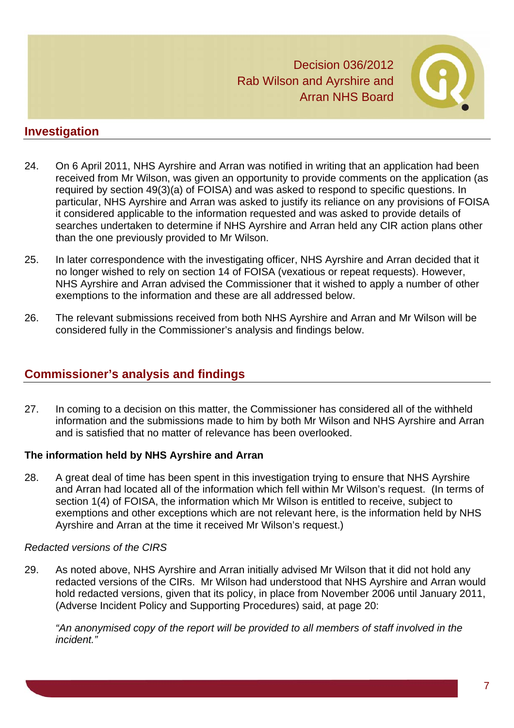## Investigation

24. On 6 April 2011, NHS Ayrshire and Arran was notified in writing that an application had been received from Mr Wilson, was given an opportunity to provide comments on the application (as required by section 49(3)(a) of FOISA) and was asked to respond to specific questions. In particular, NHS Ayrshire and Arran was asked to justify its reliance on any provisions of FOISA it considered applicable to the information requested and was asked to provide details of searches undertaken to determine if NHS Ayrshire and Arran held any CIR action plans other than the one previously provided to Mr Wilson.

25. In later correspondence with the investigating officer, NHS Ayrshire and Arran decided that it no longer wished to rely on section 14 of FOISA (vexatious or repeat requests). However, NHS Ayrshire and Arran advised the Commissioner that it wished to apply a number of other exemptions to the information and these are all addressed below.

26. The relevant submissions received from both NHS Ayrshire and Arran and Mr Wilson will be considered fully in the Commissioner's analysis and findings below.

## Commissioner's analysis and findings

27. In coming to a decision on this matter, the Commissioner has considered all of the withheld information and the submissions made to him by both Mr Wilson and NHS Ayrshire and Arran and is satisfied that no matter of relevance has been overlooked.

### The information held by NHS Ayrshire and Arran

28. A great deal of time has been spent in this investigation trying to ensure that NHS Ayrshire and Arran had located all of the information which fell within Mr Wilson's request. (In terms of section 1(4) of FOISA, the information which Mr Wilson is entitled to receive, subject to exemptions and other exceptions which are not relevant here, is the information held by NHS Ayrshire and Arran at the time it received Mr Wilson's request.)

*Redacted versions of the CIRS*

29. As noted above, NHS Ayrshire and Arran initially advised Mr Wilson that it did not hold any redacted versions of the CIRs. Mr Wilson had understood that NHS Ayrshire and Arran would hold redacted versions, given that its policy, in place from November 2006 until January 2011, (Adverse Incident Policy and Supporting Procedures) said, at page 20:

*"An anonymised copy of the report will be provided to all members of staff involved in the incident."*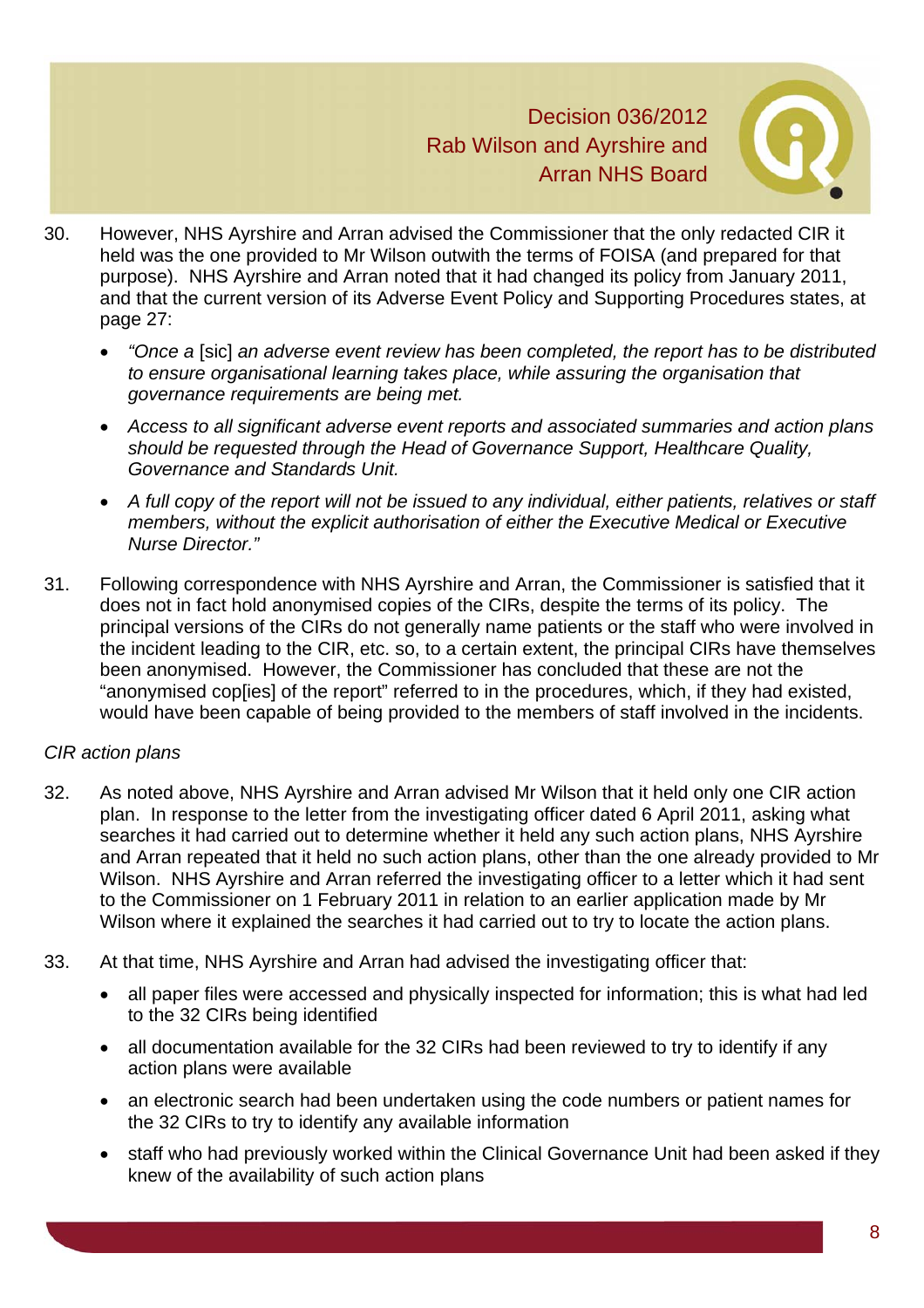30. However, NHS Ayrshire and Arran advised the Commissioner that the only redacted CIR it held was the one provided to Mr Wilson outwith the terms of FOISA (and prepared for that purpose). NHS Ayrshire and Arran noted that it had changed its policy from January 2011, and that the current version of its Adverse Event Policy and Supporting Procedures states, at page 27:

   - *"Once a* [sic] *an adverse event review has been completed, the report has to be distributed to ensure organisational learning takes place, while assuring the organisation that governance requirements are being met.*
   - *Access to all significant adverse event reports and associated summaries and action plans should be requested through the Head of Governance Support, Healthcare Quality, Governance and Standards Unit.*
   - *A full copy of the report will not be issued to any individual, either patients, relatives or staff members, without the explicit authorisation of either the Executive Medical or Executive Nurse Director."*

31. Following correspondence with NHS Ayrshire and Arran, the Commissioner is satisfied that it does not in fact hold anonymised copies of the CIRs, despite the terms of its policy. The principal versions of the CIRs do not generally name patients or the staff who were involved in the incident leading to the CIR, etc. so, to a certain extent, the principal CIRs have themselves been anonymised. However, the Commissioner has concluded that these are not the "anonymised cop[ies] of the report" referred to in the procedures, which, if they had existed, would have been capable of being provided to the members of staff involved in the incidents.

*CIR action plans*

32. As noted above, NHS Ayrshire and Arran advised Mr Wilson that it held only one CIR action plan. In response to the letter from the investigating officer dated 6 April 2011, asking what searches it had carried out to determine whether it held any such action plans, NHS Ayrshire and Arran repeated that it held no such action plans, other than the one already provided to Mr Wilson. NHS Ayrshire and Arran referred the investigating officer to a letter which it had sent to the Commissioner on 1 February 2011 in relation to an earlier application made by Mr Wilson where it explained the searches it had carried out to try to locate the action plans.

33. At that time, NHS Ayrshire and Arran had advised the investigating officer that:

   - all paper files were accessed and physically inspected for information; this is what had led to the 32 CIRs being identified
   - all documentation available for the 32 CIRs had been reviewed to try to identify if any action plans were available
   - an electronic search had been undertaken using the code numbers or patient names for the 32 CIRs to try to identify any available information
   - staff who had previously worked within the Clinical Governance Unit had been asked if they knew of the availability of such action plans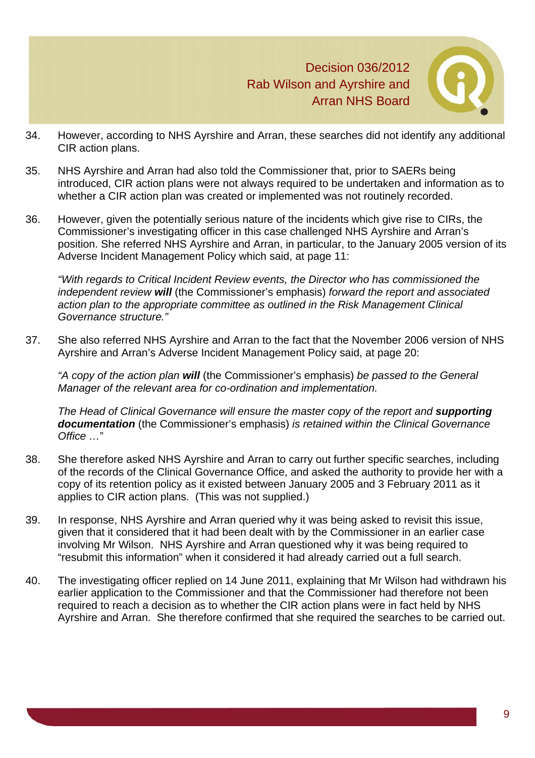34. However, according to NHS Ayrshire and Arran, these searches did not identify any additional CIR action plans.

35. NHS Ayrshire and Arran had also told the Commissioner that, prior to SAERs being introduced, CIR action plans were not always required to be undertaken and information as to whether a CIR action plan was created or implemented was not routinely recorded.

36. However, given the potentially serious nature of the incidents which give rise to CIRs, the Commissioner's investigating officer in this case challenged NHS Ayrshire and Arran's position. She referred NHS Ayrshire and Arran, in particular, to the January 2005 version of its Adverse Incident Management Policy which said, at page 11:

    *"With regards to Critical Incident Review events, the Director who has commissioned the independent review* ***will*** (the Commissioner's emphasis) *forward the report and associated action plan to the appropriate committee as outlined in the Risk Management Clinical Governance structure."*

37. She also referred NHS Ayrshire and Arran to the fact that the November 2006 version of NHS Ayrshire and Arran's Adverse Incident Management Policy said, at page 20:

    *"A copy of the action plan* ***will*** (the Commissioner's emphasis) *be passed to the General Manager of the relevant area for co-ordination and implementation.*

    *The Head of Clinical Governance will ensure the master copy of the report and* ***supporting documentation*** (the Commissioner's emphasis) *is retained within the Clinical Governance Office …*"

38. She therefore asked NHS Ayrshire and Arran to carry out further specific searches, including of the records of the Clinical Governance Office, and asked the authority to provide her with a copy of its retention policy as it existed between January 2005 and 3 February 2011 as it applies to CIR action plans. (This was not supplied.)

39. In response, NHS Ayrshire and Arran queried why it was being asked to revisit this issue, given that it considered that it had been dealt with by the Commissioner in an earlier case involving Mr Wilson. NHS Ayrshire and Arran questioned why it was being required to "resubmit this information" when it considered it had already carried out a full search.

40. The investigating officer replied on 14 June 2011, explaining that Mr Wilson had withdrawn his earlier application to the Commissioner and that the Commissioner had therefore not been required to reach a decision as to whether the CIR action plans were in fact held by NHS Ayrshire and Arran. She therefore confirmed that she required the searches to be carried out.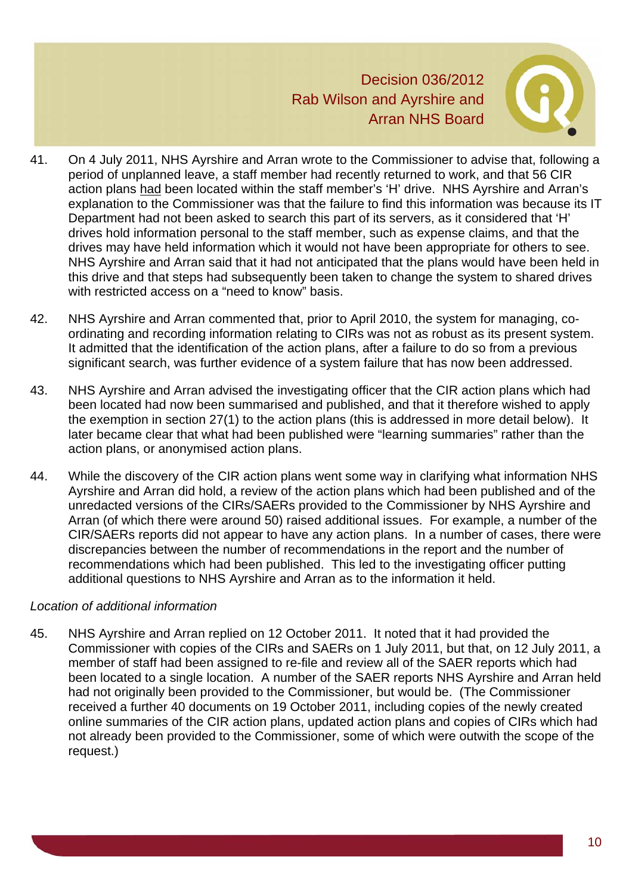41. On 4 July 2011, NHS Ayrshire and Arran wrote to the Commissioner to advise that, following a period of unplanned leave, a staff member had recently returned to work, and that 56 CIR action plans had been located within the staff member's 'H' drive. NHS Ayrshire and Arran's explanation to the Commissioner was that the failure to find this information was because its IT Department had not been asked to search this part of its servers, as it considered that 'H' drives hold information personal to the staff member, such as expense claims, and that the drives may have held information which it would not have been appropriate for others to see. NHS Ayrshire and Arran said that it had not anticipated that the plans would have been held in this drive and that steps had subsequently been taken to change the system to shared drives with restricted access on a "need to know" basis.

42. NHS Ayrshire and Arran commented that, prior to April 2010, the system for managing, co-ordinating and recording information relating to CIRs was not as robust as its present system. It admitted that the identification of the action plans, after a failure to do so from a previous significant search, was further evidence of a system failure that has now been addressed.

43. NHS Ayrshire and Arran advised the investigating officer that the CIR action plans which had been located had now been summarised and published, and that it therefore wished to apply the exemption in section 27(1) to the action plans (this is addressed in more detail below). It later became clear that what had been published were "learning summaries" rather than the action plans, or anonymised action plans.

44. While the discovery of the CIR action plans went some way in clarifying what information NHS Ayrshire and Arran did hold, a review of the action plans which had been published and of the unredacted versions of the CIRs/SAERs provided to the Commissioner by NHS Ayrshire and Arran (of which there were around 50) raised additional issues. For example, a number of the CIR/SAERs reports did not appear to have any action plans. In a number of cases, there were discrepancies between the number of recommendations in the report and the number of recommendations which had been published. This led to the investigating officer putting additional questions to NHS Ayrshire and Arran as to the information it held.

*Location of additional information*

45. NHS Ayrshire and Arran replied on 12 October 2011. It noted that it had provided the Commissioner with copies of the CIRs and SAERs on 1 July 2011, but that, on 12 July 2011, a member of staff had been assigned to re-file and review all of the SAER reports which had been located to a single location. A number of the SAER reports NHS Ayrshire and Arran held had not originally been provided to the Commissioner, but would be. (The Commissioner received a further 40 documents on 19 October 2011, including copies of the newly created online summaries of the CIR action plans, updated action plans and copies of CIRs which had not already been provided to the Commissioner, some of which were outwith the scope of the request.)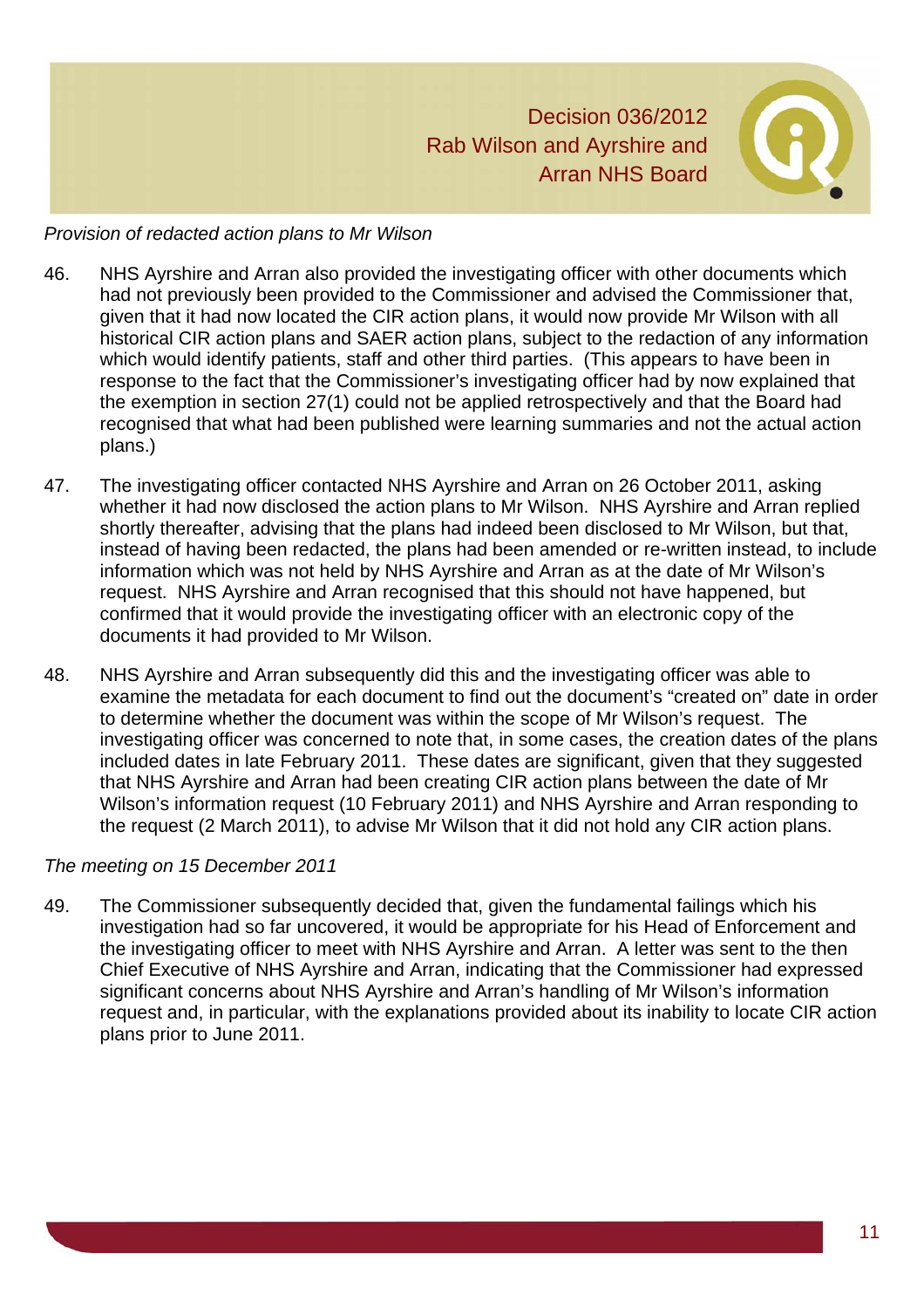*Provision of redacted action plans to Mr Wilson*

46. NHS Ayrshire and Arran also provided the investigating officer with other documents which had not previously been provided to the Commissioner and advised the Commissioner that, given that it had now located the CIR action plans, it would now provide Mr Wilson with all historical CIR action plans and SAER action plans, subject to the redaction of any information which would identify patients, staff and other third parties. (This appears to have been in response to the fact that the Commissioner's investigating officer had by now explained that the exemption in section 27(1) could not be applied retrospectively and that the Board had recognised that what had been published were learning summaries and not the actual action plans.)

47. The investigating officer contacted NHS Ayrshire and Arran on 26 October 2011, asking whether it had now disclosed the action plans to Mr Wilson. NHS Ayrshire and Arran replied shortly thereafter, advising that the plans had indeed been disclosed to Mr Wilson, but that, instead of having been redacted, the plans had been amended or re-written instead, to include information which was not held by NHS Ayrshire and Arran as at the date of Mr Wilson's request. NHS Ayrshire and Arran recognised that this should not have happened, but confirmed that it would provide the investigating officer with an electronic copy of the documents it had provided to Mr Wilson.

48. NHS Ayrshire and Arran subsequently did this and the investigating officer was able to examine the metadata for each document to find out the document's "created on" date in order to determine whether the document was within the scope of Mr Wilson's request. The investigating officer was concerned to note that, in some cases, the creation dates of the plans included dates in late February 2011. These dates are significant, given that they suggested that NHS Ayrshire and Arran had been creating CIR action plans between the date of Mr Wilson's information request (10 February 2011) and NHS Ayrshire and Arran responding to the request (2 March 2011), to advise Mr Wilson that it did not hold any CIR action plans.

*The meeting on 15 December 2011*

49. The Commissioner subsequently decided that, given the fundamental failings which his investigation had so far uncovered, it would be appropriate for his Head of Enforcement and the investigating officer to meet with NHS Ayrshire and Arran. A letter was sent to the then Chief Executive of NHS Ayrshire and Arran, indicating that the Commissioner had expressed significant concerns about NHS Ayrshire and Arran's handling of Mr Wilson's information request and, in particular, with the explanations provided about its inability to locate CIR action plans prior to June 2011.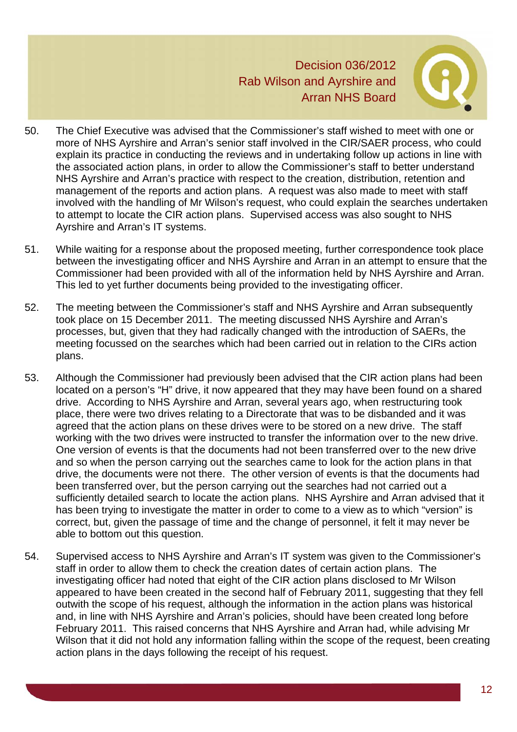50. The Chief Executive was advised that the Commissioner's staff wished to meet with one or more of NHS Ayrshire and Arran's senior staff involved in the CIR/SAER process, who could explain its practice in conducting the reviews and in undertaking follow up actions in line with the associated action plans, in order to allow the Commissioner's staff to better understand NHS Ayrshire and Arran's practice with respect to the creation, distribution, retention and management of the reports and action plans. A request was also made to meet with staff involved with the handling of Mr Wilson's request, who could explain the searches undertaken to attempt to locate the CIR action plans. Supervised access was also sought to NHS Ayrshire and Arran's IT systems.

51. While waiting for a response about the proposed meeting, further correspondence took place between the investigating officer and NHS Ayrshire and Arran in an attempt to ensure that the Commissioner had been provided with all of the information held by NHS Ayrshire and Arran. This led to yet further documents being provided to the investigating officer.

52. The meeting between the Commissioner's staff and NHS Ayrshire and Arran subsequently took place on 15 December 2011. The meeting discussed NHS Ayrshire and Arran's processes, but, given that they had radically changed with the introduction of SAERs, the meeting focussed on the searches which had been carried out in relation to the CIRs action plans.

53. Although the Commissioner had previously been advised that the CIR action plans had been located on a person's "H" drive, it now appeared that they may have been found on a shared drive. According to NHS Ayrshire and Arran, several years ago, when restructuring took place, there were two drives relating to a Directorate that was to be disbanded and it was agreed that the action plans on these drives were to be stored on a new drive. The staff working with the two drives were instructed to transfer the information over to the new drive. One version of events is that the documents had not been transferred over to the new drive and so when the person carrying out the searches came to look for the action plans in that drive, the documents were not there. The other version of events is that the documents had been transferred over, but the person carrying out the searches had not carried out a sufficiently detailed search to locate the action plans. NHS Ayrshire and Arran advised that it has been trying to investigate the matter in order to come to a view as to which "version" is correct, but, given the passage of time and the change of personnel, it felt it may never be able to bottom out this question.

54. Supervised access to NHS Ayrshire and Arran's IT system was given to the Commissioner's staff in order to allow them to check the creation dates of certain action plans. The investigating officer had noted that eight of the CIR action plans disclosed to Mr Wilson appeared to have been created in the second half of February 2011, suggesting that they fell outwith the scope of his request, although the information in the action plans was historical and, in line with NHS Ayrshire and Arran's policies, should have been created long before February 2011. This raised concerns that NHS Ayrshire and Arran had, while advising Mr Wilson that it did not hold any information falling within the scope of the request, been creating action plans in the days following the receipt of his request.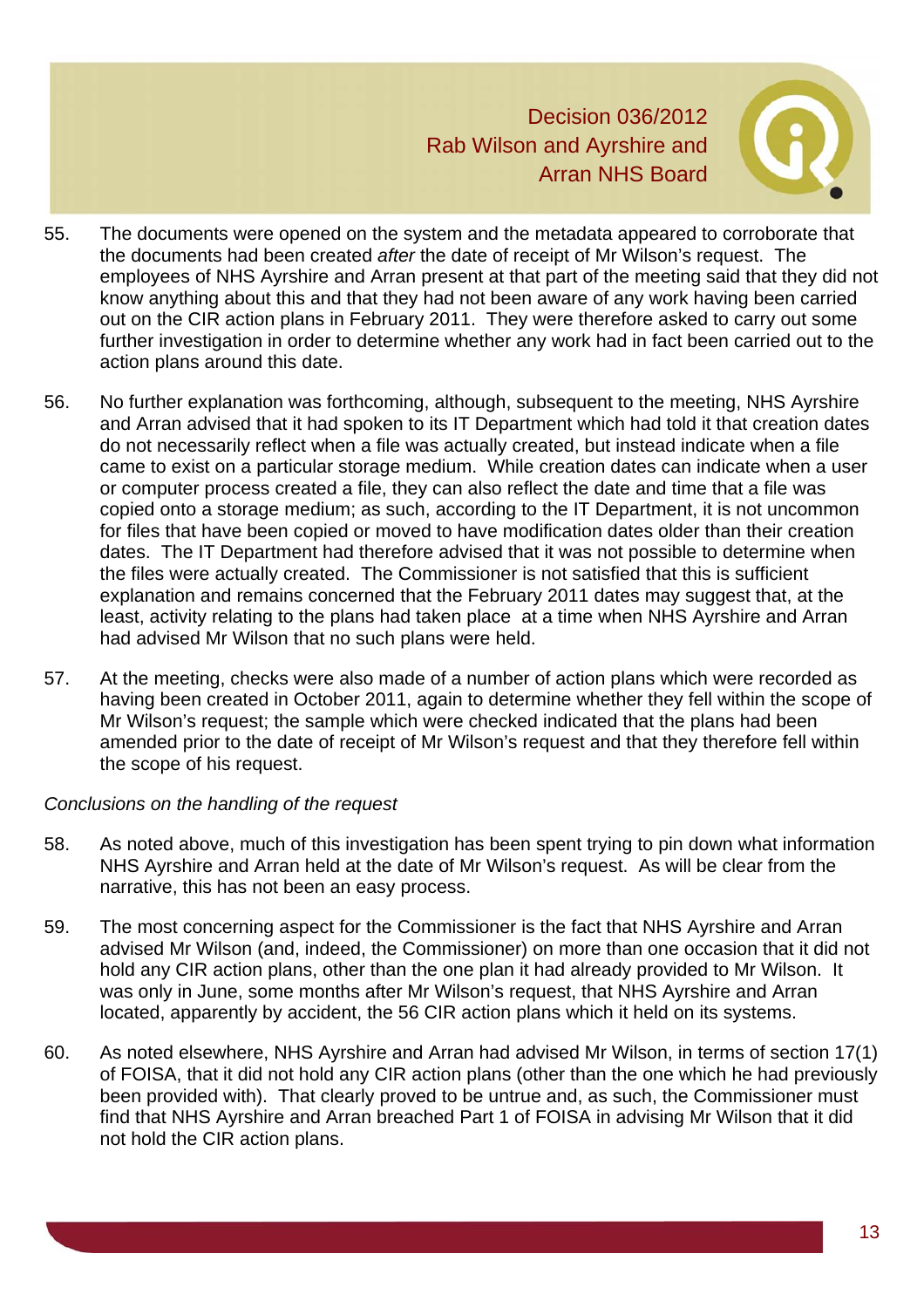55. The documents were opened on the system and the metadata appeared to corroborate that the documents had been created *after* the date of receipt of Mr Wilson's request. The employees of NHS Ayrshire and Arran present at that part of the meeting said that they did not know anything about this and that they had not been aware of any work having been carried out on the CIR action plans in February 2011. They were therefore asked to carry out some further investigation in order to determine whether any work had in fact been carried out to the action plans around this date.

56. No further explanation was forthcoming, although, subsequent to the meeting, NHS Ayrshire and Arran advised that it had spoken to its IT Department which had told it that creation dates do not necessarily reflect when a file was actually created, but instead indicate when a file came to exist on a particular storage medium. While creation dates can indicate when a user or computer process created a file, they can also reflect the date and time that a file was copied onto a storage medium; as such, according to the IT Department, it is not uncommon for files that have been copied or moved to have modification dates older than their creation dates. The IT Department had therefore advised that it was not possible to determine when the files were actually created. The Commissioner is not satisfied that this is sufficient explanation and remains concerned that the February 2011 dates may suggest that, at the least, activity relating to the plans had taken place at a time when NHS Ayrshire and Arran had advised Mr Wilson that no such plans were held.

57. At the meeting, checks were also made of a number of action plans which were recorded as having been created in October 2011, again to determine whether they fell within the scope of Mr Wilson's request; the sample which were checked indicated that the plans had been amended prior to the date of receipt of Mr Wilson's request and that they therefore fell within the scope of his request.

*Conclusions on the handling of the request*

58. As noted above, much of this investigation has been spent trying to pin down what information NHS Ayrshire and Arran held at the date of Mr Wilson's request. As will be clear from the narrative, this has not been an easy process.

59. The most concerning aspect for the Commissioner is the fact that NHS Ayrshire and Arran advised Mr Wilson (and, indeed, the Commissioner) on more than one occasion that it did not hold any CIR action plans, other than the one plan it had already provided to Mr Wilson. It was only in June, some months after Mr Wilson's request, that NHS Ayrshire and Arran located, apparently by accident, the 56 CIR action plans which it held on its systems.

60. As noted elsewhere, NHS Ayrshire and Arran had advised Mr Wilson, in terms of section 17(1) of FOISA, that it did not hold any CIR action plans (other than the one which he had previously been provided with). That clearly proved to be untrue and, as such, the Commissioner must find that NHS Ayrshire and Arran breached Part 1 of FOISA in advising Mr Wilson that it did not hold the CIR action plans.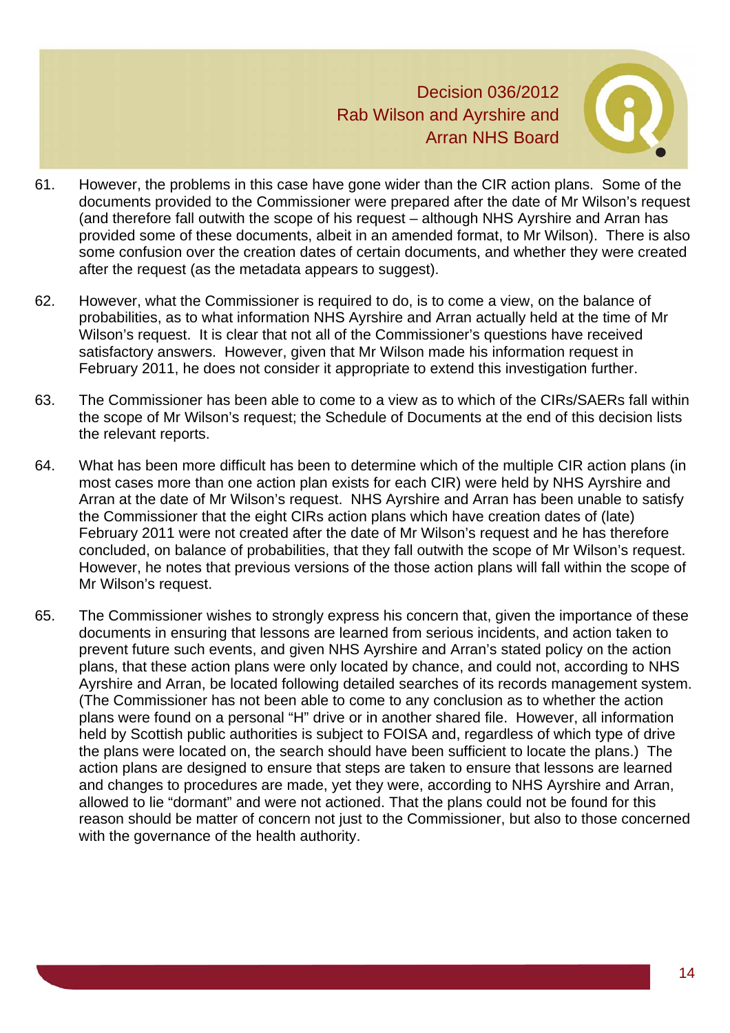61. However, the problems in this case have gone wider than the CIR action plans. Some of the documents provided to the Commissioner were prepared after the date of Mr Wilson's request (and therefore fall outwith the scope of his request – although NHS Ayrshire and Arran has provided some of these documents, albeit in an amended format, to Mr Wilson). There is also some confusion over the creation dates of certain documents, and whether they were created after the request (as the metadata appears to suggest).

62. However, what the Commissioner is required to do, is to come a view, on the balance of probabilities, as to what information NHS Ayrshire and Arran actually held at the time of Mr Wilson's request. It is clear that not all of the Commissioner's questions have received satisfactory answers. However, given that Mr Wilson made his information request in February 2011, he does not consider it appropriate to extend this investigation further.

63. The Commissioner has been able to come to a view as to which of the CIRs/SAERs fall within the scope of Mr Wilson's request; the Schedule of Documents at the end of this decision lists the relevant reports.

64. What has been more difficult has been to determine which of the multiple CIR action plans (in most cases more than one action plan exists for each CIR) were held by NHS Ayrshire and Arran at the date of Mr Wilson's request. NHS Ayrshire and Arran has been unable to satisfy the Commissioner that the eight CIRs action plans which have creation dates of (late) February 2011 were not created after the date of Mr Wilson's request and he has therefore concluded, on balance of probabilities, that they fall outwith the scope of Mr Wilson's request. However, he notes that previous versions of the those action plans will fall within the scope of Mr Wilson's request.

65. The Commissioner wishes to strongly express his concern that, given the importance of these documents in ensuring that lessons are learned from serious incidents, and action taken to prevent future such events, and given NHS Ayrshire and Arran's stated policy on the action plans, that these action plans were only located by chance, and could not, according to NHS Ayrshire and Arran, be located following detailed searches of its records management system. (The Commissioner has not been able to come to any conclusion as to whether the action plans were found on a personal "H" drive or in another shared file. However, all information held by Scottish public authorities is subject to FOISA and, regardless of which type of drive the plans were located on, the search should have been sufficient to locate the plans.) The action plans are designed to ensure that steps are taken to ensure that lessons are learned and changes to procedures are made, yet they were, according to NHS Ayrshire and Arran, allowed to lie "dormant" and were not actioned. That the plans could not be found for this reason should be matter of concern not just to the Commissioner, but also to those concerned with the governance of the health authority.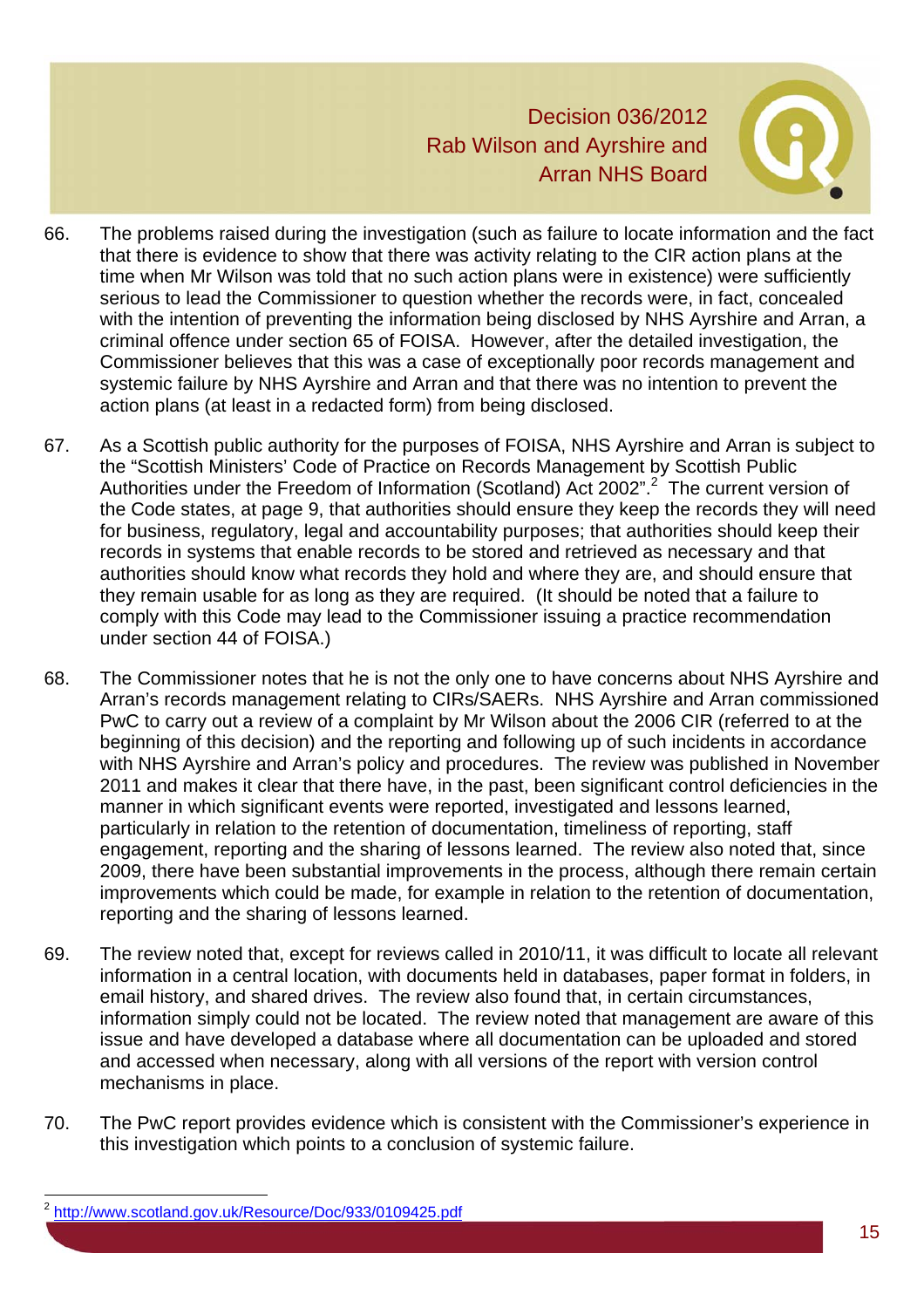66. The problems raised during the investigation (such as failure to locate information and the fact that there is evidence to show that there was activity relating to the CIR action plans at the time when Mr Wilson was told that no such action plans were in existence) were sufficiently serious to lead the Commissioner to question whether the records were, in fact, concealed with the intention of preventing the information being disclosed by NHS Ayrshire and Arran, a criminal offence under section 65 of FOISA. However, after the detailed investigation, the Commissioner believes that this was a case of exceptionally poor records management and systemic failure by NHS Ayrshire and Arran and that there was no intention to prevent the action plans (at least in a redacted form) from being disclosed.

67. As a Scottish public authority for the purposes of FOISA, NHS Ayrshire and Arran is subject to the "Scottish Ministers' Code of Practice on Records Management by Scottish Public Authorities under the Freedom of Information (Scotland) Act 2002".[2] The current version of the Code states, at page 9, that authorities should ensure they keep the records they will need for business, regulatory, legal and accountability purposes; that authorities should keep their records in systems that enable records to be stored and retrieved as necessary and that authorities should know what records they hold and where they are, and should ensure that they remain usable for as long as they are required. (It should be noted that a failure to comply with this Code may lead to the Commissioner issuing a practice recommendation under section 44 of FOISA.)

68. The Commissioner notes that he is not the only one to have concerns about NHS Ayrshire and Arran's records management relating to CIRs/SAERs. NHS Ayrshire and Arran commissioned PwC to carry out a review of a complaint by Mr Wilson about the 2006 CIR (referred to at the beginning of this decision) and the reporting and following up of such incidents in accordance with NHS Ayrshire and Arran's policy and procedures. The review was published in November 2011 and makes it clear that there have, in the past, been significant control deficiencies in the manner in which significant events were reported, investigated and lessons learned, particularly in relation to the retention of documentation, timeliness of reporting, staff engagement, reporting and the sharing of lessons learned. The review also noted that, since 2009, there have been substantial improvements in the process, although there remain certain improvements which could be made, for example in relation to the retention of documentation, reporting and the sharing of lessons learned.

69. The review noted that, except for reviews called in 2010/11, it was difficult to locate all relevant information in a central location, with documents held in databases, paper format in folders, in email history, and shared drives. The review also found that, in certain circumstances, information simply could not be located. The review noted that management are aware of this issue and have developed a database where all documentation can be uploaded and stored and accessed when necessary, along with all versions of the report with version control mechanisms in place.

70. The PwC report provides evidence which is consistent with the Commissioner's experience in this investigation which points to a conclusion of systemic failure.

[2] http://www.scotland.gov.uk/Resource/Doc/933/0109425.pdf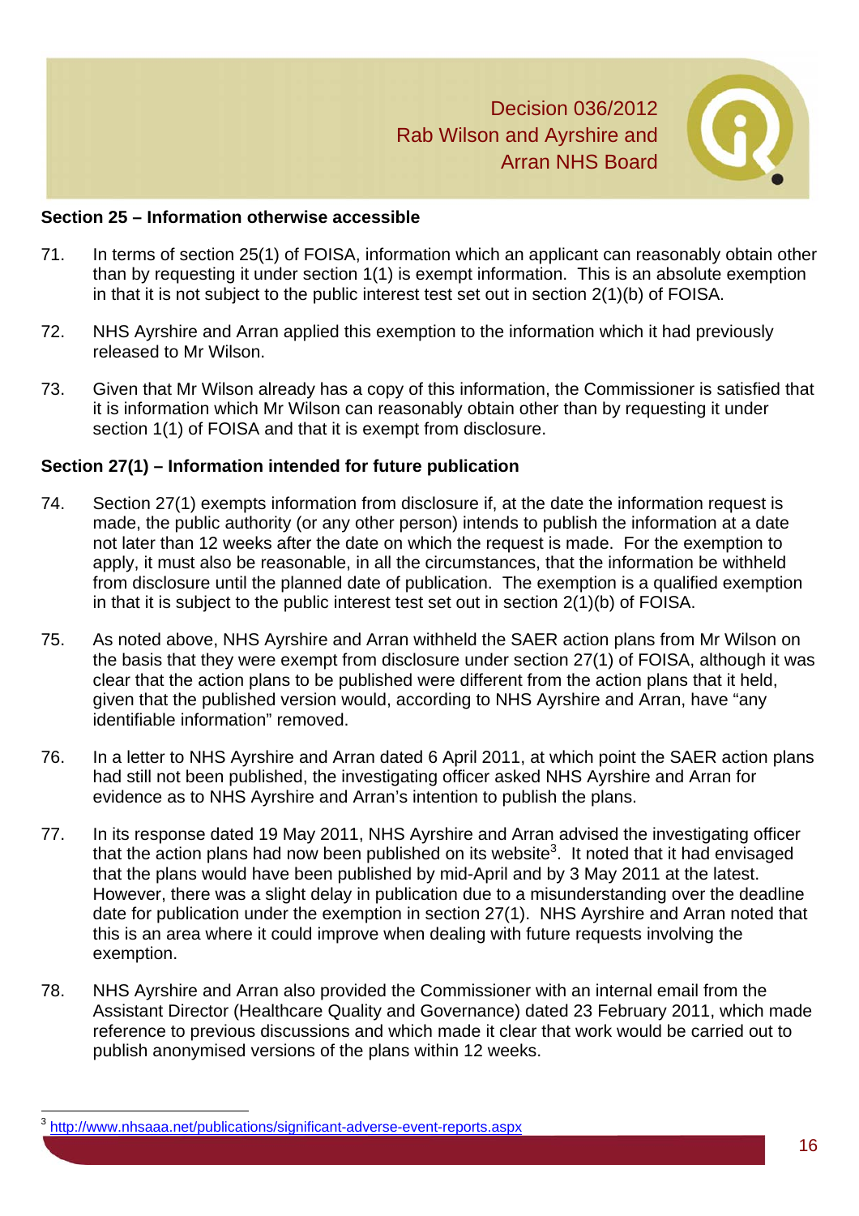**Section 25 – Information otherwise accessible**

71. In terms of section 25(1) of FOISA, information which an applicant can reasonably obtain other than by requesting it under section 1(1) is exempt information. This is an absolute exemption in that it is not subject to the public interest test set out in section 2(1)(b) of FOISA.

72. NHS Ayrshire and Arran applied this exemption to the information which it had previously released to Mr Wilson.

73. Given that Mr Wilson already has a copy of this information, the Commissioner is satisfied that it is information which Mr Wilson can reasonably obtain other than by requesting it under section 1(1) of FOISA and that it is exempt from disclosure.

**Section 27(1) – Information intended for future publication**

74. Section 27(1) exempts information from disclosure if, at the date the information request is made, the public authority (or any other person) intends to publish the information at a date not later than 12 weeks after the date on which the request is made. For the exemption to apply, it must also be reasonable, in all the circumstances, that the information be withheld from disclosure until the planned date of publication. The exemption is a qualified exemption in that it is subject to the public interest test set out in section 2(1)(b) of FOISA.

75. As noted above, NHS Ayrshire and Arran withheld the SAER action plans from Mr Wilson on the basis that they were exempt from disclosure under section 27(1) of FOISA, although it was clear that the action plans to be published were different from the action plans that it held, given that the published version would, according to NHS Ayrshire and Arran, have "any identifiable information" removed.

76. In a letter to NHS Ayrshire and Arran dated 6 April 2011, at which point the SAER action plans had still not been published, the investigating officer asked NHS Ayrshire and Arran for evidence as to NHS Ayrshire and Arran's intention to publish the plans.

77. In its response dated 19 May 2011, NHS Ayrshire and Arran advised the investigating officer that the action plans had now been published on its website[3]. It noted that it had envisaged that the plans would have been published by mid-April and by 3 May 2011 at the latest. However, there was a slight delay in publication due to a misunderstanding over the deadline date for publication under the exemption in section 27(1). NHS Ayrshire and Arran noted that this is an area where it could improve when dealing with future requests involving the exemption.

78. NHS Ayrshire and Arran also provided the Commissioner with an internal email from the Assistant Director (Healthcare Quality and Governance) dated 23 February 2011, which made reference to previous discussions and which made it clear that work would be carried out to publish anonymised versions of the plans within 12 weeks.

[3] http://www.nhsaaa.net/publications/significant-adverse-event-reports.aspx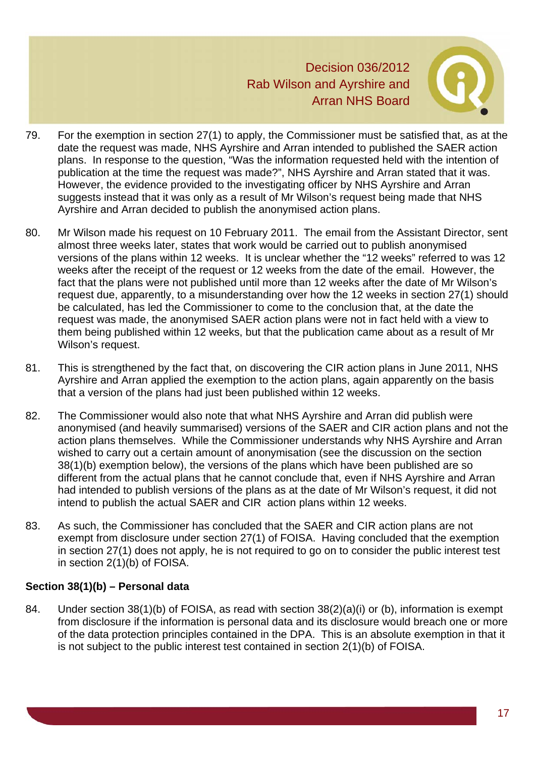79. For the exemption in section 27(1) to apply, the Commissioner must be satisfied that, as at the date the request was made, NHS Ayrshire and Arran intended to published the SAER action plans. In response to the question, "Was the information requested held with the intention of publication at the time the request was made?", NHS Ayrshire and Arran stated that it was. However, the evidence provided to the investigating officer by NHS Ayrshire and Arran suggests instead that it was only as a result of Mr Wilson's request being made that NHS Ayrshire and Arran decided to publish the anonymised action plans.

80. Mr Wilson made his request on 10 February 2011. The email from the Assistant Director, sent almost three weeks later, states that work would be carried out to publish anonymised versions of the plans within 12 weeks. It is unclear whether the "12 weeks" referred to was 12 weeks after the receipt of the request or 12 weeks from the date of the email. However, the fact that the plans were not published until more than 12 weeks after the date of Mr Wilson's request due, apparently, to a misunderstanding over how the 12 weeks in section 27(1) should be calculated, has led the Commissioner to come to the conclusion that, at the date the request was made, the anonymised SAER action plans were not in fact held with a view to them being published within 12 weeks, but that the publication came about as a result of Mr Wilson's request.

81. This is strengthened by the fact that, on discovering the CIR action plans in June 2011, NHS Ayrshire and Arran applied the exemption to the action plans, again apparently on the basis that a version of the plans had just been published within 12 weeks.

82. The Commissioner would also note that what NHS Ayrshire and Arran did publish were anonymised (and heavily summarised) versions of the SAER and CIR action plans and not the action plans themselves. While the Commissioner understands why NHS Ayrshire and Arran wished to carry out a certain amount of anonymisation (see the discussion on the section 38(1)(b) exemption below), the versions of the plans which have been published are so different from the actual plans that he cannot conclude that, even if NHS Ayrshire and Arran had intended to publish versions of the plans as at the date of Mr Wilson's request, it did not intend to publish the actual SAER and CIR action plans within 12 weeks.

83. As such, the Commissioner has concluded that the SAER and CIR action plans are not exempt from disclosure under section 27(1) of FOISA. Having concluded that the exemption in section 27(1) does not apply, he is not required to go on to consider the public interest test in section 2(1)(b) of FOISA.

**Section 38(1)(b) – Personal data**

84. Under section 38(1)(b) of FOISA, as read with section 38(2)(a)(i) or (b), information is exempt from disclosure if the information is personal data and its disclosure would breach one or more of the data protection principles contained in the DPA. This is an absolute exemption in that it is not subject to the public interest test contained in section 2(1)(b) of FOISA.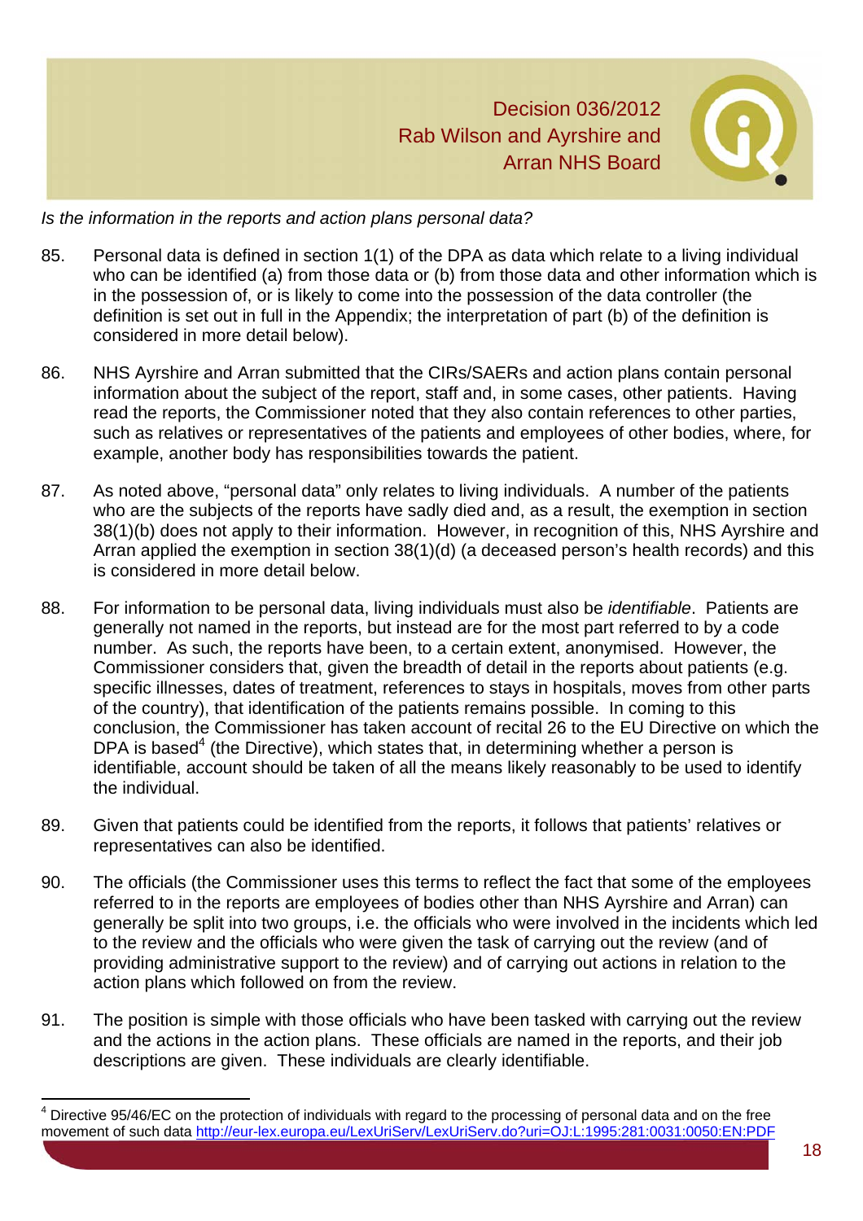*Is the information in the reports and action plans personal data?*

85. Personal data is defined in section 1(1) of the DPA as data which relate to a living individual who can be identified (a) from those data or (b) from those data and other information which is in the possession of, or is likely to come into the possession of the data controller (the definition is set out in full in the Appendix; the interpretation of part (b) of the definition is considered in more detail below).

86. NHS Ayrshire and Arran submitted that the CIRs/SAERs and action plans contain personal information about the subject of the report, staff and, in some cases, other patients. Having read the reports, the Commissioner noted that they also contain references to other parties, such as relatives or representatives of the patients and employees of other bodies, where, for example, another body has responsibilities towards the patient.

87. As noted above, "personal data" only relates to living individuals. A number of the patients who are the subjects of the reports have sadly died and, as a result, the exemption in section 38(1)(b) does not apply to their information. However, in recognition of this, NHS Ayrshire and Arran applied the exemption in section 38(1)(d) (a deceased person's health records) and this is considered in more detail below.

88. For information to be personal data, living individuals must also be *identifiable*. Patients are generally not named in the reports, but instead are for the most part referred to by a code number. As such, the reports have been, to a certain extent, anonymised. However, the Commissioner considers that, given the breadth of detail in the reports about patients (e.g. specific illnesses, dates of treatment, references to stays in hospitals, moves from other parts of the country), that identification of the patients remains possible. In coming to this conclusion, the Commissioner has taken account of recital 26 to the EU Directive on which the DPA is based[4] (the Directive), which states that, in determining whether a person is identifiable, account should be taken of all the means likely reasonably to be used to identify the individual.

89. Given that patients could be identified from the reports, it follows that patients' relatives or representatives can also be identified.

90. The officials (the Commissioner uses this terms to reflect the fact that some of the employees referred to in the reports are employees of bodies other than NHS Ayrshire and Arran) can generally be split into two groups, i.e. the officials who were involved in the incidents which led to the review and the officials who were given the task of carrying out the review (and of providing administrative support to the review) and of carrying out actions in relation to the action plans which followed on from the review.

91. The position is simple with those officials who have been tasked with carrying out the review and the actions in the action plans. These officials are named in the reports, and their job descriptions are given. These individuals are clearly identifiable.

[4] Directive 95/46/EC on the protection of individuals with regard to the processing of personal data and on the free movement of such data http://eur-lex.europa.eu/LexUriServ/LexUriServ.do?uri=OJ:L:1995:281:0031:0050:EN:PDF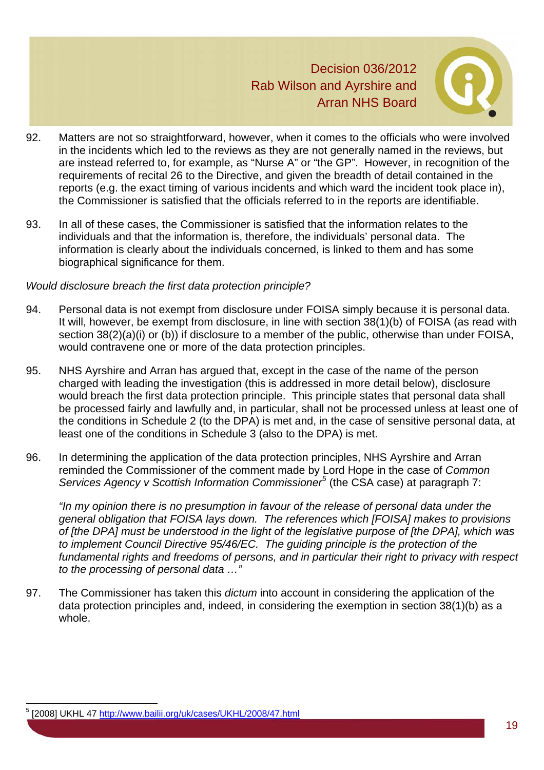92. Matters are not so straightforward, however, when it comes to the officials who were involved in the incidents which led to the reviews as they are not generally named in the reviews, but are instead referred to, for example, as "Nurse A" or "the GP". However, in recognition of the requirements of recital 26 to the Directive, and given the breadth of detail contained in the reports (e.g. the exact timing of various incidents and which ward the incident took place in), the Commissioner is satisfied that the officials referred to in the reports are identifiable.

93. In all of these cases, the Commissioner is satisfied that the information relates to the individuals and that the information is, therefore, the individuals' personal data. The information is clearly about the individuals concerned, is linked to them and has some biographical significance for them.

*Would disclosure breach the first data protection principle?*

94. Personal data is not exempt from disclosure under FOISA simply because it is personal data. It will, however, be exempt from disclosure, in line with section 38(1)(b) of FOISA (as read with section 38(2)(a)(i) or (b)) if disclosure to a member of the public, otherwise than under FOISA, would contravene one or more of the data protection principles.

95. NHS Ayrshire and Arran has argued that, except in the case of the name of the person charged with leading the investigation (this is addressed in more detail below), disclosure would breach the first data protection principle. This principle states that personal data shall be processed fairly and lawfully and, in particular, shall not be processed unless at least one of the conditions in Schedule 2 (to the DPA) is met and, in the case of sensitive personal data, at least one of the conditions in Schedule 3 (also to the DPA) is met.

96. In determining the application of the data protection principles, NHS Ayrshire and Arran reminded the Commissioner of the comment made by Lord Hope in the case of *Common Services Agency v Scottish Information Commissioner*[5] (the CSA case) at paragraph 7:

*"In my opinion there is no presumption in favour of the release of personal data under the general obligation that FOISA lays down. The references which [FOISA] makes to provisions of [the DPA] must be understood in the light of the legislative purpose of [the DPA], which was to implement Council Directive 95/46/EC. The guiding principle is the protection of the fundamental rights and freedoms of persons, and in particular their right to privacy with respect to the processing of personal data …"*

97. The Commissioner has taken this *dictum* into account in considering the application of the data protection principles and, indeed, in considering the exemption in section 38(1)(b) as a whole.

---

[5] [2008] UKHL 47 http://www.bailii.org/uk/cases/UKHL/2008/47.html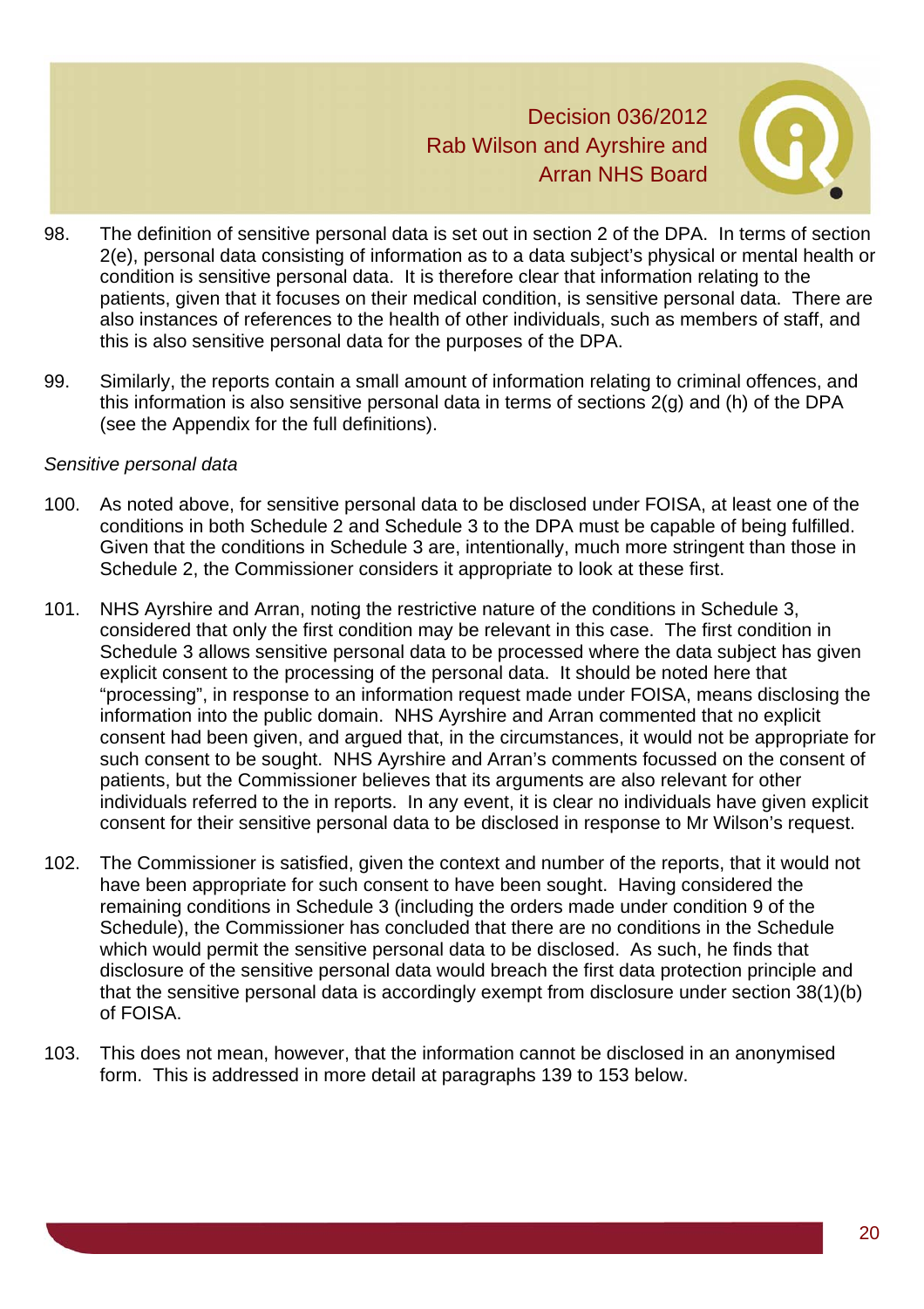98. The definition of sensitive personal data is set out in section 2 of the DPA. In terms of section 2(e), personal data consisting of information as to a data subject's physical or mental health or condition is sensitive personal data. It is therefore clear that information relating to the patients, given that it focuses on their medical condition, is sensitive personal data. There are also instances of references to the health of other individuals, such as members of staff, and this is also sensitive personal data for the purposes of the DPA.

99. Similarly, the reports contain a small amount of information relating to criminal offences, and this information is also sensitive personal data in terms of sections 2(g) and (h) of the DPA (see the Appendix for the full definitions).

*Sensitive personal data*

100. As noted above, for sensitive personal data to be disclosed under FOISA, at least one of the conditions in both Schedule 2 and Schedule 3 to the DPA must be capable of being fulfilled. Given that the conditions in Schedule 3 are, intentionally, much more stringent than those in Schedule 2, the Commissioner considers it appropriate to look at these first.

101. NHS Ayrshire and Arran, noting the restrictive nature of the conditions in Schedule 3, considered that only the first condition may be relevant in this case. The first condition in Schedule 3 allows sensitive personal data to be processed where the data subject has given explicit consent to the processing of the personal data. It should be noted here that "processing", in response to an information request made under FOISA, means disclosing the information into the public domain. NHS Ayrshire and Arran commented that no explicit consent had been given, and argued that, in the circumstances, it would not be appropriate for such consent to be sought. NHS Ayrshire and Arran's comments focussed on the consent of patients, but the Commissioner believes that its arguments are also relevant for other individuals referred to the in reports. In any event, it is clear no individuals have given explicit consent for their sensitive personal data to be disclosed in response to Mr Wilson's request.

102. The Commissioner is satisfied, given the context and number of the reports, that it would not have been appropriate for such consent to have been sought. Having considered the remaining conditions in Schedule 3 (including the orders made under condition 9 of the Schedule), the Commissioner has concluded that there are no conditions in the Schedule which would permit the sensitive personal data to be disclosed. As such, he finds that disclosure of the sensitive personal data would breach the first data protection principle and that the sensitive personal data is accordingly exempt from disclosure under section 38(1)(b) of FOISA.

103. This does not mean, however, that the information cannot be disclosed in an anonymised form. This is addressed in more detail at paragraphs 139 to 153 below.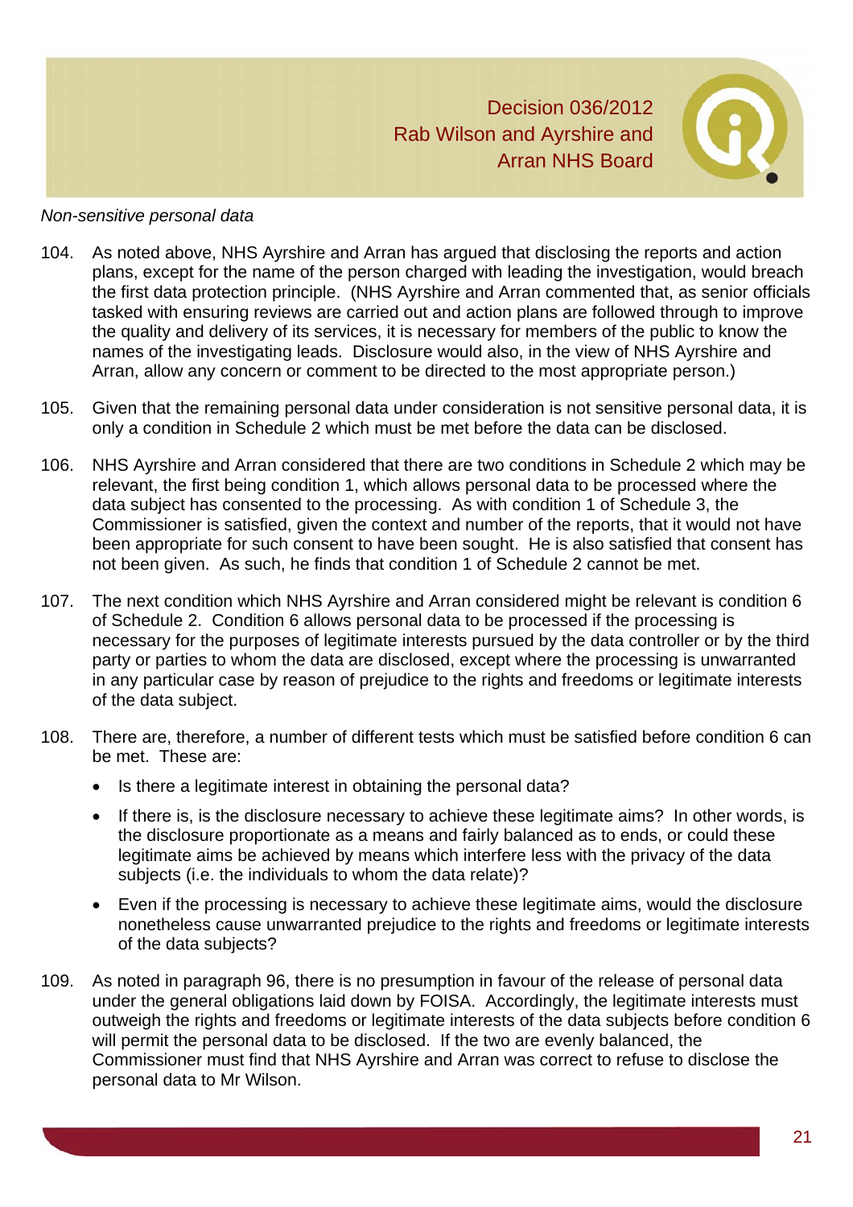*Non-sensitive personal data*

104. As noted above, NHS Ayrshire and Arran has argued that disclosing the reports and action plans, except for the name of the person charged with leading the investigation, would breach the first data protection principle. (NHS Ayrshire and Arran commented that, as senior officials tasked with ensuring reviews are carried out and action plans are followed through to improve the quality and delivery of its services, it is necessary for members of the public to know the names of the investigating leads. Disclosure would also, in the view of NHS Ayrshire and Arran, allow any concern or comment to be directed to the most appropriate person.)

105. Given that the remaining personal data under consideration is not sensitive personal data, it is only a condition in Schedule 2 which must be met before the data can be disclosed.

106. NHS Ayrshire and Arran considered that there are two conditions in Schedule 2 which may be relevant, the first being condition 1, which allows personal data to be processed where the data subject has consented to the processing. As with condition 1 of Schedule 3, the Commissioner is satisfied, given the context and number of the reports, that it would not have been appropriate for such consent to have been sought. He is also satisfied that consent has not been given. As such, he finds that condition 1 of Schedule 2 cannot be met.

107. The next condition which NHS Ayrshire and Arran considered might be relevant is condition 6 of Schedule 2. Condition 6 allows personal data to be processed if the processing is necessary for the purposes of legitimate interests pursued by the data controller or by the third party or parties to whom the data are disclosed, except where the processing is unwarranted in any particular case by reason of prejudice to the rights and freedoms or legitimate interests of the data subject.

108. There are, therefore, a number of different tests which must be satisfied before condition 6 can be met. These are:

- Is there a legitimate interest in obtaining the personal data?
- If there is, is the disclosure necessary to achieve these legitimate aims? In other words, is the disclosure proportionate as a means and fairly balanced as to ends, or could these legitimate aims be achieved by means which interfere less with the privacy of the data subjects (i.e. the individuals to whom the data relate)?
- Even if the processing is necessary to achieve these legitimate aims, would the disclosure nonetheless cause unwarranted prejudice to the rights and freedoms or legitimate interests of the data subjects?

109. As noted in paragraph 96, there is no presumption in favour of the release of personal data under the general obligations laid down by FOISA. Accordingly, the legitimate interests must outweigh the rights and freedoms or legitimate interests of the data subjects before condition 6 will permit the personal data to be disclosed. If the two are evenly balanced, the Commissioner must find that NHS Ayrshire and Arran was correct to refuse to disclose the personal data to Mr Wilson.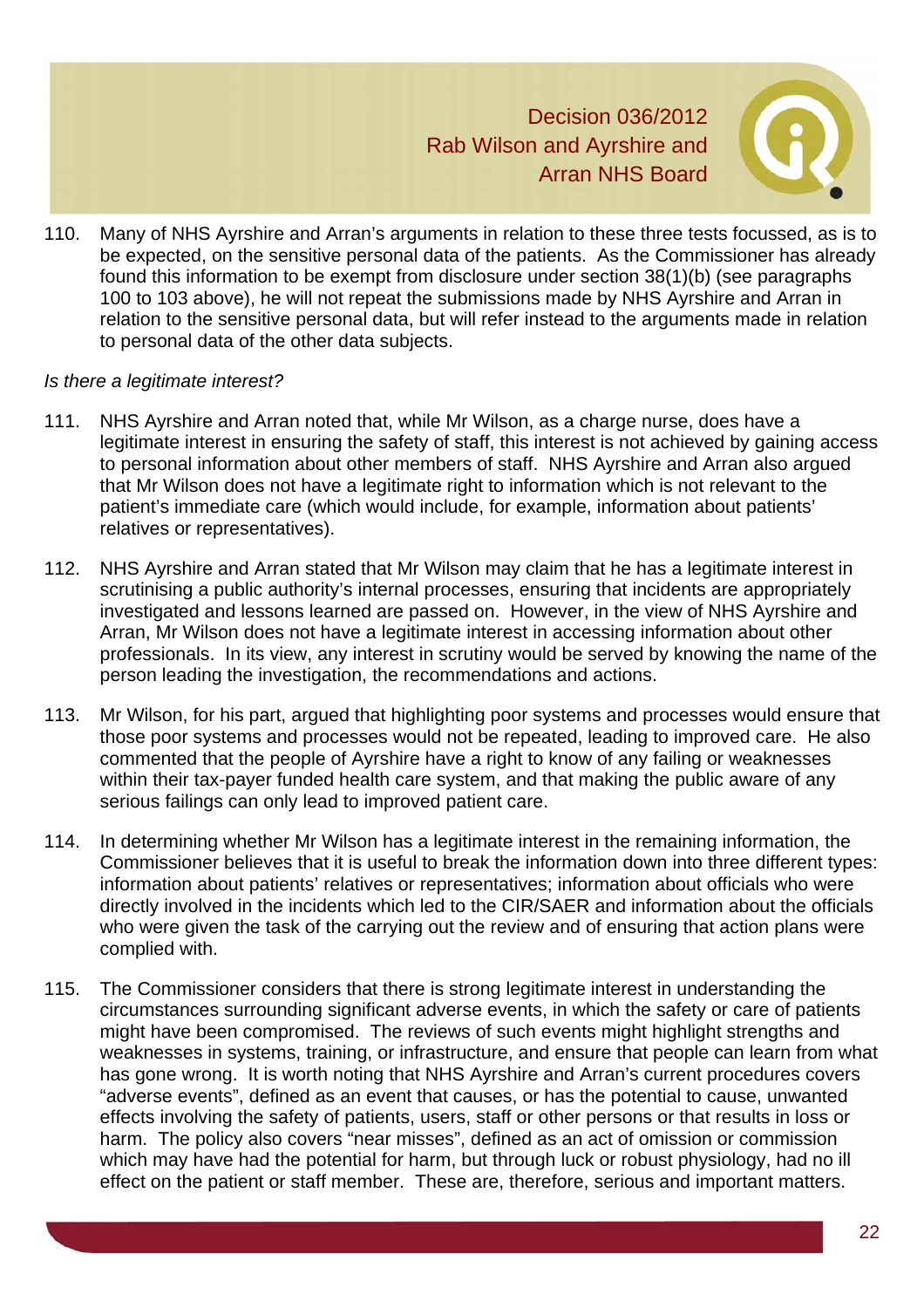110. Many of NHS Ayrshire and Arran's arguments in relation to these three tests focussed, as is to be expected, on the sensitive personal data of the patients. As the Commissioner has already found this information to be exempt from disclosure under section 38(1)(b) (see paragraphs 100 to 103 above), he will not repeat the submissions made by NHS Ayrshire and Arran in relation to the sensitive personal data, but will refer instead to the arguments made in relation to personal data of the other data subjects.

*Is there a legitimate interest?*

111. NHS Ayrshire and Arran noted that, while Mr Wilson, as a charge nurse, does have a legitimate interest in ensuring the safety of staff, this interest is not achieved by gaining access to personal information about other members of staff. NHS Ayrshire and Arran also argued that Mr Wilson does not have a legitimate right to information which is not relevant to the patient's immediate care (which would include, for example, information about patients' relatives or representatives).

112. NHS Ayrshire and Arran stated that Mr Wilson may claim that he has a legitimate interest in scrutinising a public authority's internal processes, ensuring that incidents are appropriately investigated and lessons learned are passed on. However, in the view of NHS Ayrshire and Arran, Mr Wilson does not have a legitimate interest in accessing information about other professionals. In its view, any interest in scrutiny would be served by knowing the name of the person leading the investigation, the recommendations and actions.

113. Mr Wilson, for his part, argued that highlighting poor systems and processes would ensure that those poor systems and processes would not be repeated, leading to improved care. He also commented that the people of Ayrshire have a right to know of any failing or weaknesses within their tax-payer funded health care system, and that making the public aware of any serious failings can only lead to improved patient care.

114. In determining whether Mr Wilson has a legitimate interest in the remaining information, the Commissioner believes that it is useful to break the information down into three different types: information about patients' relatives or representatives; information about officials who were directly involved in the incidents which led to the CIR/SAER and information about the officials who were given the task of the carrying out the review and of ensuring that action plans were complied with.

115. The Commissioner considers that there is strong legitimate interest in understanding the circumstances surrounding significant adverse events, in which the safety or care of patients might have been compromised. The reviews of such events might highlight strengths and weaknesses in systems, training, or infrastructure, and ensure that people can learn from what has gone wrong. It is worth noting that NHS Ayrshire and Arran's current procedures covers "adverse events", defined as an event that causes, or has the potential to cause, unwanted effects involving the safety of patients, users, staff or other persons or that results in loss or harm. The policy also covers "near misses", defined as an act of omission or commission which may have had the potential for harm, but through luck or robust physiology, had no ill effect on the patient or staff member. These are, therefore, serious and important matters.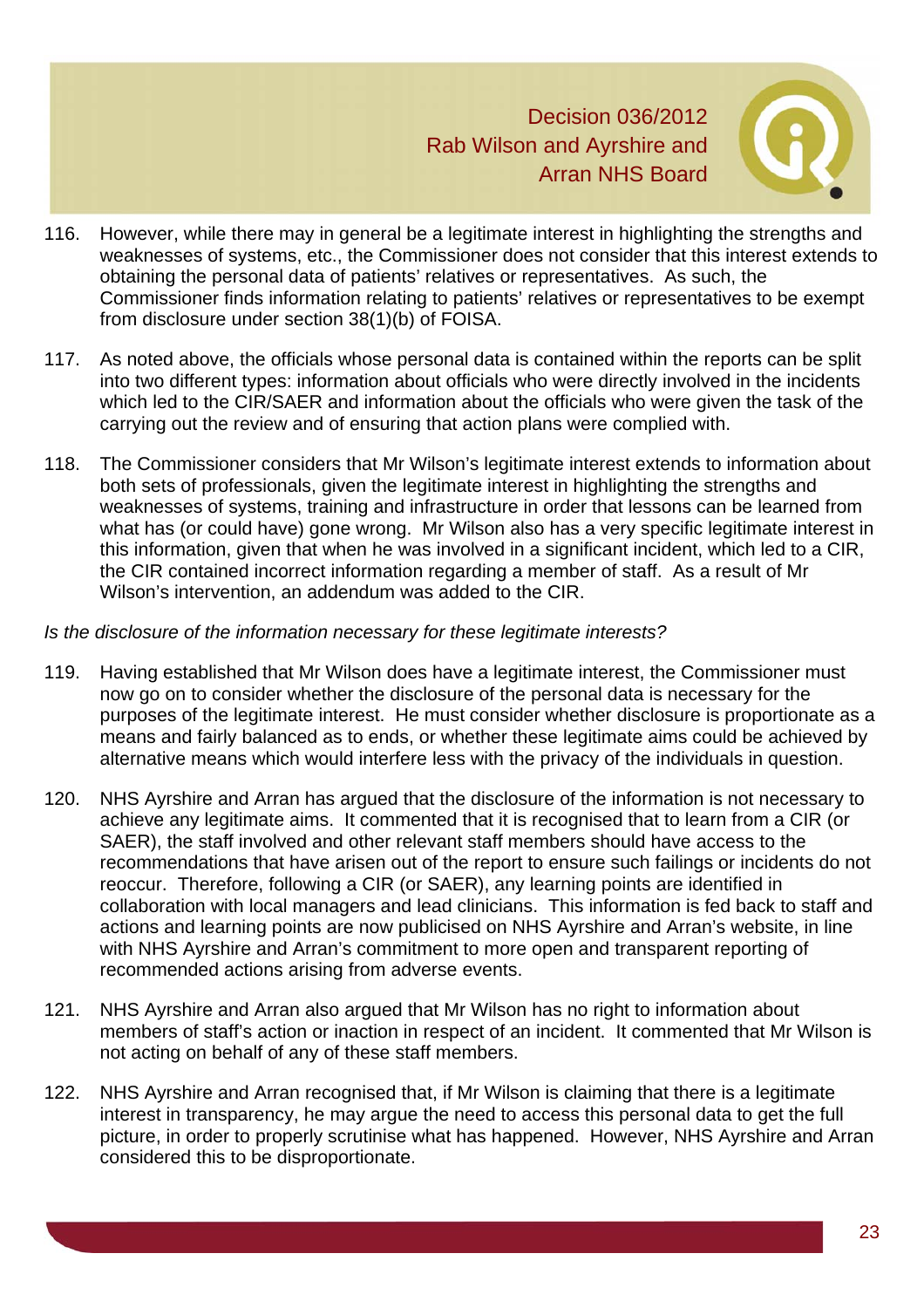116. However, while there may in general be a legitimate interest in highlighting the strengths and weaknesses of systems, etc., the Commissioner does not consider that this interest extends to obtaining the personal data of patients' relatives or representatives. As such, the Commissioner finds information relating to patients' relatives or representatives to be exempt from disclosure under section 38(1)(b) of FOISA.

117. As noted above, the officials whose personal data is contained within the reports can be split into two different types: information about officials who were directly involved in the incidents which led to the CIR/SAER and information about the officials who were given the task of the carrying out the review and of ensuring that action plans were complied with.

118. The Commissioner considers that Mr Wilson's legitimate interest extends to information about both sets of professionals, given the legitimate interest in highlighting the strengths and weaknesses of systems, training and infrastructure in order that lessons can be learned from what has (or could have) gone wrong. Mr Wilson also has a very specific legitimate interest in this information, given that when he was involved in a significant incident, which led to a CIR, the CIR contained incorrect information regarding a member of staff. As a result of Mr Wilson's intervention, an addendum was added to the CIR.

*Is the disclosure of the information necessary for these legitimate interests?*

119. Having established that Mr Wilson does have a legitimate interest, the Commissioner must now go on to consider whether the disclosure of the personal data is necessary for the purposes of the legitimate interest. He must consider whether disclosure is proportionate as a means and fairly balanced as to ends, or whether these legitimate aims could be achieved by alternative means which would interfere less with the privacy of the individuals in question.

120. NHS Ayrshire and Arran has argued that the disclosure of the information is not necessary to achieve any legitimate aims. It commented that it is recognised that to learn from a CIR (or SAER), the staff involved and other relevant staff members should have access to the recommendations that have arisen out of the report to ensure such failings or incidents do not reoccur. Therefore, following a CIR (or SAER), any learning points are identified in collaboration with local managers and lead clinicians. This information is fed back to staff and actions and learning points are now publicised on NHS Ayrshire and Arran's website, in line with NHS Ayrshire and Arran's commitment to more open and transparent reporting of recommended actions arising from adverse events.

121. NHS Ayrshire and Arran also argued that Mr Wilson has no right to information about members of staff's action or inaction in respect of an incident. It commented that Mr Wilson is not acting on behalf of any of these staff members.

122. NHS Ayrshire and Arran recognised that, if Mr Wilson is claiming that there is a legitimate interest in transparency, he may argue the need to access this personal data to get the full picture, in order to properly scrutinise what has happened. However, NHS Ayrshire and Arran considered this to be disproportionate.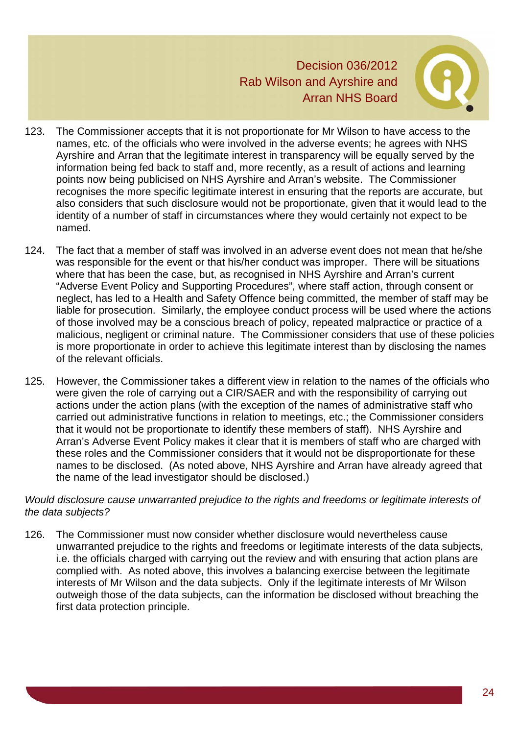123. The Commissioner accepts that it is not proportionate for Mr Wilson to have access to the names, etc. of the officials who were involved in the adverse events; he agrees with NHS Ayrshire and Arran that the legitimate interest in transparency will be equally served by the information being fed back to staff and, more recently, as a result of actions and learning points now being publicised on NHS Ayrshire and Arran's website. The Commissioner recognises the more specific legitimate interest in ensuring that the reports are accurate, but also considers that such disclosure would not be proportionate, given that it would lead to the identity of a number of staff in circumstances where they would certainly not expect to be named.

124. The fact that a member of staff was involved in an adverse event does not mean that he/she was responsible for the event or that his/her conduct was improper. There will be situations where that has been the case, but, as recognised in NHS Ayrshire and Arran's current "Adverse Event Policy and Supporting Procedures", where staff action, through consent or neglect, has led to a Health and Safety Offence being committed, the member of staff may be liable for prosecution. Similarly, the employee conduct process will be used where the actions of those involved may be a conscious breach of policy, repeated malpractice or practice of a malicious, negligent or criminal nature. The Commissioner considers that use of these policies is more proportionate in order to achieve this legitimate interest than by disclosing the names of the relevant officials.

125. However, the Commissioner takes a different view in relation to the names of the officials who were given the role of carrying out a CIR/SAER and with the responsibility of carrying out actions under the action plans (with the exception of the names of administrative staff who carried out administrative functions in relation to meetings, etc.; the Commissioner considers that it would not be proportionate to identify these members of staff). NHS Ayrshire and Arran's Adverse Event Policy makes it clear that it is members of staff who are charged with these roles and the Commissioner considers that it would not be disproportionate for these names to be disclosed. (As noted above, NHS Ayrshire and Arran have already agreed that the name of the lead investigator should be disclosed.)

*Would disclosure cause unwarranted prejudice to the rights and freedoms or legitimate interests of the data subjects?*

126. The Commissioner must now consider whether disclosure would nevertheless cause unwarranted prejudice to the rights and freedoms or legitimate interests of the data subjects, i.e. the officials charged with carrying out the review and with ensuring that action plans are complied with. As noted above, this involves a balancing exercise between the legitimate interests of Mr Wilson and the data subjects. Only if the legitimate interests of Mr Wilson outweigh those of the data subjects, can the information be disclosed without breaching the first data protection principle.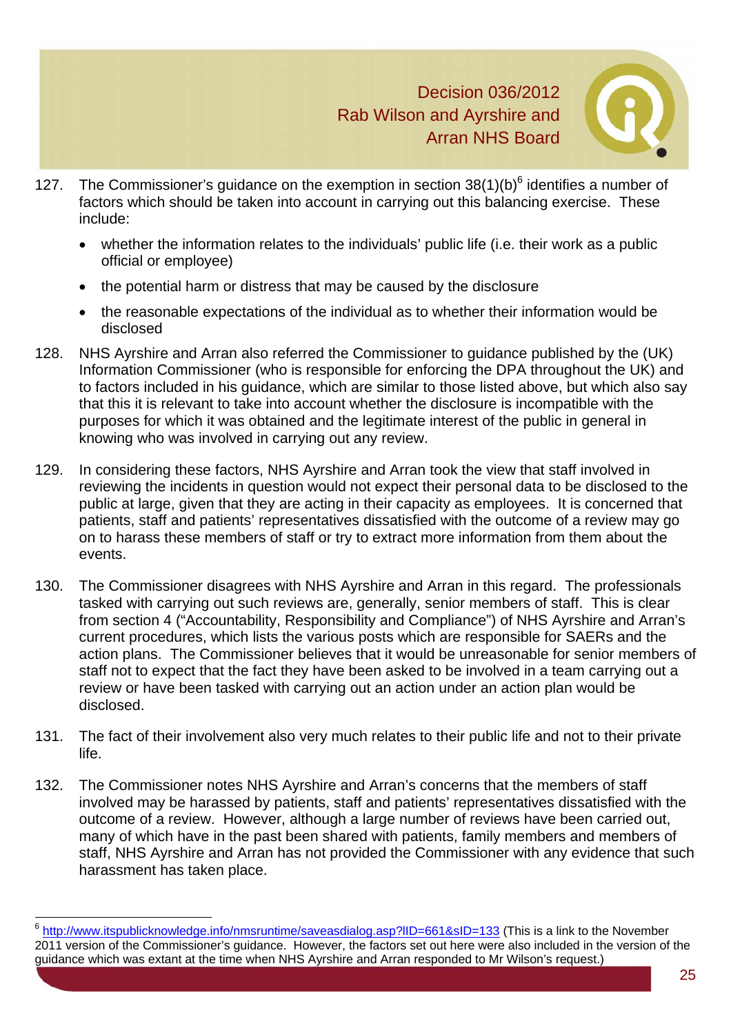127. The Commissioner's guidance on the exemption in section 38(1)(b)[6] identifies a number of factors which should be taken into account in carrying out this balancing exercise. These include:

   - whether the information relates to the individuals' public life (i.e. their work as a public official or employee)
   - the potential harm or distress that may be caused by the disclosure
   - the reasonable expectations of the individual as to whether their information would be disclosed

128. NHS Ayrshire and Arran also referred the Commissioner to guidance published by the (UK) Information Commissioner (who is responsible for enforcing the DPA throughout the UK) and to factors included in his guidance, which are similar to those listed above, but which also say that this it is relevant to take into account whether the disclosure is incompatible with the purposes for which it was obtained and the legitimate interest of the public in general in knowing who was involved in carrying out any review.

129. In considering these factors, NHS Ayrshire and Arran took the view that staff involved in reviewing the incidents in question would not expect their personal data to be disclosed to the public at large, given that they are acting in their capacity as employees. It is concerned that patients, staff and patients' representatives dissatisfied with the outcome of a review may go on to harass these members of staff or try to extract more information from them about the events.

130. The Commissioner disagrees with NHS Ayrshire and Arran in this regard. The professionals tasked with carrying out such reviews are, generally, senior members of staff. This is clear from section 4 ("Accountability, Responsibility and Compliance") of NHS Ayrshire and Arran's current procedures, which lists the various posts which are responsible for SAERs and the action plans. The Commissioner believes that it would be unreasonable for senior members of staff not to expect that the fact they have been asked to be involved in a team carrying out a review or have been tasked with carrying out an action under an action plan would be disclosed.

131. The fact of their involvement also very much relates to their public life and not to their private life.

132. The Commissioner notes NHS Ayrshire and Arran's concerns that the members of staff involved may be harassed by patients, staff and patients' representatives dissatisfied with the outcome of a review. However, although a large number of reviews have been carried out, many of which have in the past been shared with patients, family members and members of staff, NHS Ayrshire and Arran has not provided the Commissioner with any evidence that such harassment has taken place.

---

[6] http://www.itspublicknowledge.info/nmsruntime/saveasdialog.asp?lID=661&sID=133 (This is a link to the November 2011 version of the Commissioner's guidance. However, the factors set out here were also included in the version of the guidance which was extant at the time when NHS Ayrshire and Arran responded to Mr Wilson's request.)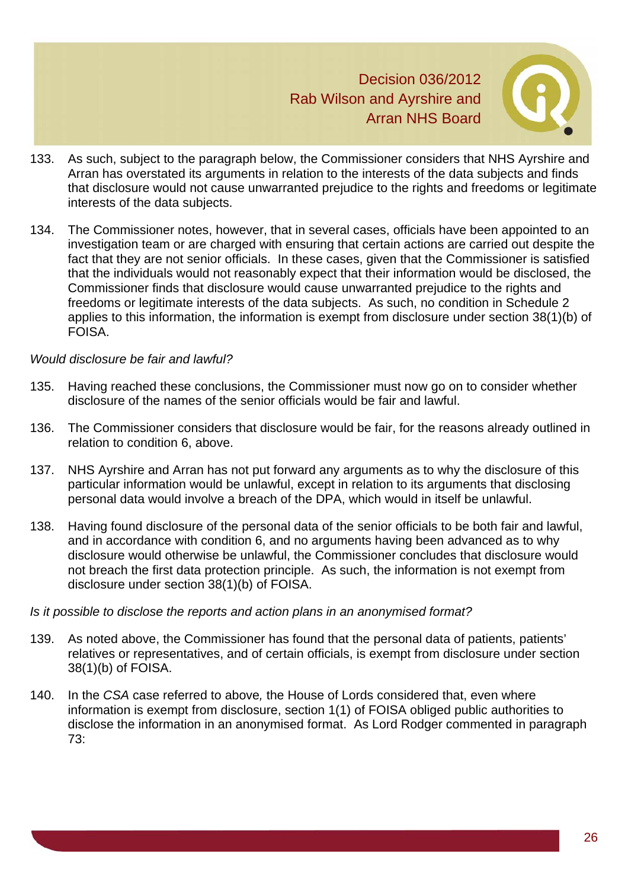133. As such, subject to the paragraph below, the Commissioner considers that NHS Ayrshire and Arran has overstated its arguments in relation to the interests of the data subjects and finds that disclosure would not cause unwarranted prejudice to the rights and freedoms or legitimate interests of the data subjects.

134. The Commissioner notes, however, that in several cases, officials have been appointed to an investigation team or are charged with ensuring that certain actions are carried out despite the fact that they are not senior officials. In these cases, given that the Commissioner is satisfied that the individuals would not reasonably expect that their information would be disclosed, the Commissioner finds that disclosure would cause unwarranted prejudice to the rights and freedoms or legitimate interests of the data subjects. As such, no condition in Schedule 2 applies to this information, the information is exempt from disclosure under section 38(1)(b) of FOISA.

*Would disclosure be fair and lawful?*

135. Having reached these conclusions, the Commissioner must now go on to consider whether disclosure of the names of the senior officials would be fair and lawful.

136. The Commissioner considers that disclosure would be fair, for the reasons already outlined in relation to condition 6, above.

137. NHS Ayrshire and Arran has not put forward any arguments as to why the disclosure of this particular information would be unlawful, except in relation to its arguments that disclosing personal data would involve a breach of the DPA, which would in itself be unlawful.

138. Having found disclosure of the personal data of the senior officials to be both fair and lawful, and in accordance with condition 6, and no arguments having been advanced as to why disclosure would otherwise be unlawful, the Commissioner concludes that disclosure would not breach the first data protection principle. As such, the information is not exempt from disclosure under section 38(1)(b) of FOISA.

*Is it possible to disclose the reports and action plans in an anonymised format?*

139. As noted above, the Commissioner has found that the personal data of patients, patients' relatives or representatives, and of certain officials, is exempt from disclosure under section 38(1)(b) of FOISA.

140. In the *CSA* case referred to above*,* the House of Lords considered that, even where information is exempt from disclosure, section 1(1) of FOISA obliged public authorities to disclose the information in an anonymised format. As Lord Rodger commented in paragraph 73: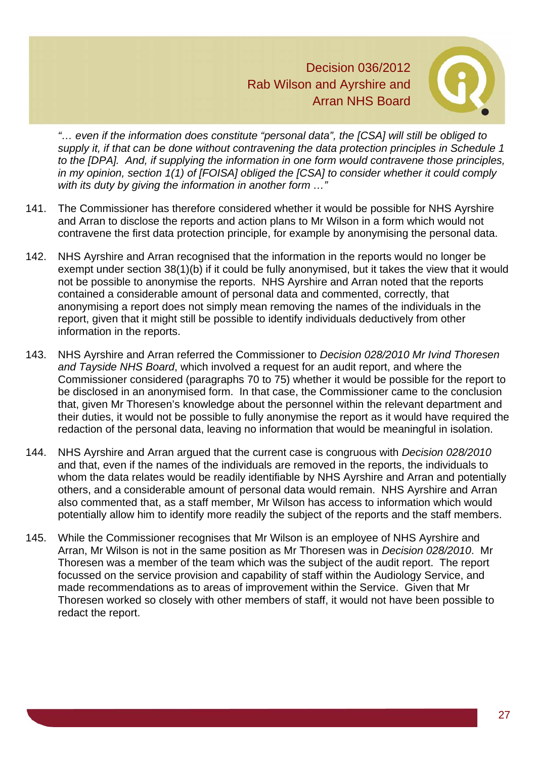*"… even if the information does constitute "personal data", the [CSA] will still be obliged to supply it, if that can be done without contravening the data protection principles in Schedule 1 to the [DPA]. And, if supplying the information in one form would contravene those principles, in my opinion, section 1(1) of [FOISA] obliged the [CSA] to consider whether it could comply with its duty by giving the information in another form …"*

141. The Commissioner has therefore considered whether it would be possible for NHS Ayrshire and Arran to disclose the reports and action plans to Mr Wilson in a form which would not contravene the first data protection principle, for example by anonymising the personal data.

142. NHS Ayrshire and Arran recognised that the information in the reports would no longer be exempt under section 38(1)(b) if it could be fully anonymised, but it takes the view that it would not be possible to anonymise the reports. NHS Ayrshire and Arran noted that the reports contained a considerable amount of personal data and commented, correctly, that anonymising a report does not simply mean removing the names of the individuals in the report, given that it might still be possible to identify individuals deductively from other information in the reports.

143. NHS Ayrshire and Arran referred the Commissioner to *Decision 028/2010 Mr Ivind Thoresen and Tayside NHS Board*, which involved a request for an audit report, and where the Commissioner considered (paragraphs 70 to 75) whether it would be possible for the report to be disclosed in an anonymised form. In that case, the Commissioner came to the conclusion that, given Mr Thoresen's knowledge about the personnel within the relevant department and their duties, it would not be possible to fully anonymise the report as it would have required the redaction of the personal data, leaving no information that would be meaningful in isolation.

144. NHS Ayrshire and Arran argued that the current case is congruous with *Decision 028/2010* and that, even if the names of the individuals are removed in the reports, the individuals to whom the data relates would be readily identifiable by NHS Ayrshire and Arran and potentially others, and a considerable amount of personal data would remain. NHS Ayrshire and Arran also commented that, as a staff member, Mr Wilson has access to information which would potentially allow him to identify more readily the subject of the reports and the staff members.

145. While the Commissioner recognises that Mr Wilson is an employee of NHS Ayrshire and Arran, Mr Wilson is not in the same position as Mr Thoresen was in *Decision 028/2010*. Mr Thoresen was a member of the team which was the subject of the audit report. The report focussed on the service provision and capability of staff within the Audiology Service, and made recommendations as to areas of improvement within the Service. Given that Mr Thoresen worked so closely with other members of staff, it would not have been possible to redact the report.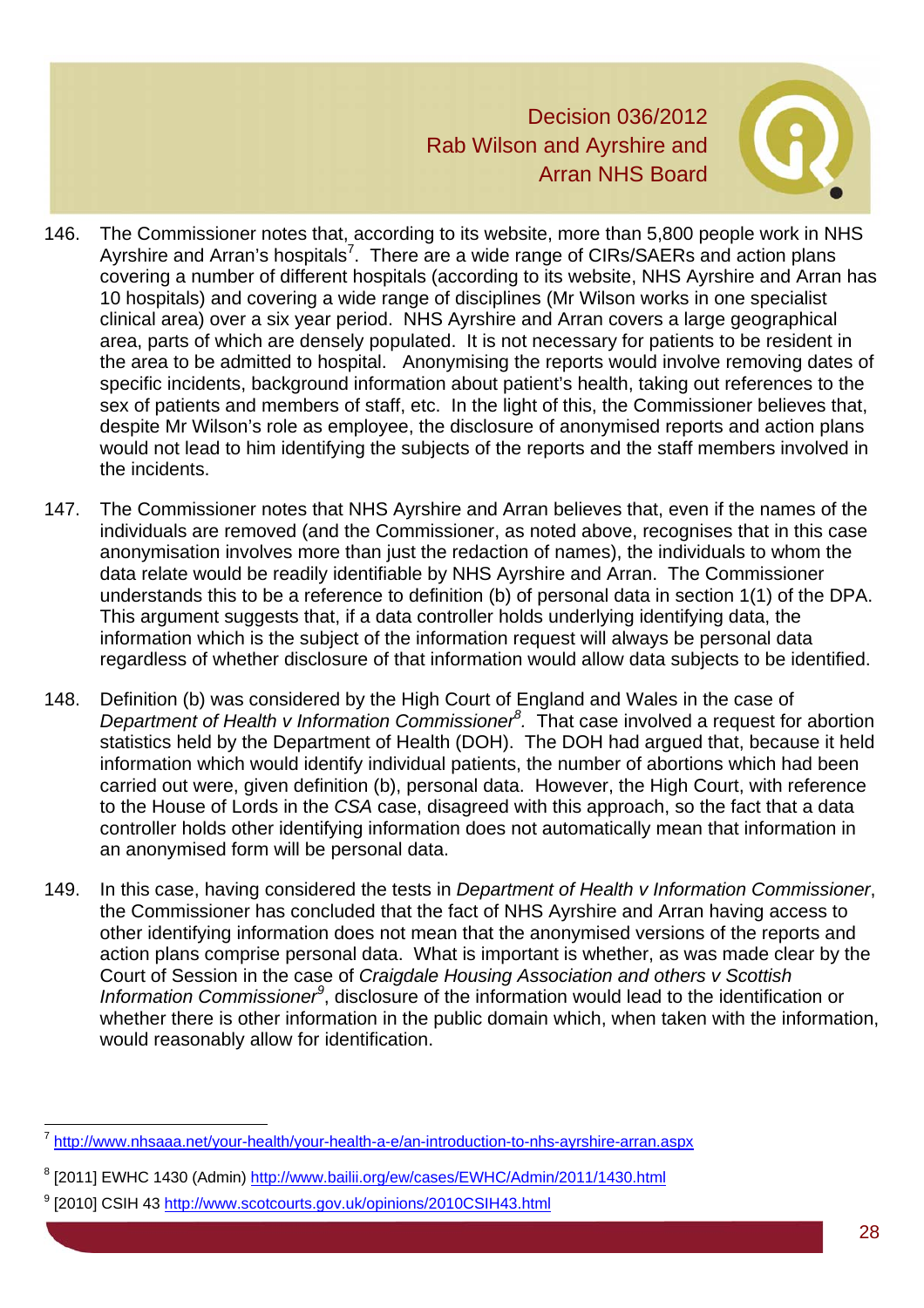146. The Commissioner notes that, according to its website, more than 5,800 people work in NHS Ayrshire and Arran's hospitals[7]. There are a wide range of CIRs/SAERs and action plans covering a number of different hospitals (according to its website, NHS Ayrshire and Arran has 10 hospitals) and covering a wide range of disciplines (Mr Wilson works in one specialist clinical area) over a six year period. NHS Ayrshire and Arran covers a large geographical area, parts of which are densely populated. It is not necessary for patients to be resident in the area to be admitted to hospital. Anonymising the reports would involve removing dates of specific incidents, background information about patient's health, taking out references to the sex of patients and members of staff, etc. In the light of this, the Commissioner believes that, despite Mr Wilson's role as employee, the disclosure of anonymised reports and action plans would not lead to him identifying the subjects of the reports and the staff members involved in the incidents.

147. The Commissioner notes that NHS Ayrshire and Arran believes that, even if the names of the individuals are removed (and the Commissioner, as noted above, recognises that in this case anonymisation involves more than just the redaction of names), the individuals to whom the data relate would be readily identifiable by NHS Ayrshire and Arran. The Commissioner understands this to be a reference to definition (b) of personal data in section 1(1) of the DPA. This argument suggests that, if a data controller holds underlying identifying data, the information which is the subject of the information request will always be personal data regardless of whether disclosure of that information would allow data subjects to be identified.

148. Definition (b) was considered by the High Court of England and Wales in the case of *Department of Health v Information Commissioner*[8]. That case involved a request for abortion statistics held by the Department of Health (DOH). The DOH had argued that, because it held information which would identify individual patients, the number of abortions which had been carried out were, given definition (b), personal data. However, the High Court, with reference to the House of Lords in the *CSA* case, disagreed with this approach, so the fact that a data controller holds other identifying information does not automatically mean that information in an anonymised form will be personal data.

149. In this case, having considered the tests in *Department of Health v Information Commissioner*, the Commissioner has concluded that the fact of NHS Ayrshire and Arran having access to other identifying information does not mean that the anonymised versions of the reports and action plans comprise personal data. What is important is whether, as was made clear by the Court of Session in the case of *Craigdale Housing Association and others v Scottish Information Commissioner*[9], disclosure of the information would lead to the identification or whether there is other information in the public domain which, when taken with the information, would reasonably allow for identification.

---

[7] http://www.nhsaaa.net/your-health/your-health-a-e/an-introduction-to-nhs-ayrshire-arran.aspx

[8] [2011] EWHC 1430 (Admin) http://www.bailii.org/ew/cases/EWHC/Admin/2011/1430.html

[9] [2010] CSIH 43 http://www.scotcourts.gov.uk/opinions/2010CSIH43.html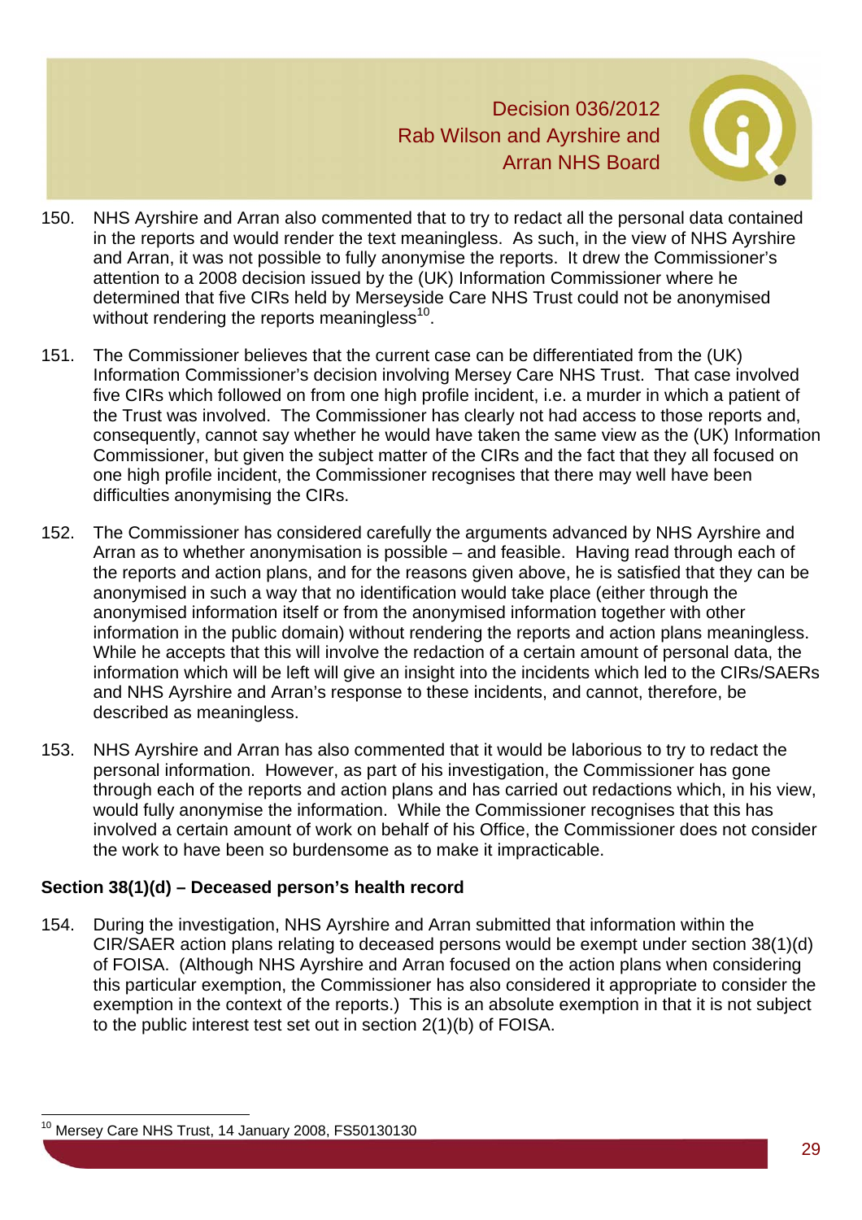150. NHS Ayrshire and Arran also commented that to try to redact all the personal data contained in the reports and would render the text meaningless. As such, in the view of NHS Ayrshire and Arran, it was not possible to fully anonymise the reports. It drew the Commissioner's attention to a 2008 decision issued by the (UK) Information Commissioner where he determined that five CIRs held by Merseyside Care NHS Trust could not be anonymised without rendering the reports meaningless[10].

151. The Commissioner believes that the current case can be differentiated from the (UK) Information Commissioner's decision involving Mersey Care NHS Trust. That case involved five CIRs which followed on from one high profile incident, i.e. a murder in which a patient of the Trust was involved. The Commissioner has clearly not had access to those reports and, consequently, cannot say whether he would have taken the same view as the (UK) Information Commissioner, but given the subject matter of the CIRs and the fact that they all focused on one high profile incident, the Commissioner recognises that there may well have been difficulties anonymising the CIRs.

152. The Commissioner has considered carefully the arguments advanced by NHS Ayrshire and Arran as to whether anonymisation is possible – and feasible. Having read through each of the reports and action plans, and for the reasons given above, he is satisfied that they can be anonymised in such a way that no identification would take place (either through the anonymised information itself or from the anonymised information together with other information in the public domain) without rendering the reports and action plans meaningless. While he accepts that this will involve the redaction of a certain amount of personal data, the information which will be left will give an insight into the incidents which led to the CIRs/SAERs and NHS Ayrshire and Arran's response to these incidents, and cannot, therefore, be described as meaningless.

153. NHS Ayrshire and Arran has also commented that it would be laborious to try to redact the personal information. However, as part of his investigation, the Commissioner has gone through each of the reports and action plans and has carried out redactions which, in his view, would fully anonymise the information. While the Commissioner recognises that this has involved a certain amount of work on behalf of his Office, the Commissioner does not consider the work to have been so burdensome as to make it impracticable.

**Section 38(1)(d) – Deceased person's health record**

154. During the investigation, NHS Ayrshire and Arran submitted that information within the CIR/SAER action plans relating to deceased persons would be exempt under section 38(1)(d) of FOISA. (Although NHS Ayrshire and Arran focused on the action plans when considering this particular exemption, the Commissioner has also considered it appropriate to consider the exemption in the context of the reports.) This is an absolute exemption in that it is not subject to the public interest test set out in section 2(1)(b) of FOISA.

[10] Mersey Care NHS Trust, 14 January 2008, FS50130130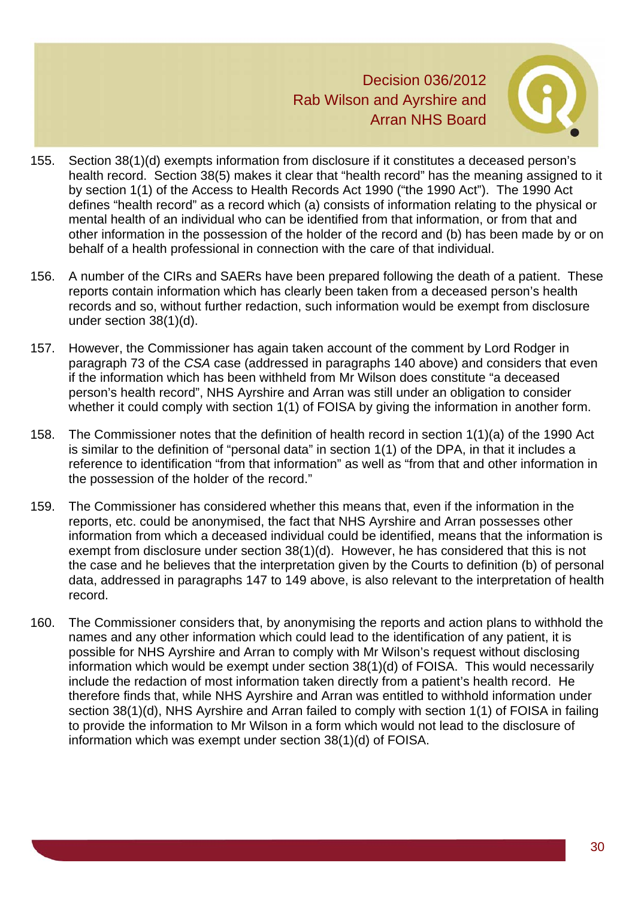155. Section 38(1)(d) exempts information from disclosure if it constitutes a deceased person's health record. Section 38(5) makes it clear that "health record" has the meaning assigned to it by section 1(1) of the Access to Health Records Act 1990 ("the 1990 Act"). The 1990 Act defines "health record" as a record which (a) consists of information relating to the physical or mental health of an individual who can be identified from that information, or from that and other information in the possession of the holder of the record and (b) has been made by or on behalf of a health professional in connection with the care of that individual.

156. A number of the CIRs and SAERs have been prepared following the death of a patient. These reports contain information which has clearly been taken from a deceased person's health records and so, without further redaction, such information would be exempt from disclosure under section 38(1)(d).

157. However, the Commissioner has again taken account of the comment by Lord Rodger in paragraph 73 of the *CSA* case (addressed in paragraphs 140 above) and considers that even if the information which has been withheld from Mr Wilson does constitute "a deceased person's health record", NHS Ayrshire and Arran was still under an obligation to consider whether it could comply with section 1(1) of FOISA by giving the information in another form.

158. The Commissioner notes that the definition of health record in section 1(1)(a) of the 1990 Act is similar to the definition of "personal data" in section 1(1) of the DPA, in that it includes a reference to identification "from that information" as well as "from that and other information in the possession of the holder of the record."

159. The Commissioner has considered whether this means that, even if the information in the reports, etc. could be anonymised, the fact that NHS Ayrshire and Arran possesses other information from which a deceased individual could be identified, means that the information is exempt from disclosure under section 38(1)(d). However, he has considered that this is not the case and he believes that the interpretation given by the Courts to definition (b) of personal data, addressed in paragraphs 147 to 149 above, is also relevant to the interpretation of health record.

160. The Commissioner considers that, by anonymising the reports and action plans to withhold the names and any other information which could lead to the identification of any patient, it is possible for NHS Ayrshire and Arran to comply with Mr Wilson's request without disclosing information which would be exempt under section 38(1)(d) of FOISA. This would necessarily include the redaction of most information taken directly from a patient's health record. He therefore finds that, while NHS Ayrshire and Arran was entitled to withhold information under section 38(1)(d), NHS Ayrshire and Arran failed to comply with section 1(1) of FOISA in failing to provide the information to Mr Wilson in a form which would not lead to the disclosure of information which was exempt under section 38(1)(d) of FOISA.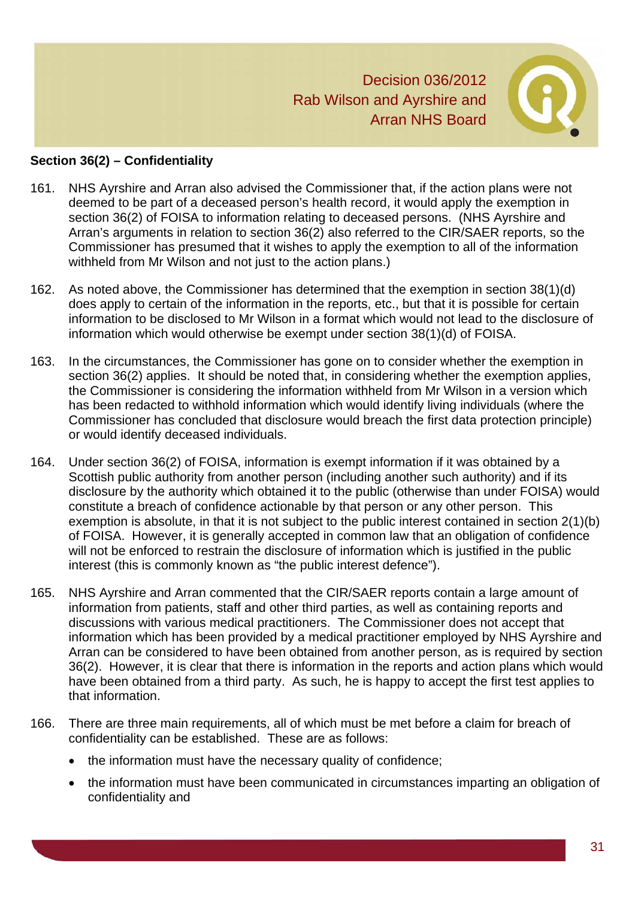## Section 36(2) – Confidentiality

161. NHS Ayrshire and Arran also advised the Commissioner that, if the action plans were not deemed to be part of a deceased person's health record, it would apply the exemption in section 36(2) of FOISA to information relating to deceased persons. (NHS Ayrshire and Arran's arguments in relation to section 36(2) also referred to the CIR/SAER reports, so the Commissioner has presumed that it wishes to apply the exemption to all of the information withheld from Mr Wilson and not just to the action plans.)

162. As noted above, the Commissioner has determined that the exemption in section 38(1)(d) does apply to certain of the information in the reports, etc., but that it is possible for certain information to be disclosed to Mr Wilson in a format which would not lead to the disclosure of information which would otherwise be exempt under section 38(1)(d) of FOISA.

163. In the circumstances, the Commissioner has gone on to consider whether the exemption in section 36(2) applies. It should be noted that, in considering whether the exemption applies, the Commissioner is considering the information withheld from Mr Wilson in a version which has been redacted to withhold information which would identify living individuals (where the Commissioner has concluded that disclosure would breach the first data protection principle) or would identify deceased individuals.

164. Under section 36(2) of FOISA, information is exempt information if it was obtained by a Scottish public authority from another person (including another such authority) and if its disclosure by the authority which obtained it to the public (otherwise than under FOISA) would constitute a breach of confidence actionable by that person or any other person. This exemption is absolute, in that it is not subject to the public interest contained in section 2(1)(b) of FOISA. However, it is generally accepted in common law that an obligation of confidence will not be enforced to restrain the disclosure of information which is justified in the public interest (this is commonly known as "the public interest defence").

165. NHS Ayrshire and Arran commented that the CIR/SAER reports contain a large amount of information from patients, staff and other third parties, as well as containing reports and discussions with various medical practitioners. The Commissioner does not accept that information which has been provided by a medical practitioner employed by NHS Ayrshire and Arran can be considered to have been obtained from another person, as is required by section 36(2). However, it is clear that there is information in the reports and action plans which would have been obtained from a third party. As such, he is happy to accept the first test applies to that information.

166. There are three main requirements, all of which must be met before a claim for breach of confidentiality can be established. These are as follows:

    - the information must have the necessary quality of confidence;
    - the information must have been communicated in circumstances imparting an obligation of confidentiality and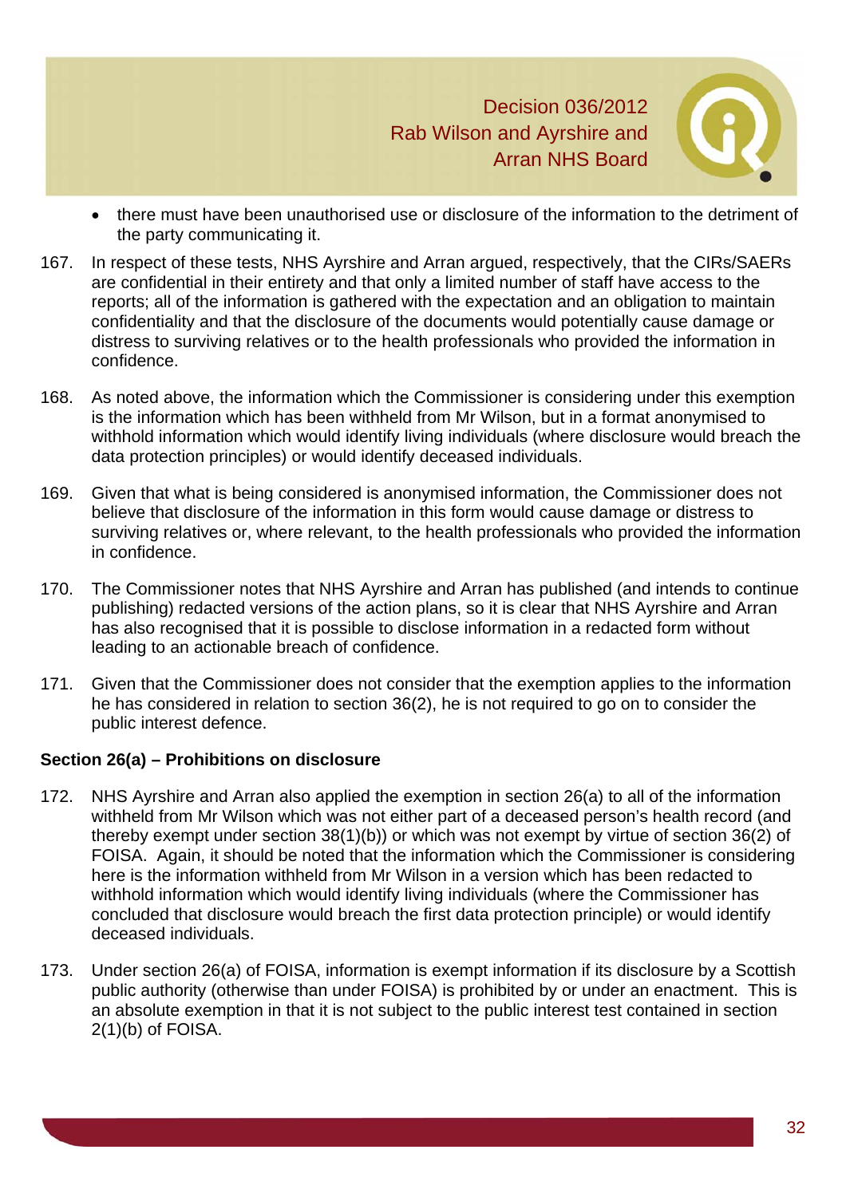- there must have been unauthorised use or disclosure of the information to the detriment of the party communicating it.

167. In respect of these tests, NHS Ayrshire and Arran argued, respectively, that the CIRs/SAERs are confidential in their entirety and that only a limited number of staff have access to the reports; all of the information is gathered with the expectation and an obligation to maintain confidentiality and that the disclosure of the documents would potentially cause damage or distress to surviving relatives or to the health professionals who provided the information in confidence.

168. As noted above, the information which the Commissioner is considering under this exemption is the information which has been withheld from Mr Wilson, but in a format anonymised to withhold information which would identify living individuals (where disclosure would breach the data protection principles) or would identify deceased individuals.

169. Given that what is being considered is anonymised information, the Commissioner does not believe that disclosure of the information in this form would cause damage or distress to surviving relatives or, where relevant, to the health professionals who provided the information in confidence.

170. The Commissioner notes that NHS Ayrshire and Arran has published (and intends to continue publishing) redacted versions of the action plans, so it is clear that NHS Ayrshire and Arran has also recognised that it is possible to disclose information in a redacted form without leading to an actionable breach of confidence.

171. Given that the Commissioner does not consider that the exemption applies to the information he has considered in relation to section 36(2), he is not required to go on to consider the public interest defence.

**Section 26(a) – Prohibitions on disclosure**

172. NHS Ayrshire and Arran also applied the exemption in section 26(a) to all of the information withheld from Mr Wilson which was not either part of a deceased person's health record (and thereby exempt under section 38(1)(b)) or which was not exempt by virtue of section 36(2) of FOISA. Again, it should be noted that the information which the Commissioner is considering here is the information withheld from Mr Wilson in a version which has been redacted to withhold information which would identify living individuals (where the Commissioner has concluded that disclosure would breach the first data protection principle) or would identify deceased individuals.

173. Under section 26(a) of FOISA, information is exempt information if its disclosure by a Scottish public authority (otherwise than under FOISA) is prohibited by or under an enactment. This is an absolute exemption in that it is not subject to the public interest test contained in section 2(1)(b) of FOISA.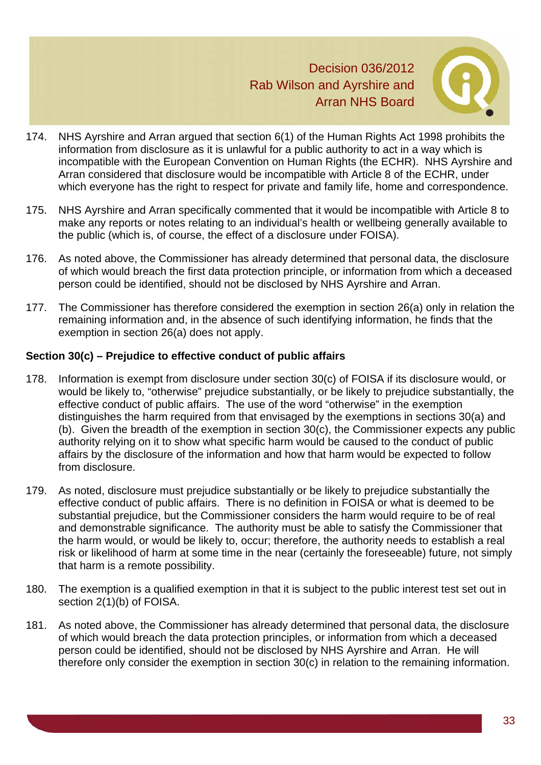174. NHS Ayrshire and Arran argued that section 6(1) of the Human Rights Act 1998 prohibits the information from disclosure as it is unlawful for a public authority to act in a way which is incompatible with the European Convention on Human Rights (the ECHR). NHS Ayrshire and Arran considered that disclosure would be incompatible with Article 8 of the ECHR, under which everyone has the right to respect for private and family life, home and correspondence.

175. NHS Ayrshire and Arran specifically commented that it would be incompatible with Article 8 to make any reports or notes relating to an individual's health or wellbeing generally available to the public (which is, of course, the effect of a disclosure under FOISA).

176. As noted above, the Commissioner has already determined that personal data, the disclosure of which would breach the first data protection principle, or information from which a deceased person could be identified, should not be disclosed by NHS Ayrshire and Arran.

177. The Commissioner has therefore considered the exemption in section 26(a) only in relation the remaining information and, in the absence of such identifying information, he finds that the exemption in section 26(a) does not apply.

**Section 30(c) – Prejudice to effective conduct of public affairs**

178. Information is exempt from disclosure under section 30(c) of FOISA if its disclosure would, or would be likely to, "otherwise" prejudice substantially, or be likely to prejudice substantially, the effective conduct of public affairs. The use of the word "otherwise" in the exemption distinguishes the harm required from that envisaged by the exemptions in sections 30(a) and (b). Given the breadth of the exemption in section 30(c), the Commissioner expects any public authority relying on it to show what specific harm would be caused to the conduct of public affairs by the disclosure of the information and how that harm would be expected to follow from disclosure.

179. As noted, disclosure must prejudice substantially or be likely to prejudice substantially the effective conduct of public affairs. There is no definition in FOISA or what is deemed to be substantial prejudice, but the Commissioner considers the harm would require to be of real and demonstrable significance. The authority must be able to satisfy the Commissioner that the harm would, or would be likely to, occur; therefore, the authority needs to establish a real risk or likelihood of harm at some time in the near (certainly the foreseeable) future, not simply that harm is a remote possibility.

180. The exemption is a qualified exemption in that it is subject to the public interest test set out in section 2(1)(b) of FOISA.

181. As noted above, the Commissioner has already determined that personal data, the disclosure of which would breach the data protection principles, or information from which a deceased person could be identified, should not be disclosed by NHS Ayrshire and Arran. He will therefore only consider the exemption in section 30(c) in relation to the remaining information.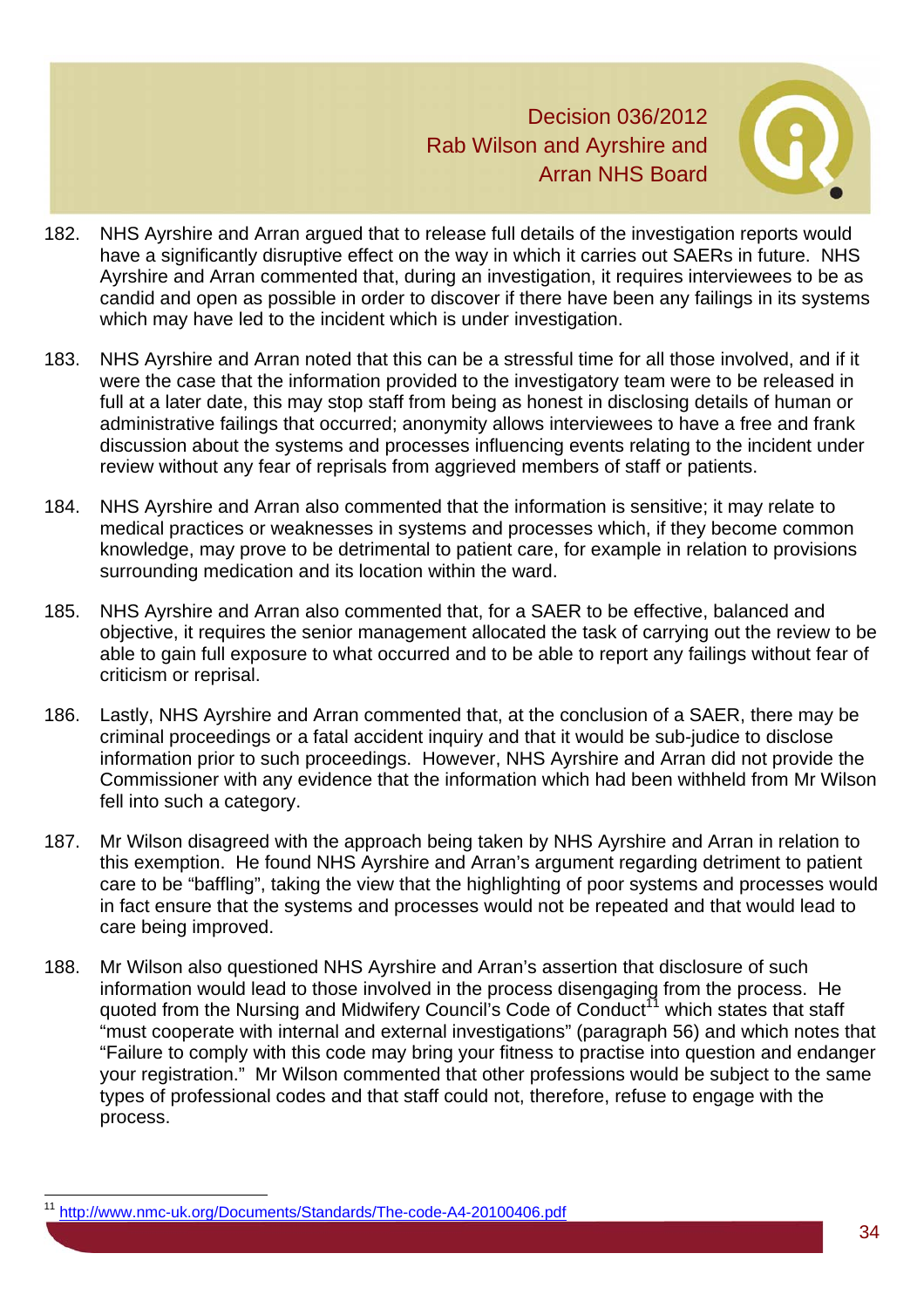182. NHS Ayrshire and Arran argued that to release full details of the investigation reports would have a significantly disruptive effect on the way in which it carries out SAERs in future. NHS Ayrshire and Arran commented that, during an investigation, it requires interviewees to be as candid and open as possible in order to discover if there have been any failings in its systems which may have led to the incident which is under investigation.

183. NHS Ayrshire and Arran noted that this can be a stressful time for all those involved, and if it were the case that the information provided to the investigatory team were to be released in full at a later date, this may stop staff from being as honest in disclosing details of human or administrative failings that occurred; anonymity allows interviewees to have a free and frank discussion about the systems and processes influencing events relating to the incident under review without any fear of reprisals from aggrieved members of staff or patients.

184. NHS Ayrshire and Arran also commented that the information is sensitive; it may relate to medical practices or weaknesses in systems and processes which, if they become common knowledge, may prove to be detrimental to patient care, for example in relation to provisions surrounding medication and its location within the ward.

185. NHS Ayrshire and Arran also commented that, for a SAER to be effective, balanced and objective, it requires the senior management allocated the task of carrying out the review to be able to gain full exposure to what occurred and to be able to report any failings without fear of criticism or reprisal.

186. Lastly, NHS Ayrshire and Arran commented that, at the conclusion of a SAER, there may be criminal proceedings or a fatal accident inquiry and that it would be sub-judice to disclose information prior to such proceedings. However, NHS Ayrshire and Arran did not provide the Commissioner with any evidence that the information which had been withheld from Mr Wilson fell into such a category.

187. Mr Wilson disagreed with the approach being taken by NHS Ayrshire and Arran in relation to this exemption. He found NHS Ayrshire and Arran's argument regarding detriment to patient care to be "baffling", taking the view that the highlighting of poor systems and processes would in fact ensure that the systems and processes would not be repeated and that would lead to care being improved.

188. Mr Wilson also questioned NHS Ayrshire and Arran's assertion that disclosure of such information would lead to those involved in the process disengaging from the process. He quoted from the Nursing and Midwifery Council's Code of Conduct[11] which states that staff "must cooperate with internal and external investigations" (paragraph 56) and which notes that "Failure to comply with this code may bring your fitness to practise into question and endanger your registration." Mr Wilson commented that other professions would be subject to the same types of professional codes and that staff could not, therefore, refuse to engage with the process.

---

[11] http://www.nmc-uk.org/Documents/Standards/The-code-A4-20100406.pdf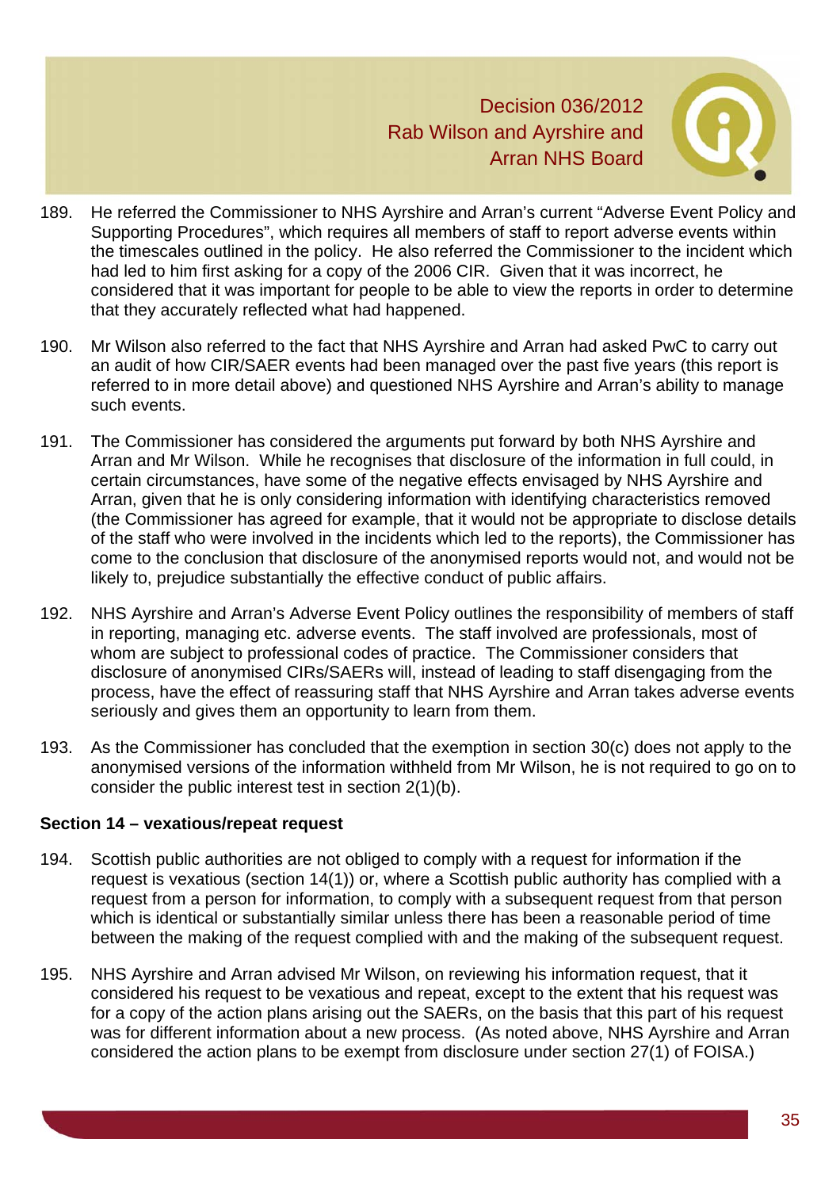189. He referred the Commissioner to NHS Ayrshire and Arran's current "Adverse Event Policy and Supporting Procedures", which requires all members of staff to report adverse events within the timescales outlined in the policy. He also referred the Commissioner to the incident which had led to him first asking for a copy of the 2006 CIR. Given that it was incorrect, he considered that it was important for people to be able to view the reports in order to determine that they accurately reflected what had happened.

190. Mr Wilson also referred to the fact that NHS Ayrshire and Arran had asked PwC to carry out an audit of how CIR/SAER events had been managed over the past five years (this report is referred to in more detail above) and questioned NHS Ayrshire and Arran's ability to manage such events.

191. The Commissioner has considered the arguments put forward by both NHS Ayrshire and Arran and Mr Wilson. While he recognises that disclosure of the information in full could, in certain circumstances, have some of the negative effects envisaged by NHS Ayrshire and Arran, given that he is only considering information with identifying characteristics removed (the Commissioner has agreed for example, that it would not be appropriate to disclose details of the staff who were involved in the incidents which led to the reports), the Commissioner has come to the conclusion that disclosure of the anonymised reports would not, and would not be likely to, prejudice substantially the effective conduct of public affairs.

192. NHS Ayrshire and Arran's Adverse Event Policy outlines the responsibility of members of staff in reporting, managing etc. adverse events. The staff involved are professionals, most of whom are subject to professional codes of practice. The Commissioner considers that disclosure of anonymised CIRs/SAERs will, instead of leading to staff disengaging from the process, have the effect of reassuring staff that NHS Ayrshire and Arran takes adverse events seriously and gives them an opportunity to learn from them.

193. As the Commissioner has concluded that the exemption in section 30(c) does not apply to the anonymised versions of the information withheld from Mr Wilson, he is not required to go on to consider the public interest test in section 2(1)(b).

**Section 14 – vexatious/repeat request**

194. Scottish public authorities are not obliged to comply with a request for information if the request is vexatious (section 14(1)) or, where a Scottish public authority has complied with a request from a person for information, to comply with a subsequent request from that person which is identical or substantially similar unless there has been a reasonable period of time between the making of the request complied with and the making of the subsequent request.

195. NHS Ayrshire and Arran advised Mr Wilson, on reviewing his information request, that it considered his request to be vexatious and repeat, except to the extent that his request was for a copy of the action plans arising out the SAERs, on the basis that this part of his request was for different information about a new process. (As noted above, NHS Ayrshire and Arran considered the action plans to be exempt from disclosure under section 27(1) of FOISA.)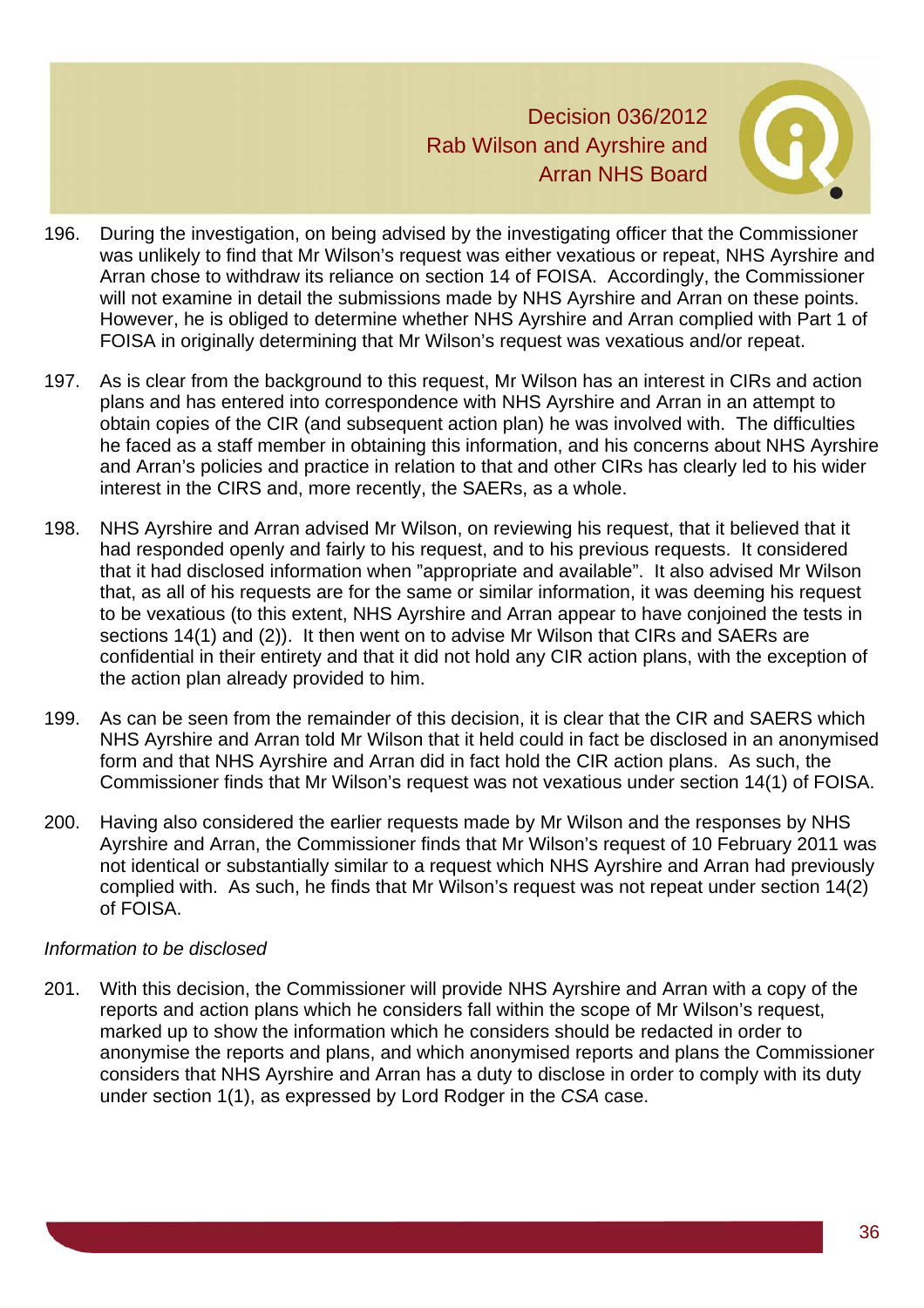196. During the investigation, on being advised by the investigating officer that the Commissioner was unlikely to find that Mr Wilson's request was either vexatious or repeat, NHS Ayrshire and Arran chose to withdraw its reliance on section 14 of FOISA. Accordingly, the Commissioner will not examine in detail the submissions made by NHS Ayrshire and Arran on these points. However, he is obliged to determine whether NHS Ayrshire and Arran complied with Part 1 of FOISA in originally determining that Mr Wilson's request was vexatious and/or repeat.

197. As is clear from the background to this request, Mr Wilson has an interest in CIRs and action plans and has entered into correspondence with NHS Ayrshire and Arran in an attempt to obtain copies of the CIR (and subsequent action plan) he was involved with. The difficulties he faced as a staff member in obtaining this information, and his concerns about NHS Ayrshire and Arran's policies and practice in relation to that and other CIRs has clearly led to his wider interest in the CIRS and, more recently, the SAERs, as a whole.

198. NHS Ayrshire and Arran advised Mr Wilson, on reviewing his request, that it believed that it had responded openly and fairly to his request, and to his previous requests. It considered that it had disclosed information when "appropriate and available". It also advised Mr Wilson that, as all of his requests are for the same or similar information, it was deeming his request to be vexatious (to this extent, NHS Ayrshire and Arran appear to have conjoined the tests in sections 14(1) and (2)). It then went on to advise Mr Wilson that CIRs and SAERs are confidential in their entirety and that it did not hold any CIR action plans, with the exception of the action plan already provided to him.

199. As can be seen from the remainder of this decision, it is clear that the CIR and SAERS which NHS Ayrshire and Arran told Mr Wilson that it held could in fact be disclosed in an anonymised form and that NHS Ayrshire and Arran did in fact hold the CIR action plans. As such, the Commissioner finds that Mr Wilson's request was not vexatious under section 14(1) of FOISA.

200. Having also considered the earlier requests made by Mr Wilson and the responses by NHS Ayrshire and Arran, the Commissioner finds that Mr Wilson's request of 10 February 2011 was not identical or substantially similar to a request which NHS Ayrshire and Arran had previously complied with. As such, he finds that Mr Wilson's request was not repeat under section 14(2) of FOISA.

*Information to be disclosed*

201. With this decision, the Commissioner will provide NHS Ayrshire and Arran with a copy of the reports and action plans which he considers fall within the scope of Mr Wilson's request, marked up to show the information which he considers should be redacted in order to anonymise the reports and plans, and which anonymised reports and plans the Commissioner considers that NHS Ayrshire and Arran has a duty to disclose in order to comply with its duty under section 1(1), as expressed by Lord Rodger in the *CSA* case.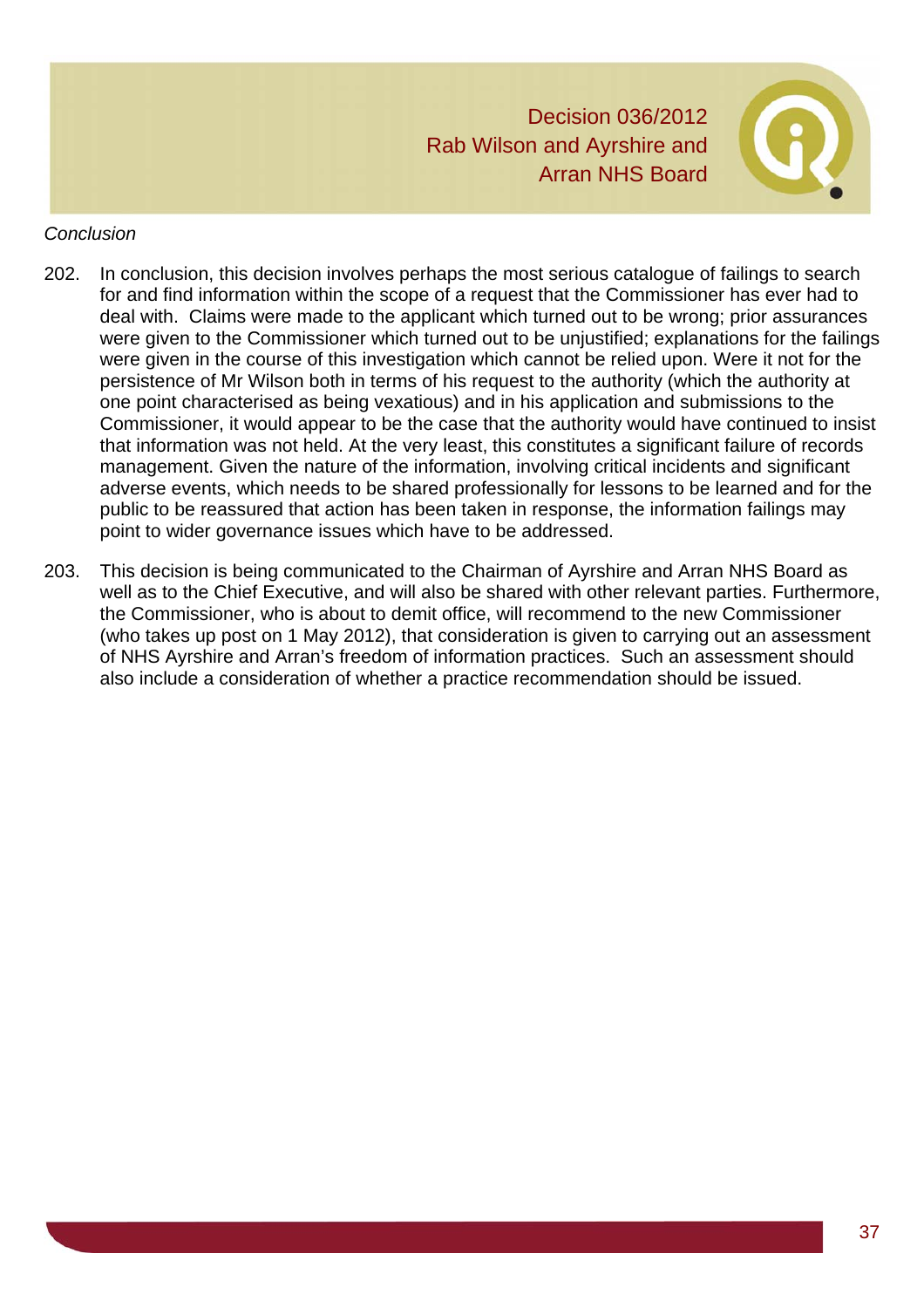*Conclusion*

202. In conclusion, this decision involves perhaps the most serious catalogue of failings to search for and find information within the scope of a request that the Commissioner has ever had to deal with. Claims were made to the applicant which turned out to be wrong; prior assurances were given to the Commissioner which turned out to be unjustified; explanations for the failings were given in the course of this investigation which cannot be relied upon. Were it not for the persistence of Mr Wilson both in terms of his request to the authority (which the authority at one point characterised as being vexatious) and in his application and submissions to the Commissioner, it would appear to be the case that the authority would have continued to insist that information was not held. At the very least, this constitutes a significant failure of records management. Given the nature of the information, involving critical incidents and significant adverse events, which needs to be shared professionally for lessons to be learned and for the public to be reassured that action has been taken in response, the information failings may point to wider governance issues which have to be addressed.

203. This decision is being communicated to the Chairman of Ayrshire and Arran NHS Board as well as to the Chief Executive, and will also be shared with other relevant parties. Furthermore, the Commissioner, who is about to demit office, will recommend to the new Commissioner (who takes up post on 1 May 2012), that consideration is given to carrying out an assessment of NHS Ayrshire and Arran's freedom of information practices. Such an assessment should also include a consideration of whether a practice recommendation should be issued.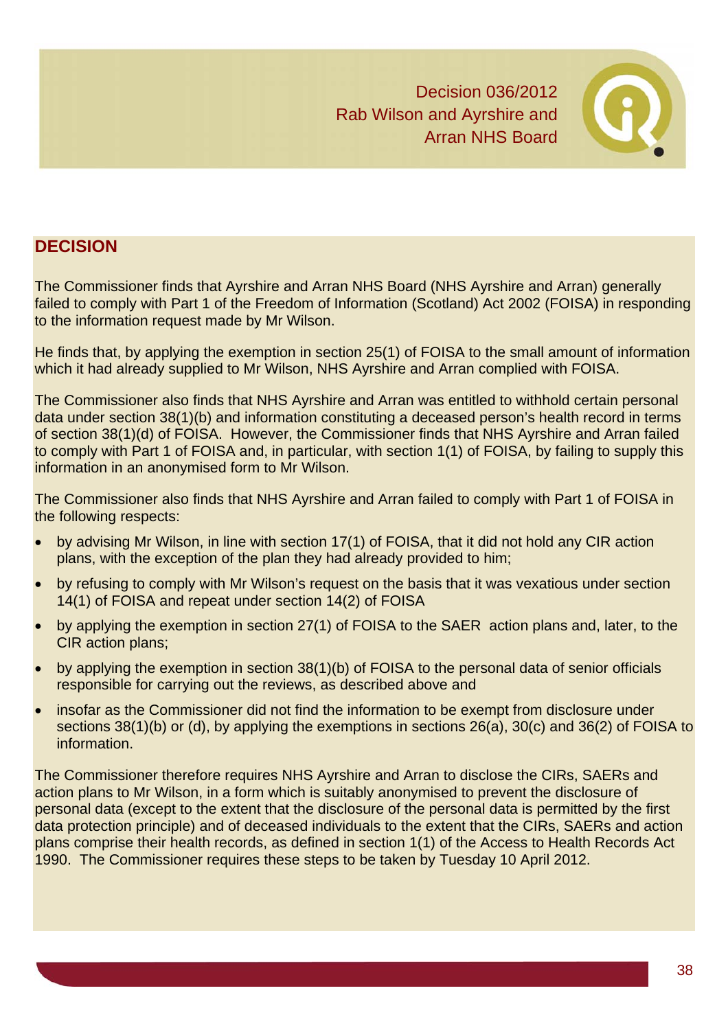Decision 036/2012
Rab Wilson and Ayrshire and Arran NHS Board

## DECISION

The Commissioner finds that Ayrshire and Arran NHS Board (NHS Ayrshire and Arran) generally failed to comply with Part 1 of the Freedom of Information (Scotland) Act 2002 (FOISA) in responding to the information request made by Mr Wilson.

He finds that, by applying the exemption in section 25(1) of FOISA to the small amount of information which it had already supplied to Mr Wilson, NHS Ayrshire and Arran complied with FOISA.

The Commissioner also finds that NHS Ayrshire and Arran was entitled to withhold certain personal data under section 38(1)(b) and information constituting a deceased person's health record in terms of section 38(1)(d) of FOISA. However, the Commissioner finds that NHS Ayrshire and Arran failed to comply with Part 1 of FOISA and, in particular, with section 1(1) of FOISA, by failing to supply this information in an anonymised form to Mr Wilson.

The Commissioner also finds that NHS Ayrshire and Arran failed to comply with Part 1 of FOISA in the following respects:

- by advising Mr Wilson, in line with section 17(1) of FOISA, that it did not hold any CIR action plans, with the exception of the plan they had already provided to him;
- by refusing to comply with Mr Wilson's request on the basis that it was vexatious under section 14(1) of FOISA and repeat under section 14(2) of FOISA
- by applying the exemption in section 27(1) of FOISA to the SAER action plans and, later, to the CIR action plans;
- by applying the exemption in section 38(1)(b) of FOISA to the personal data of senior officials responsible for carrying out the reviews, as described above and
- insofar as the Commissioner did not find the information to be exempt from disclosure under sections 38(1)(b) or (d), by applying the exemptions in sections 26(a), 30(c) and 36(2) of FOISA to information.

The Commissioner therefore requires NHS Ayrshire and Arran to disclose the CIRs, SAERs and action plans to Mr Wilson, in a form which is suitably anonymised to prevent the disclosure of personal data (except to the extent that the disclosure of the personal data is permitted by the first data protection principle) and of deceased individuals to the extent that the CIRs, SAERs and action plans comprise their health records, as defined in section 1(1) of the Access to Health Records Act 1990. The Commissioner requires these steps to be taken by Tuesday 10 April 2012.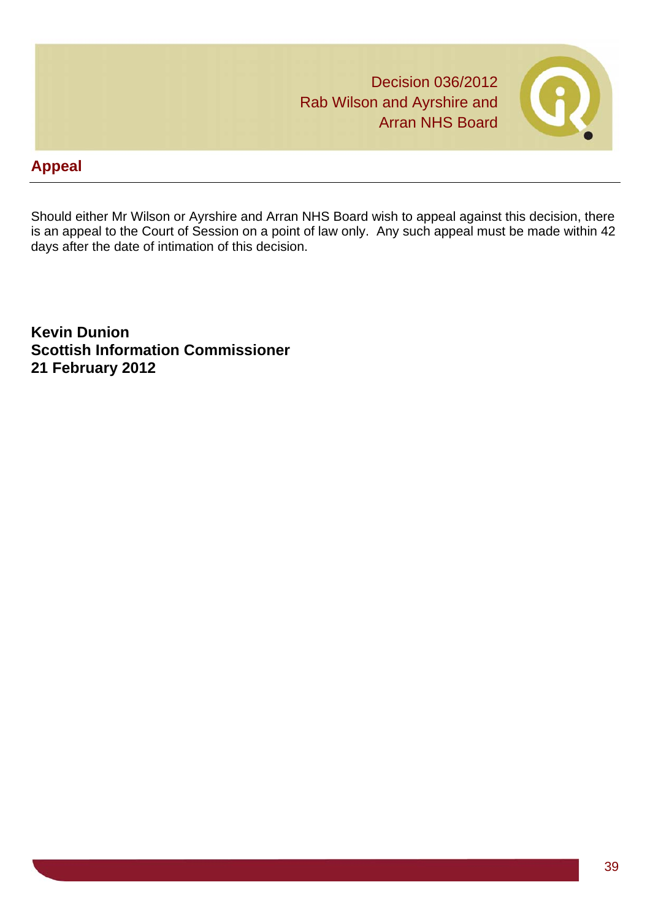## Appeal

Should either Mr Wilson or Ayrshire and Arran NHS Board wish to appeal against this decision, there is an appeal to the Court of Session on a point of law only. Any such appeal must be made within 42 days after the date of intimation of this decision.

**Kevin Dunion**
**Scottish Information Commissioner**
**21 February 2012**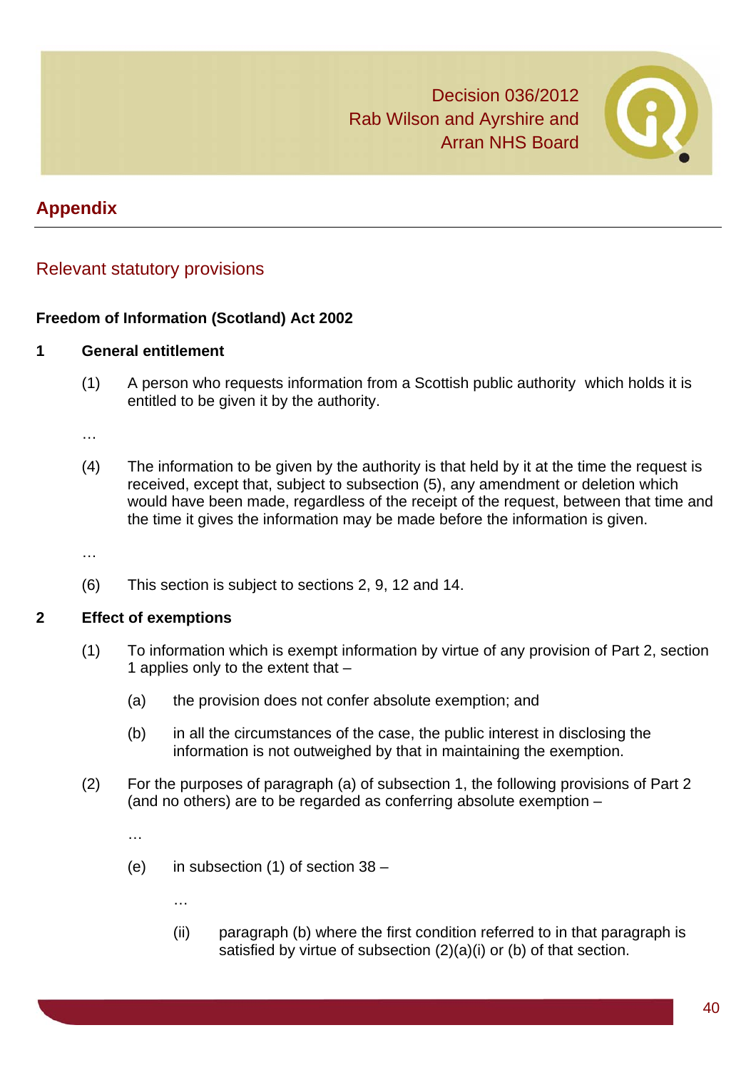## Appendix

### Relevant statutory provisions

**Freedom of Information (Scotland) Act 2002**

**1 General entitlement**

(1) A person who requests information from a Scottish public authority which holds it is entitled to be given it by the authority.

…

(4) The information to be given by the authority is that held by it at the time the request is received, except that, subject to subsection (5), any amendment or deletion which would have been made, regardless of the receipt of the request, between that time and the time it gives the information may be made before the information is given.

…

(6) This section is subject to sections 2, 9, 12 and 14.

**2 Effect of exemptions**

(1) To information which is exempt information by virtue of any provision of Part 2, section 1 applies only to the extent that –

(a) the provision does not confer absolute exemption; and

(b) in all the circumstances of the case, the public interest in disclosing the information is not outweighed by that in maintaining the exemption.

(2) For the purposes of paragraph (a) of subsection 1, the following provisions of Part 2 (and no others) are to be regarded as conferring absolute exemption –

…

(e) in subsection (1) of section 38 –

…

(ii) paragraph (b) where the first condition referred to in that paragraph is satisfied by virtue of subsection (2)(a)(i) or (b) of that section.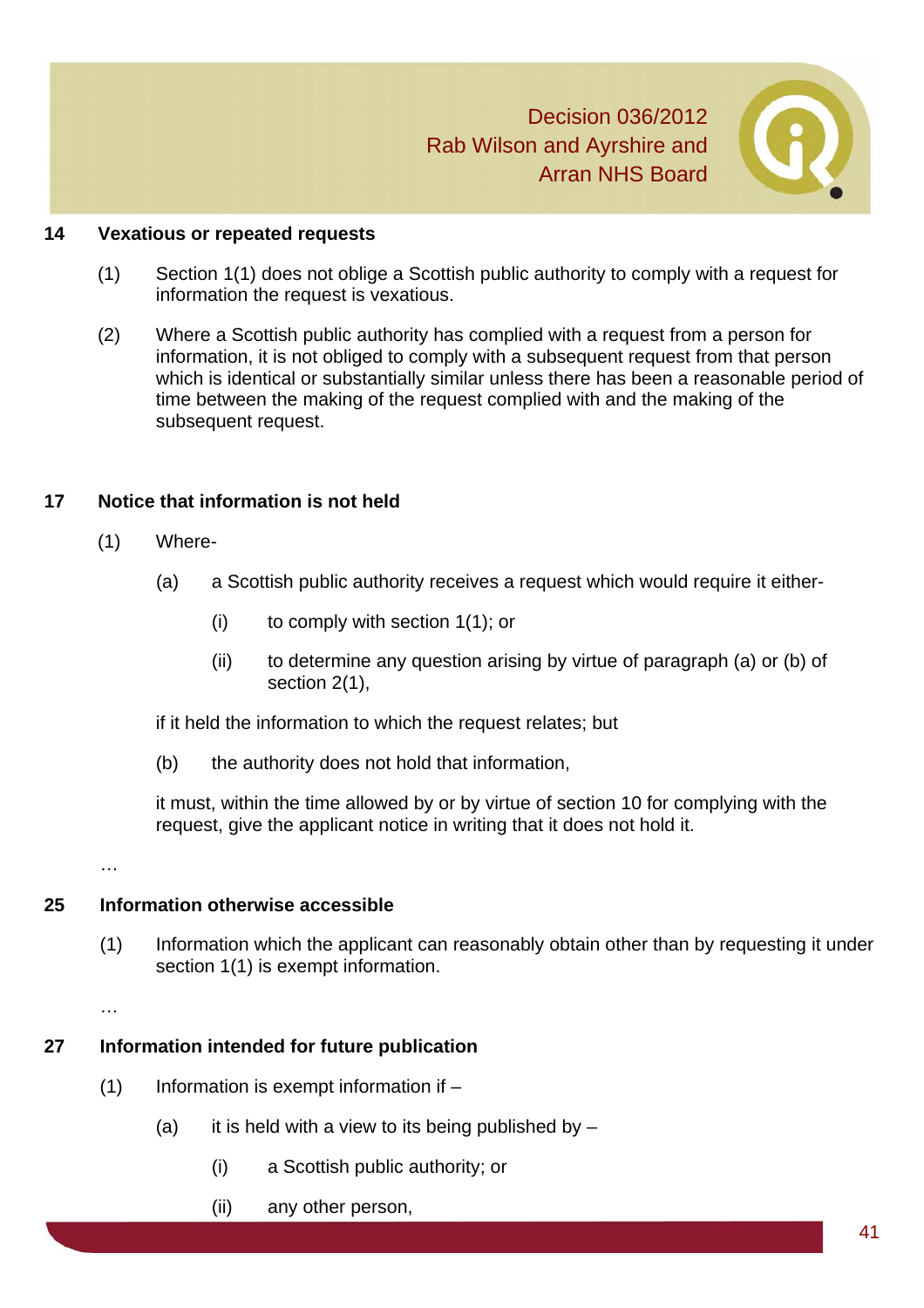**14 Vexatious or repeated requests**

(1) Section 1(1) does not oblige a Scottish public authority to comply with a request for information the request is vexatious.

(2) Where a Scottish public authority has complied with a request from a person for information, it is not obliged to comply with a subsequent request from that person which is identical or substantially similar unless there has been a reasonable period of time between the making of the request complied with and the making of the subsequent request.

**17 Notice that information is not held**

(1) Where-

(a) a Scottish public authority receives a request which would require it either-

(i) to comply with section 1(1); or

(ii) to determine any question arising by virtue of paragraph (a) or (b) of section 2(1),

if it held the information to which the request relates; but

(b) the authority does not hold that information,

it must, within the time allowed by or by virtue of section 10 for complying with the request, give the applicant notice in writing that it does not hold it.

…

**25 Information otherwise accessible**

(1) Information which the applicant can reasonably obtain other than by requesting it under section 1(1) is exempt information.

…

**27 Information intended for future publication**

(1) Information is exempt information if –

(a) it is held with a view to its being published by –

(i) a Scottish public authority; or

(ii) any other person,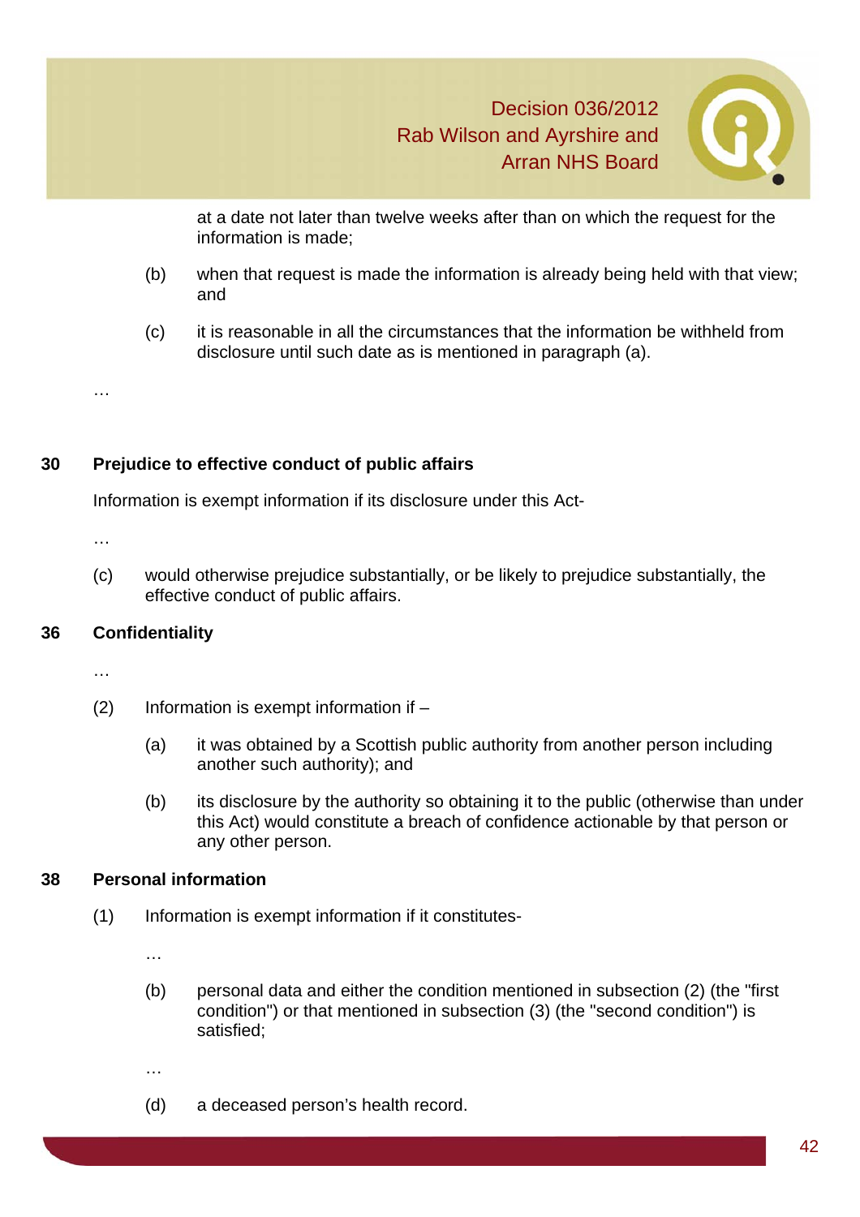at a date not later than twelve weeks after than on which the request for the information is made;

(b) when that request is made the information is already being held with that view; and

(c) it is reasonable in all the circumstances that the information be withheld from disclosure until such date as is mentioned in paragraph (a).

…

**30 Prejudice to effective conduct of public affairs**

Information is exempt information if its disclosure under this Act-

…

(c) would otherwise prejudice substantially, or be likely to prejudice substantially, the effective conduct of public affairs.

**36 Confidentiality**

…

(2) Information is exempt information if –

(a) it was obtained by a Scottish public authority from another person including another such authority); and

(b) its disclosure by the authority so obtaining it to the public (otherwise than under this Act) would constitute a breach of confidence actionable by that person or any other person.

**38 Personal information**

(1) Information is exempt information if it constitutes-

…

(b) personal data and either the condition mentioned in subsection (2) (the "first condition") or that mentioned in subsection (3) (the "second condition") is satisfied;

…

(d) a deceased person's health record.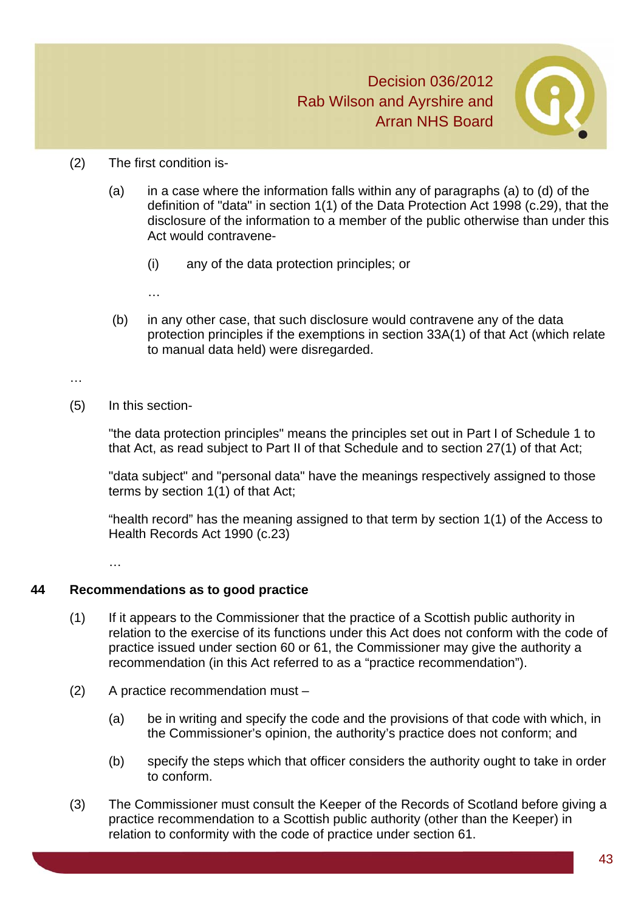(2) The first condition is-

(a) in a case where the information falls within any of paragraphs (a) to (d) of the definition of "data" in section 1(1) of the Data Protection Act 1998 (c.29), that the disclosure of the information to a member of the public otherwise than under this Act would contravene-

(i) any of the data protection principles; or

…

(b) in any other case, that such disclosure would contravene any of the data protection principles if the exemptions in section 33A(1) of that Act (which relate to manual data held) were disregarded.

…

(5) In this section-

"the data protection principles" means the principles set out in Part I of Schedule 1 to that Act, as read subject to Part II of that Schedule and to section 27(1) of that Act;

"data subject" and "personal data" have the meanings respectively assigned to those terms by section 1(1) of that Act;

"health record" has the meaning assigned to that term by section 1(1) of the Access to Health Records Act 1990 (c.23)

…

**44 Recommendations as to good practice**

(1) If it appears to the Commissioner that the practice of a Scottish public authority in relation to the exercise of its functions under this Act does not conform with the code of practice issued under section 60 or 61, the Commissioner may give the authority a recommendation (in this Act referred to as a "practice recommendation").

(2) A practice recommendation must –

(a) be in writing and specify the code and the provisions of that code with which, in the Commissioner's opinion, the authority's practice does not conform; and

(b) specify the steps which that officer considers the authority ought to take in order to conform.

(3) The Commissioner must consult the Keeper of the Records of Scotland before giving a practice recommendation to a Scottish public authority (other than the Keeper) in relation to conformity with the code of practice under section 61.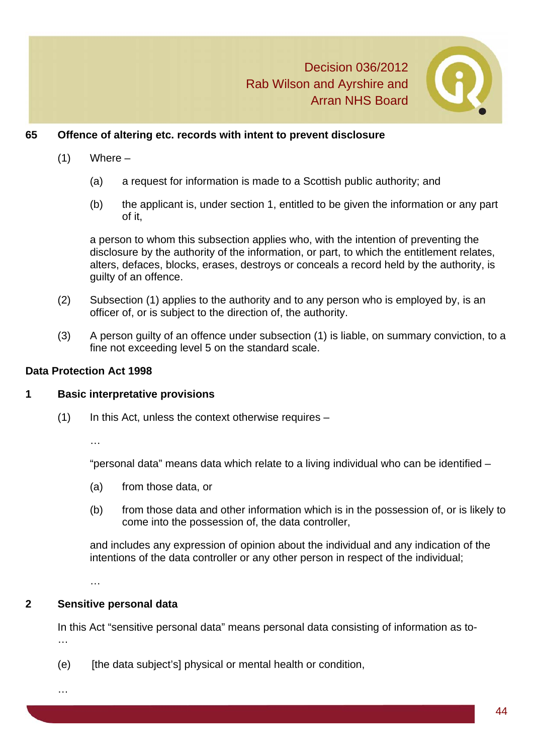**65 Offence of altering etc. records with intent to prevent disclosure**

(1) Where –

(a) a request for information is made to a Scottish public authority; and

(b) the applicant is, under section 1, entitled to be given the information or any part of it,

a person to whom this subsection applies who, with the intention of preventing the disclosure by the authority of the information, or part, to which the entitlement relates, alters, defaces, blocks, erases, destroys or conceals a record held by the authority, is guilty of an offence.

(2) Subsection (1) applies to the authority and to any person who is employed by, is an officer of, or is subject to the direction of, the authority.

(3) A person guilty of an offence under subsection (1) is liable, on summary conviction, to a fine not exceeding level 5 on the standard scale.

**Data Protection Act 1998**

**1 Basic interpretative provisions**

(1) In this Act, unless the context otherwise requires –

…

"personal data" means data which relate to a living individual who can be identified –

(a) from those data, or

(b) from those data and other information which is in the possession of, or is likely to come into the possession of, the data controller,

and includes any expression of opinion about the individual and any indication of the intentions of the data controller or any other person in respect of the individual;

…

**2 Sensitive personal data**

In this Act "sensitive personal data" means personal data consisting of information as to-
…

(e) [the data subject's] physical or mental health or condition,

…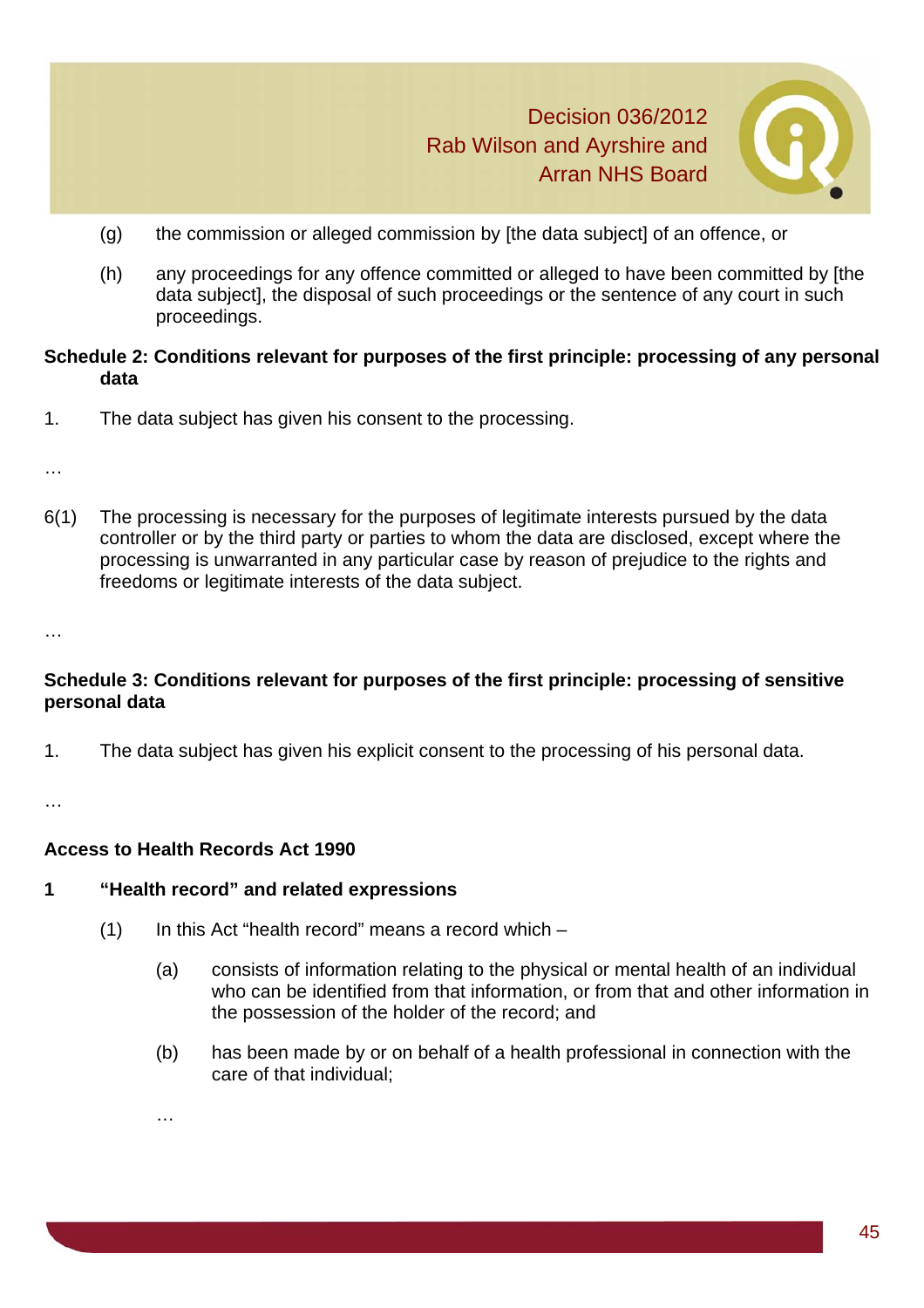(g) the commission or alleged commission by [the data subject] of an offence, or

(h) any proceedings for any offence committed or alleged to have been committed by [the data subject], the disposal of such proceedings or the sentence of any court in such proceedings.

**Schedule 2: Conditions relevant for purposes of the first principle: processing of any personal data**

1. The data subject has given his consent to the processing.

…

6(1) The processing is necessary for the purposes of legitimate interests pursued by the data controller or by the third party or parties to whom the data are disclosed, except where the processing is unwarranted in any particular case by reason of prejudice to the rights and freedoms or legitimate interests of the data subject.

…

**Schedule 3: Conditions relevant for purposes of the first principle: processing of sensitive personal data**

1. The data subject has given his explicit consent to the processing of his personal data.

…

**Access to Health Records Act 1990**

**1 "Health record" and related expressions**

(1) In this Act "health record" means a record which –

(a) consists of information relating to the physical or mental health of an individual who can be identified from that information, or from that and other information in the possession of the holder of the record; and

(b) has been made by or on behalf of a health professional in connection with the care of that individual;

…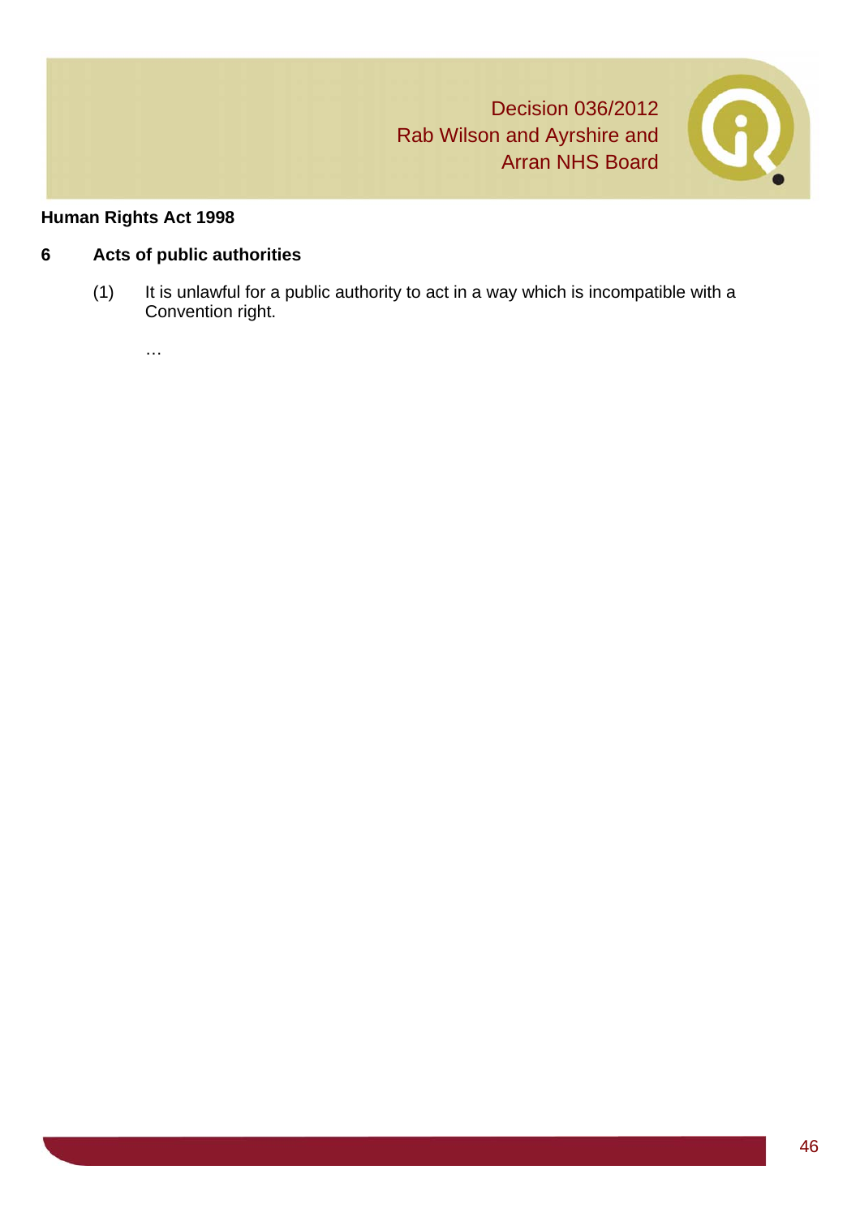**Human Rights Act 1998**

**6 Acts of public authorities**

(1) It is unlawful for a public authority to act in a way which is incompatible with a Convention right.

…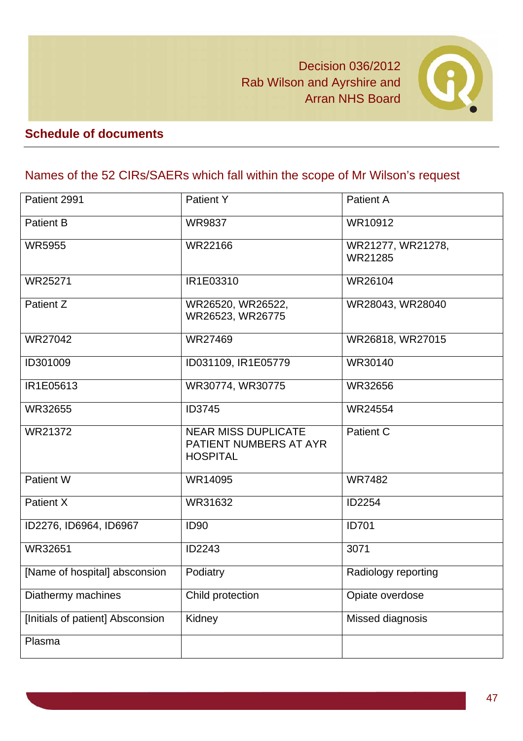## Schedule of documents

### Names of the 52 CIRs/SAERs which fall within the scope of Mr Wilson's request

| Patient 2991 | Patient Y | Patient A |
|---|---|---|
| Patient B | WR9837 | WR10912 |
| WR5955 | WR22166 | WR21277, WR21278, WR21285 |
| WR25271 | IR1E03310 | WR26104 |
| Patient Z | WR26520, WR26522, WR26523, WR26775 | WR28043, WR28040 |
| WR27042 | WR27469 | WR26818, WR27015 |
| ID301009 | ID031109, IR1E05779 | WR30140 |
| IR1E05613 | WR30774, WR30775 | WR32656 |
| WR32655 | ID3745 | WR24554 |
| WR21372 | NEAR MISS DUPLICATE PATIENT NUMBERS AT AYR HOSPITAL | Patient C |
| Patient W | WR14095 | WR7482 |
| Patient X | WR31632 | ID2254 |
| ID2276, ID6964, ID6967 | ID90 | ID701 |
| WR32651 | ID2243 | 3071 |
| [Name of hospital] abscionsion | Podiatry | Radiology reporting |
| Diathermy machines | Child protection | Opiate overdose |
| [Initials of patient] Absconsion | Kidney | Missed diagnosis |
| Plasma | | |